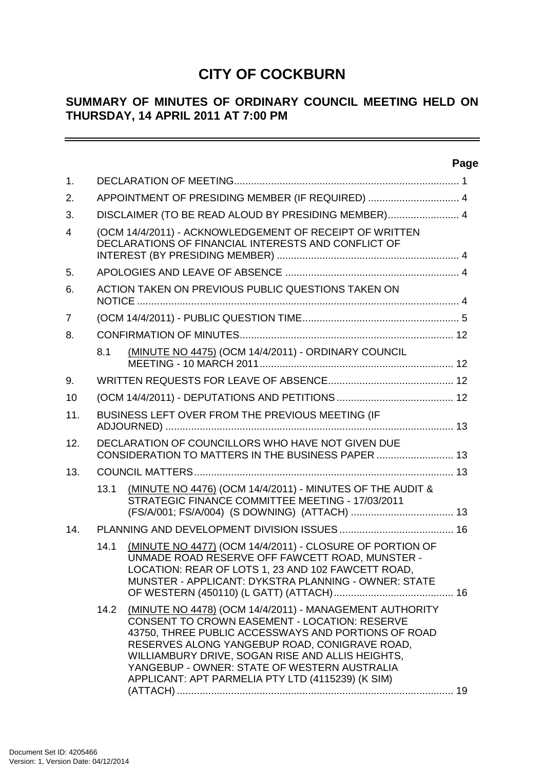# CITY OF COCKBURN

## SUMMARY OF MINUTES OF ORDINARY COUNCIL MEETING HELD ON THURSDAY, 14 APRIL 2011 AT 7:00 PM

| | | Page |
|---|---|---|
| 1. | DECLARATION OF MEETING | 1 |
| 2. | APPOINTMENT OF PRESIDING MEMBER (IF REQUIRED) | 4 |
| 3. | DISCLAIMER (TO BE READ ALOUD BY PRESIDING MEMBER) | 4 |
| 4 | (OCM 14/4/2011) - ACKNOWLEDGEMENT OF RECEIPT OF WRITTEN DECLARATIONS OF FINANCIAL INTERESTS AND CONFLICT OF INTEREST (BY PRESIDING MEMBER) | 4 |
| 5. | APOLOGIES AND LEAVE OF ABSENCE | 4 |
| 6. | ACTION TAKEN ON PREVIOUS PUBLIC QUESTIONS TAKEN ON NOTICE | 4 |
| 7 | (OCM 14/4/2011) - PUBLIC QUESTION TIME | 5 |
| 8. | CONFIRMATION OF MINUTES | 12 |
| 8.1 | (MINUTE NO 4475) (OCM 14/4/2011) - ORDINARY COUNCIL MEETING - 10 MARCH 2011 | 12 |
| 9. | WRITTEN REQUESTS FOR LEAVE OF ABSENCE | 12 |
| 10 | (OCM 14/4/2011) - DEPUTATIONS AND PETITIONS | 12 |
| 11. | BUSINESS LEFT OVER FROM THE PREVIOUS MEETING (IF ADJOURNED) | 13 |
| 12. | DECLARATION OF COUNCILLORS WHO HAVE NOT GIVEN DUE CONSIDERATION TO MATTERS IN THE BUSINESS PAPER | 13 |
| 13. | COUNCIL MATTERS | 13 |
| 13.1 | (MINUTE NO 4476) (OCM 14/4/2011) - MINUTES OF THE AUDIT & STRATEGIC FINANCE COMMITTEE MEETING - 17/03/2011 (FS/A/001; FS/A/004) (S DOWNING) (ATTACH) | 13 |
| 14. | PLANNING AND DEVELOPMENT DIVISION ISSUES | 16 |
| 14.1 | (MINUTE NO 4477) (OCM 14/4/2011) - CLOSURE OF PORTION OF UNMADE ROAD RESERVE OFF FAWCETT ROAD, MUNSTER - LOCATION: REAR OF LOTS 1, 23 AND 102 FAWCETT ROAD, MUNSTER - APPLICANT: DYKSTRA PLANNING - OWNER: STATE OF WESTERN (450110) (L GATT) (ATTACH) | 16 |
| 14.2 | (MINUTE NO 4478) (OCM 14/4/2011) - MANAGEMENT AUTHORITY CONSENT TO CROWN EASEMENT - LOCATION: RESERVE 43750, THREE PUBLIC ACCESSWAYS AND PORTIONS OF ROAD RESERVES ALONG YANGEBUP ROAD, CONIGRAVE ROAD, WILLIAMBURY DRIVE, SOGAN RISE AND ALLIS HEIGHTS, YANGEBUP - OWNER: STATE OF WESTERN AUSTRALIA APPLICANT: APT PARMELIA PTY LTD (4115239) (K SIM) (ATTACH) | 19 |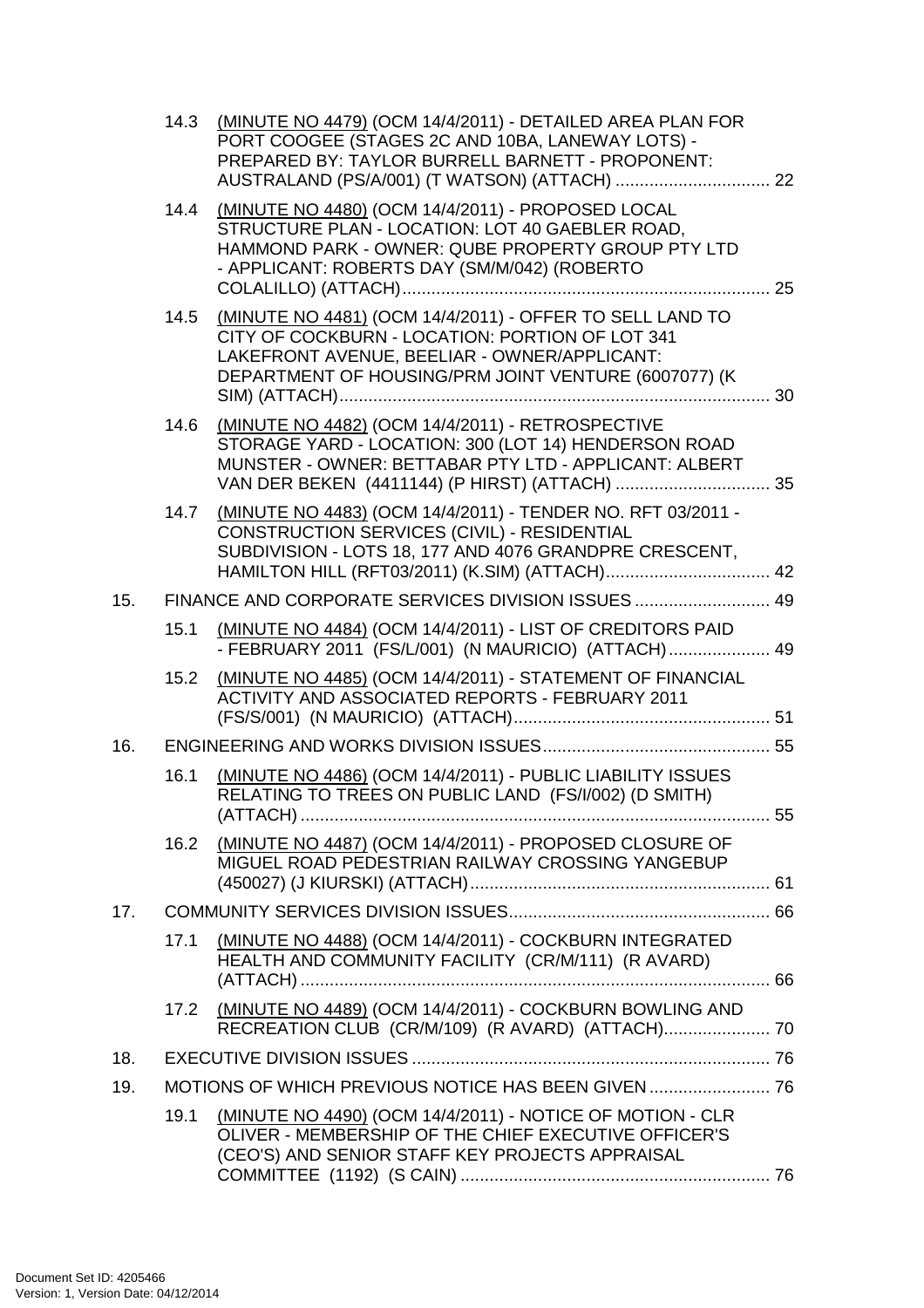14.3 (MINUTE NO 4479) (OCM 14/4/2011) - DETAILED AREA PLAN FOR PORT COOGEE (STAGES 2C AND 10BA, LANEWAY LOTS) - PREPARED BY: TAYLOR BURRELL BARNETT - PROPONENT: AUSTRALAND (PS/A/001) (T WATSON) (ATTACH) ................................ 22

14.4 (MINUTE NO 4480) (OCM 14/4/2011) - PROPOSED LOCAL STRUCTURE PLAN - LOCATION: LOT 40 GAEBLER ROAD, HAMMOND PARK - OWNER: QUBE PROPERTY GROUP PTY LTD - APPLICANT: ROBERTS DAY (SM/M/042) (ROBERTO COLALILLO) (ATTACH)............................................................................ 25

14.5 (MINUTE NO 4481) (OCM 14/4/2011) - OFFER TO SELL LAND TO CITY OF COCKBURN - LOCATION: PORTION OF LOT 341 LAKEFRONT AVENUE, BEELIAR - OWNER/APPLICANT: DEPARTMENT OF HOUSING/PRM JOINT VENTURE (6007077) (K SIM) (ATTACH)......................................................................................... 30

14.6 (MINUTE NO 4482) (OCM 14/4/2011) - RETROSPECTIVE STORAGE YARD - LOCATION: 300 (LOT 14) HENDERSON ROAD MUNSTER - OWNER: BETTABAR PTY LTD - APPLICANT: ALBERT VAN DER BEKEN (4411144) (P HIRST) (ATTACH) ................................ 35

14.7 (MINUTE NO 4483) (OCM 14/4/2011) - TENDER NO. RFT 03/2011 - CONSTRUCTION SERVICES (CIVIL) - RESIDENTIAL SUBDIVISION - LOTS 18, 177 AND 4076 GRANDPRE CRESCENT, HAMILTON HILL (RFT03/2011) (K.SIM) (ATTACH).................................. 42

15. FINANCE AND CORPORATE SERVICES DIVISION ISSUES ............................ 49

15.1 (MINUTE NO 4484) (OCM 14/4/2011) - LIST OF CREDITORS PAID - FEBRUARY 2011 (FS/L/001) (N MAURICIO) (ATTACH)..................... 49

15.2 (MINUTE NO 4485) (OCM 14/4/2011) - STATEMENT OF FINANCIAL ACTIVITY AND ASSOCIATED REPORTS - FEBRUARY 2011 (FS/S/001) (N MAURICIO) (ATTACH)..................................................... 51

16. ENGINEERING AND WORKS DIVISION ISSUES............................................... 55

16.1 (MINUTE NO 4486) (OCM 14/4/2011) - PUBLIC LIABILITY ISSUES RELATING TO TREES ON PUBLIC LAND (FS/I/002) (D SMITH) (ATTACH) ................................................................................................ 55

16.2 (MINUTE NO 4487) (OCM 14/4/2011) - PROPOSED CLOSURE OF MIGUEL ROAD PEDESTRIAN RAILWAY CROSSING YANGEBUP (450027) (J KIURSKI) (ATTACH).............................................................. 61

17. COMMUNITY SERVICES DIVISION ISSUES...................................................... 66

17.1 (MINUTE NO 4488) (OCM 14/4/2011) - COCKBURN INTEGRATED HEALTH AND COMMUNITY FACILITY (CR/M/111) (R AVARD) (ATTACH) ................................................................................................ 66

17.2 (MINUTE NO 4489) (OCM 14/4/2011) - COCKBURN BOWLING AND RECREATION CLUB (CR/M/109) (R AVARD) (ATTACH)...................... 70

18. EXECUTIVE DIVISION ISSUES .......................................................................... 76

19. MOTIONS OF WHICH PREVIOUS NOTICE HAS BEEN GIVEN ......................... 76

19.1 (MINUTE NO 4490) (OCM 14/4/2011) - NOTICE OF MOTION - CLR OLIVER - MEMBERSHIP OF THE CHIEF EXECUTIVE OFFICER'S (CEO'S) AND SENIOR STAFF KEY PROJECTS APPRAISAL COMMITTEE (1192) (S CAIN) ................................................................ 76

Document Set ID: 4205466
Version: 1, Version Date: 04/12/2014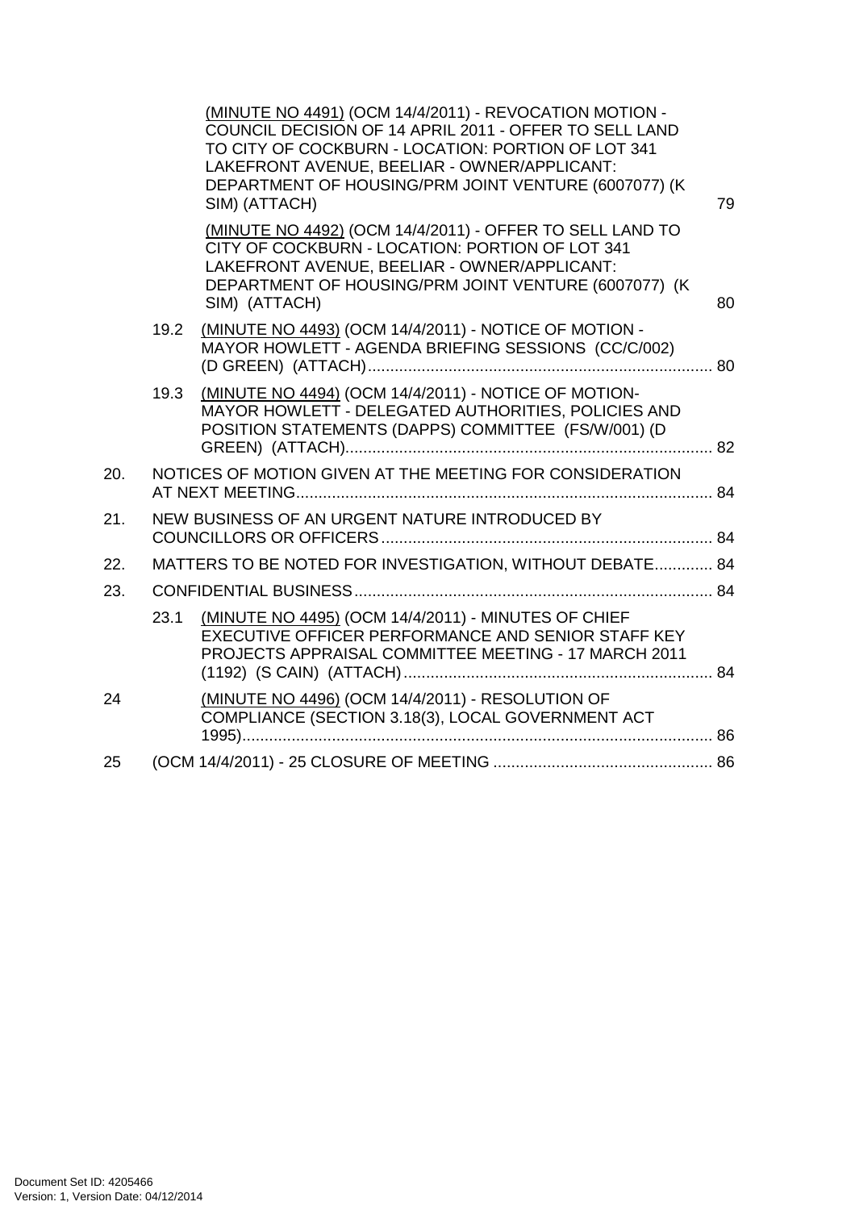(MINUTE NO 4491) (OCM 14/4/2011) - REVOCATION MOTION - COUNCIL DECISION OF 14 APRIL 2011 - OFFER TO SELL LAND TO CITY OF COCKBURN - LOCATION: PORTION OF LOT 341 LAKEFRONT AVENUE, BEELIAR - OWNER/APPLICANT: DEPARTMENT OF HOUSING/PRM JOINT VENTURE (6007077) (K SIM) (ATTACH) 79

(MINUTE NO 4492) (OCM 14/4/2011) - OFFER TO SELL LAND TO CITY OF COCKBURN - LOCATION: PORTION OF LOT 341 LAKEFRONT AVENUE, BEELIAR - OWNER/APPLICANT: DEPARTMENT OF HOUSING/PRM JOINT VENTURE (6007077) (K SIM) (ATTACH) 80

19.2 (MINUTE NO 4493) (OCM 14/4/2011) - NOTICE OF MOTION - MAYOR HOWLETT - AGENDA BRIEFING SESSIONS (CC/C/002) (D GREEN) (ATTACH)............................................................................ 80

19.3 (MINUTE NO 4494) (OCM 14/4/2011) - NOTICE OF MOTION- MAYOR HOWLETT - DELEGATED AUTHORITIES, POLICIES AND POSITION STATEMENTS (DAPPS) COMMITTEE (FS/W/001) (D GREEN) (ATTACH).................................................................................. 82

20. NOTICES OF MOTION GIVEN AT THE MEETING FOR CONSIDERATION AT NEXT MEETING............................................................................................ 84

21. NEW BUSINESS OF AN URGENT NATURE INTRODUCED BY COUNCILLORS OR OFFICERS......................................................................... 84

22. MATTERS TO BE NOTED FOR INVESTIGATION, WITHOUT DEBATE............. 84

23. CONFIDENTIAL BUSINESS............................................................................... 84

23.1 (MINUTE NO 4495) (OCM 14/4/2011) - MINUTES OF CHIEF EXECUTIVE OFFICER PERFORMANCE AND SENIOR STAFF KEY PROJECTS APPRAISAL COMMITTEE MEETING - 17 MARCH 2011 (1192) (S CAIN) (ATTACH)..................................................................... 84

24 (MINUTE NO 4496) (OCM 14/4/2011) - RESOLUTION OF COMPLIANCE (SECTION 3.18(3), LOCAL GOVERNMENT ACT 1995)......................................................................................................... 86

25 (OCM 14/4/2011) - 25 CLOSURE OF MEETING ................................................. 86

Document Set ID: 4205466
Version: 1, Version Date: 04/12/2014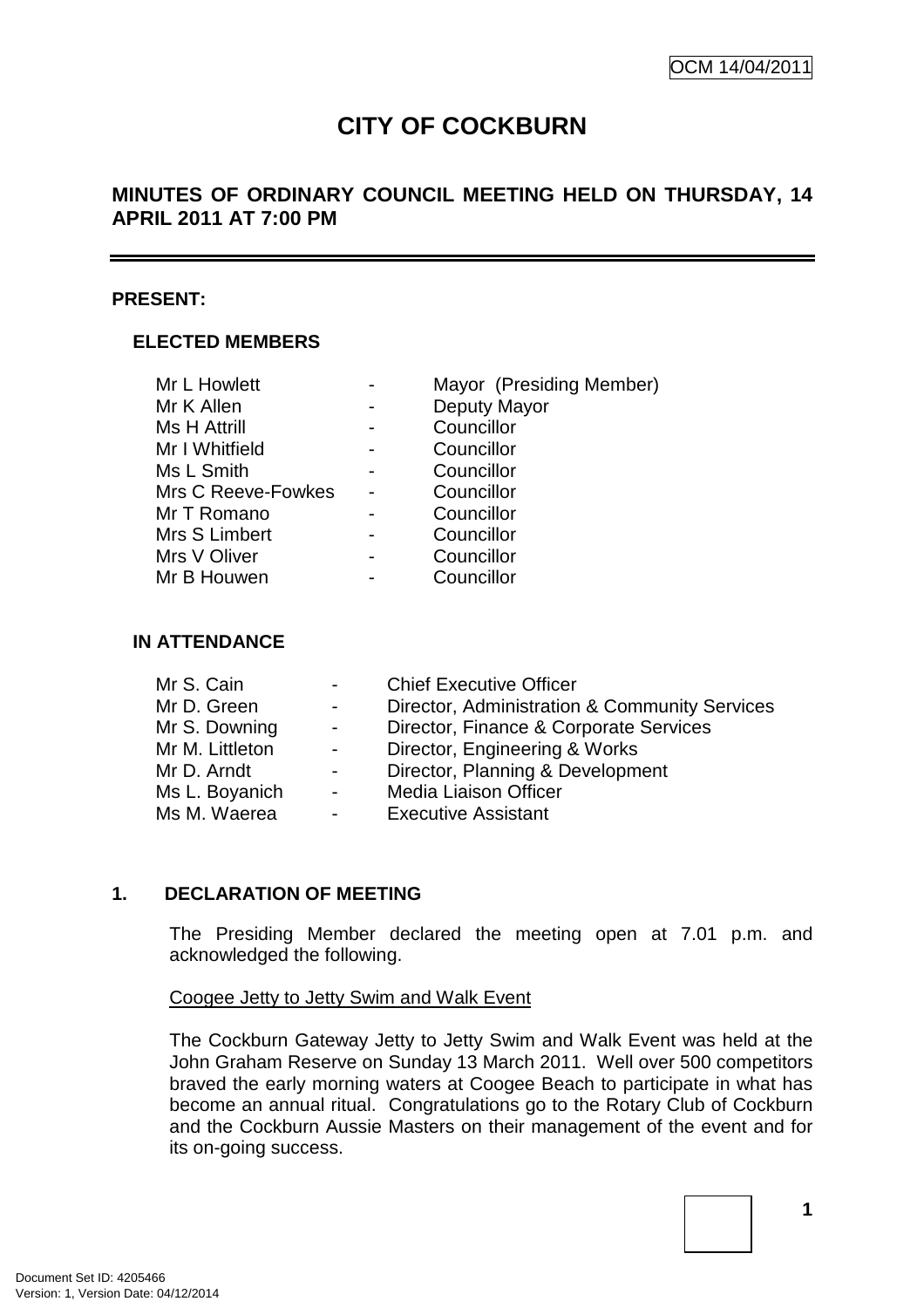# CITY OF COCKBURN

## MINUTES OF ORDINARY COUNCIL MEETING HELD ON THURSDAY, 14 APRIL 2011 AT 7:00 PM

**PRESENT:**

**ELECTED MEMBERS**

| | | |
|---|---|---|
| Mr L Howlett | - | Mayor (Presiding Member) |
| Mr K Allen | - | Deputy Mayor |
| Ms H Attrill | - | Councillor |
| Mr I Whitfield | - | Councillor |
| Ms L Smith | - | Councillor |
| Mrs C Reeve-Fowkes | - | Councillor |
| Mr T Romano | - | Councillor |
| Mrs S Limbert | - | Councillor |
| Mrs V Oliver | - | Councillor |
| Mr B Houwen | - | Councillor |

**IN ATTENDANCE**

| | | |
|---|---|---|
| Mr S. Cain | - | Chief Executive Officer |
| Mr D. Green | - | Director, Administration & Community Services |
| Mr S. Downing | - | Director, Finance & Corporate Services |
| Mr M. Littleton | - | Director, Engineering & Works |
| Mr D. Arndt | - | Director, Planning & Development |
| Ms L. Boyanich | - | Media Liaison Officer |
| Ms M. Waerea | - | Executive Assistant |

### 1. DECLARATION OF MEETING

The Presiding Member declared the meeting open at 7.01 p.m. and acknowledged the following.

Coogee Jetty to Jetty Swim and Walk Event

The Cockburn Gateway Jetty to Jetty Swim and Walk Event was held at the John Graham Reserve on Sunday 13 March 2011. Well over 500 competitors braved the early morning waters at Coogee Beach to participate in what has become an annual ritual. Congratulations go to the Rotary Club of Cockburn and the Cockburn Aussie Masters on their management of the event and for its on-going success.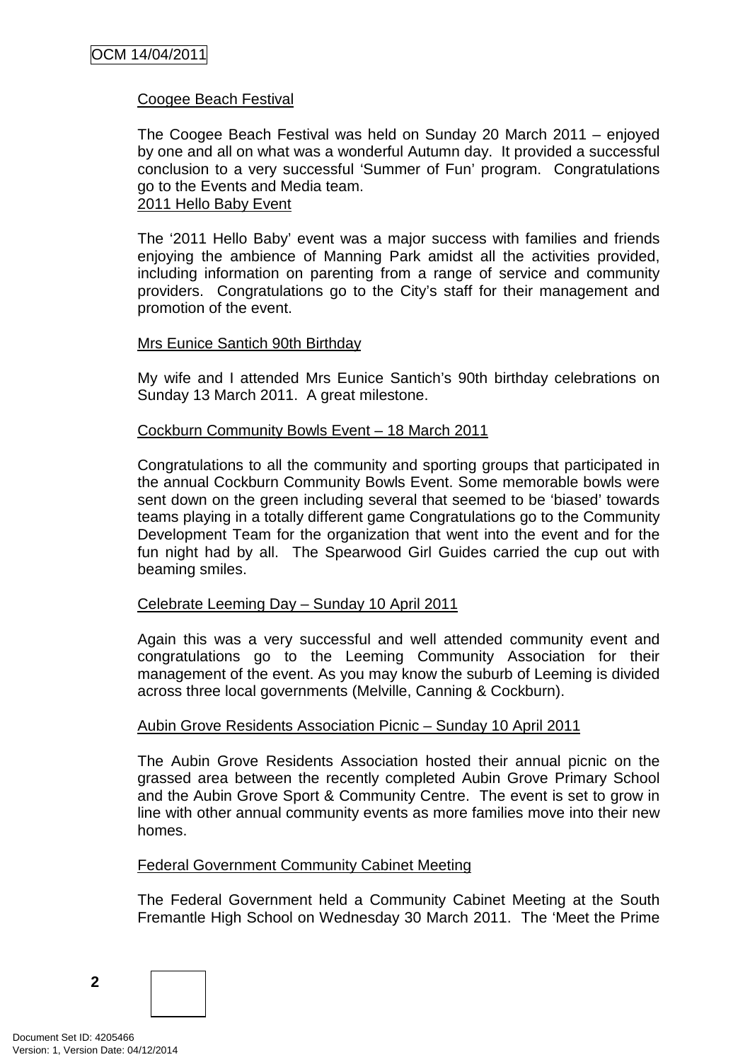Coogee Beach Festival

The Coogee Beach Festival was held on Sunday 20 March 2011 – enjoyed by one and all on what was a wonderful Autumn day. It provided a successful conclusion to a very successful 'Summer of Fun' program. Congratulations go to the Events and Media team.

2011 Hello Baby Event

The '2011 Hello Baby' event was a major success with families and friends enjoying the ambience of Manning Park amidst all the activities provided, including information on parenting from a range of service and community providers. Congratulations go to the City's staff for their management and promotion of the event.

Mrs Eunice Santich 90th Birthday

My wife and I attended Mrs Eunice Santich's 90th birthday celebrations on Sunday 13 March 2011. A great milestone.

Cockburn Community Bowls Event – 18 March 2011

Congratulations to all the community and sporting groups that participated in the annual Cockburn Community Bowls Event. Some memorable bowls were sent down on the green including several that seemed to be 'biased' towards teams playing in a totally different game Congratulations go to the Community Development Team for the organization that went into the event and for the fun night had by all. The Spearwood Girl Guides carried the cup out with beaming smiles.

Celebrate Leeming Day – Sunday 10 April 2011

Again this was a very successful and well attended community event and congratulations go to the Leeming Community Association for their management of the event. As you may know the suburb of Leeming is divided across three local governments (Melville, Canning & Cockburn).

Aubin Grove Residents Association Picnic – Sunday 10 April 2011

The Aubin Grove Residents Association hosted their annual picnic on the grassed area between the recently completed Aubin Grove Primary School and the Aubin Grove Sport & Community Centre. The event is set to grow in line with other annual community events as more families move into their new homes.

Federal Government Community Cabinet Meeting

The Federal Government held a Community Cabinet Meeting at the South Fremantle High School on Wednesday 30 March 2011. The 'Meet the Prime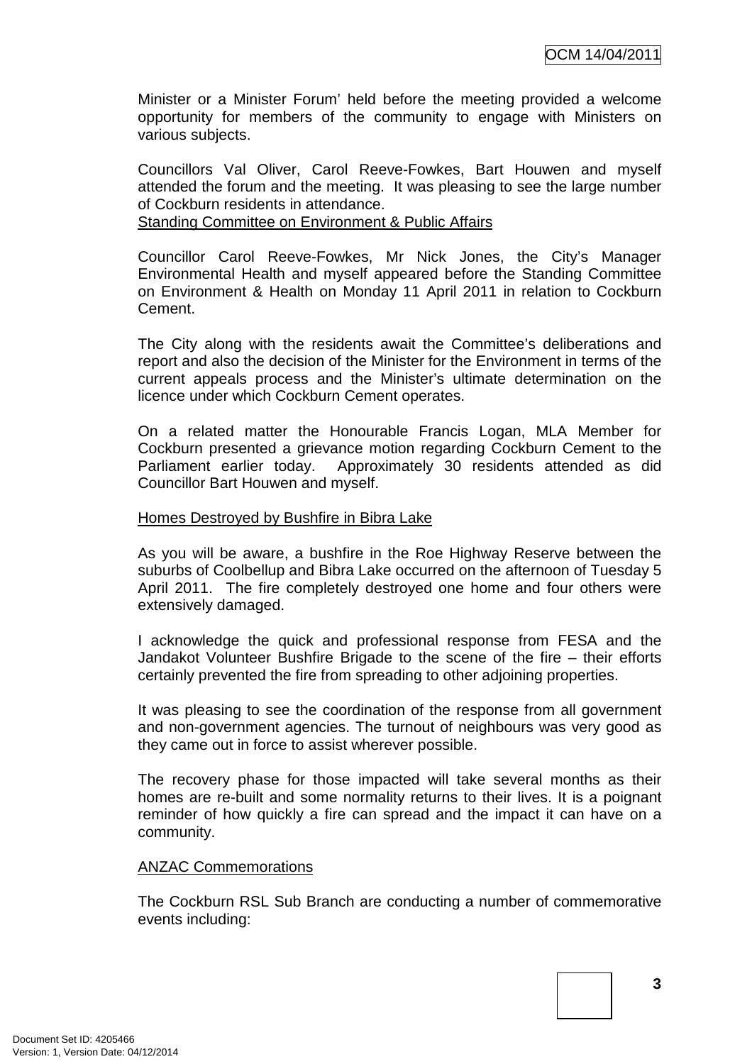Minister or a Minister Forum' held before the meeting provided a welcome opportunity for members of the community to engage with Ministers on various subjects.

Councillors Val Oliver, Carol Reeve-Fowkes, Bart Houwen and myself attended the forum and the meeting. It was pleasing to see the large number of Cockburn residents in attendance.

Standing Committee on Environment & Public Affairs

Councillor Carol Reeve-Fowkes, Mr Nick Jones, the City's Manager Environmental Health and myself appeared before the Standing Committee on Environment & Health on Monday 11 April 2011 in relation to Cockburn Cement.

The City along with the residents await the Committee's deliberations and report and also the decision of the Minister for the Environment in terms of the current appeals process and the Minister's ultimate determination on the licence under which Cockburn Cement operates.

On a related matter the Honourable Francis Logan, MLA Member for Cockburn presented a grievance motion regarding Cockburn Cement to the Parliament earlier today. Approximately 30 residents attended as did Councillor Bart Houwen and myself.

Homes Destroyed by Bushfire in Bibra Lake

As you will be aware, a bushfire in the Roe Highway Reserve between the suburbs of Coolbellup and Bibra Lake occurred on the afternoon of Tuesday 5 April 2011. The fire completely destroyed one home and four others were extensively damaged.

I acknowledge the quick and professional response from FESA and the Jandakot Volunteer Bushfire Brigade to the scene of the fire – their efforts certainly prevented the fire from spreading to other adjoining properties.

It was pleasing to see the coordination of the response from all government and non-government agencies. The turnout of neighbours was very good as they came out in force to assist wherever possible.

The recovery phase for those impacted will take several months as their homes are re-built and some normality returns to their lives. It is a poignant reminder of how quickly a fire can spread and the impact it can have on a community.

ANZAC Commemorations

The Cockburn RSL Sub Branch are conducting a number of commemorative events including: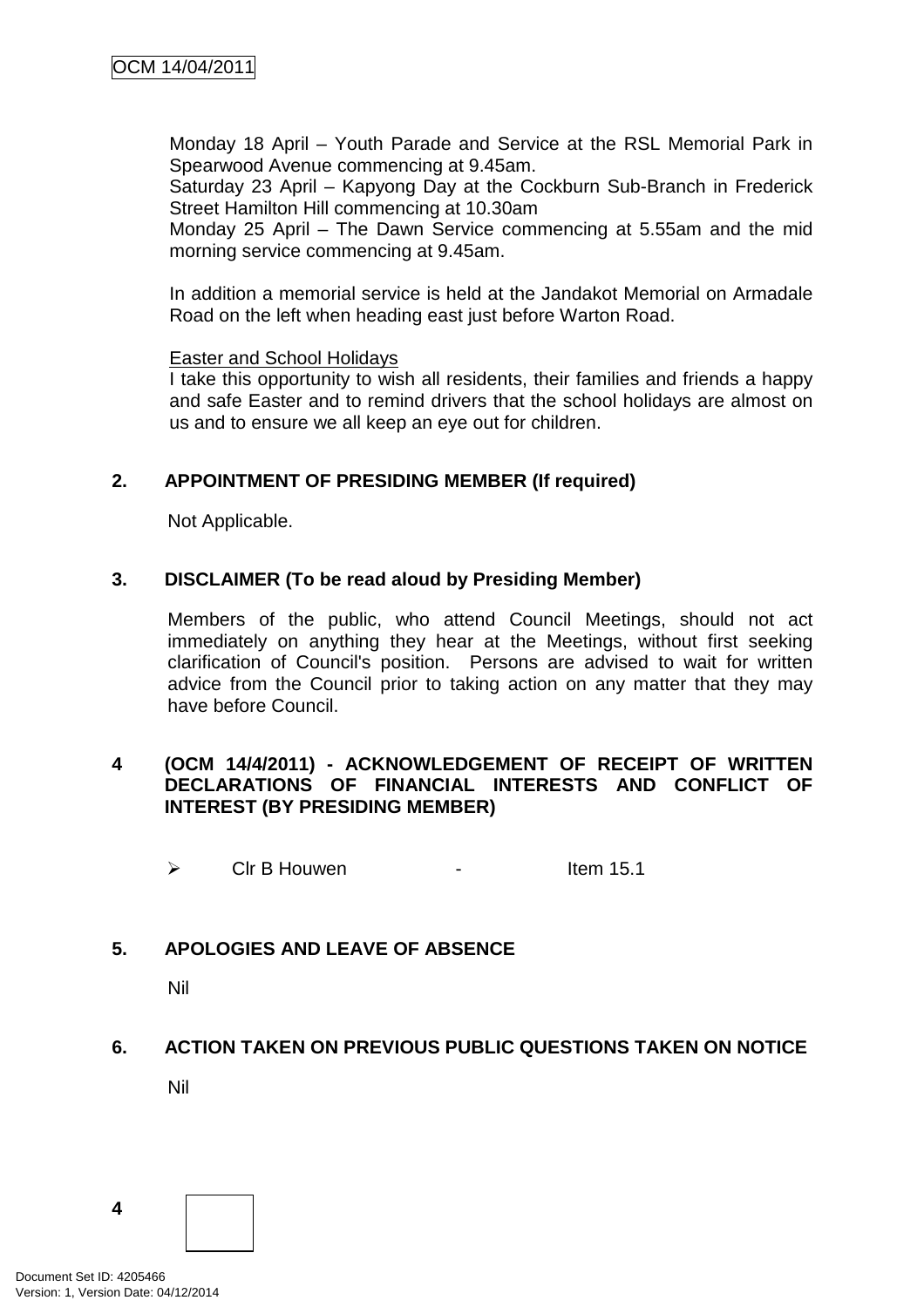Monday 18 April – Youth Parade and Service at the RSL Memorial Park in Spearwood Avenue commencing at 9.45am.
Saturday 23 April – Kapyong Day at the Cockburn Sub-Branch in Frederick Street Hamilton Hill commencing at 10.30am
Monday 25 April – The Dawn Service commencing at 5.55am and the mid morning service commencing at 9.45am.

In addition a memorial service is held at the Jandakot Memorial on Armadale Road on the left when heading east just before Warton Road.

<u>Easter and School Holidays</u>
I take this opportunity to wish all residents, their families and friends a happy and safe Easter and to remind drivers that the school holidays are almost on us and to ensure we all keep an eye out for children.

## 2. APPOINTMENT OF PRESIDING MEMBER (If required)

Not Applicable.

## 3. DISCLAIMER (To be read aloud by Presiding Member)

Members of the public, who attend Council Meetings, should not act immediately on anything they hear at the Meetings, without first seeking clarification of Council's position. Persons are advised to wait for written advice from the Council prior to taking action on any matter that they may have before Council.

## 4 (OCM 14/4/2011) - ACKNOWLEDGEMENT OF RECEIPT OF WRITTEN DECLARATIONS OF FINANCIAL INTERESTS AND CONFLICT OF INTEREST (BY PRESIDING MEMBER)

- Clr B Houwen - Item 15.1

## 5. APOLOGIES AND LEAVE OF ABSENCE

Nil

## 6. ACTION TAKEN ON PREVIOUS PUBLIC QUESTIONS TAKEN ON NOTICE

Nil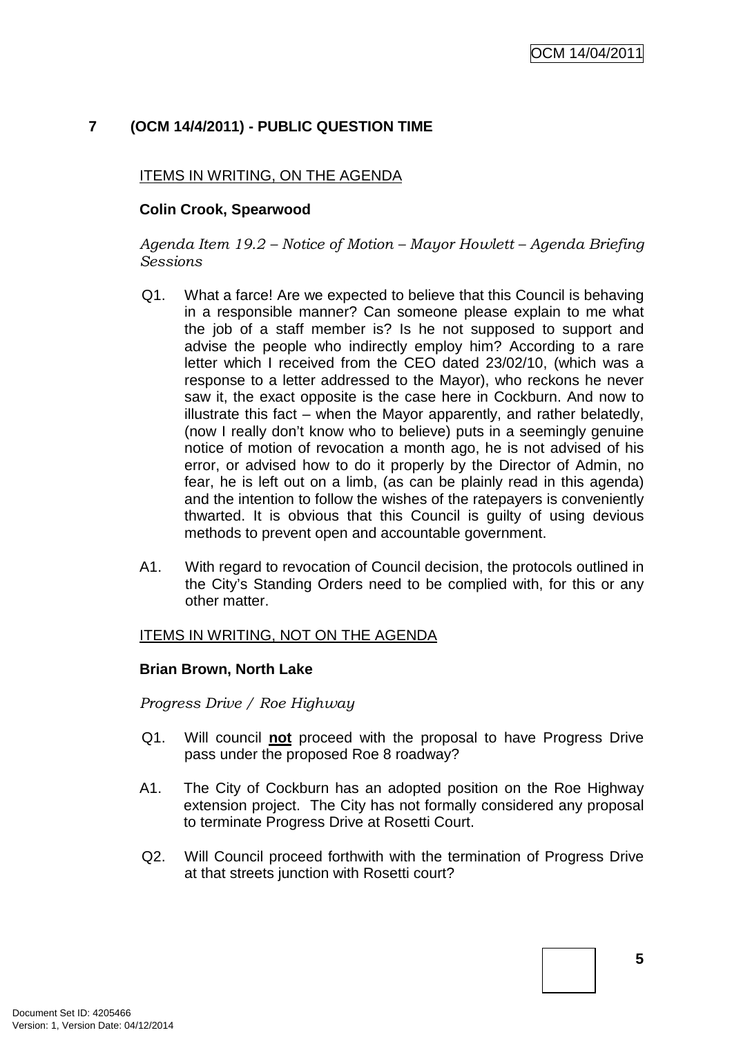## 7 (OCM 14/4/2011) - PUBLIC QUESTION TIME

ITEMS IN WRITING, ON THE AGENDA

**Colin Crook, Spearwood**

*Agenda Item 19.2 – Notice of Motion – Mayor Howlett – Agenda Briefing Sessions*

Q1. What a farce! Are we expected to believe that this Council is behaving in a responsible manner? Can someone please explain to me what the job of a staff member is? Is he not supposed to support and advise the people who indirectly employ him? According to a rare letter which I received from the CEO dated 23/02/10, (which was a response to a letter addressed to the Mayor), who reckons he never saw it, the exact opposite is the case here in Cockburn. And now to illustrate this fact – when the Mayor apparently, and rather belatedly, (now I really don't know who to believe) puts in a seemingly genuine notice of motion of revocation a month ago, he is not advised of his error, or advised how to do it properly by the Director of Admin, no fear, he is left out on a limb, (as can be plainly read in this agenda) and the intention to follow the wishes of the ratepayers is conveniently thwarted. It is obvious that this Council is guilty of using devious methods to prevent open and accountable government.

A1. With regard to revocation of Council decision, the protocols outlined in the City's Standing Orders need to be complied with, for this or any other matter.

ITEMS IN WRITING, NOT ON THE AGENDA

**Brian Brown, North Lake**

*Progress Drive / Roe Highway*

Q1. Will council **not** proceed with the proposal to have Progress Drive pass under the proposed Roe 8 roadway?

A1. The City of Cockburn has an adopted position on the Roe Highway extension project. The City has not formally considered any proposal to terminate Progress Drive at Rosetti Court.

Q2. Will Council proceed forthwith with the termination of Progress Drive at that streets junction with Rosetti court?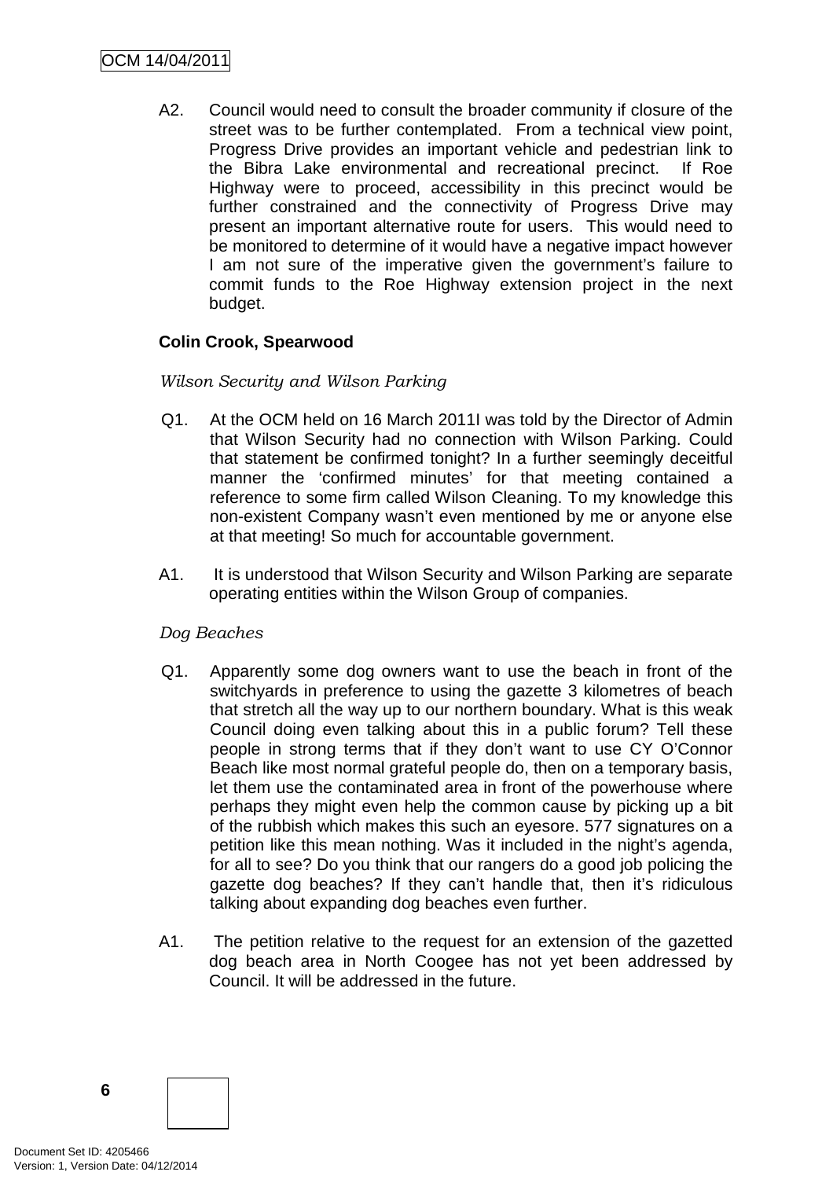A2. Council would need to consult the broader community if closure of the street was to be further contemplated. From a technical view point, Progress Drive provides an important vehicle and pedestrian link to the Bibra Lake environmental and recreational precinct. If Roe Highway were to proceed, accessibility in this precinct would be further constrained and the connectivity of Progress Drive may present an important alternative route for users. This would need to be monitored to determine of it would have a negative impact however I am not sure of the imperative given the government's failure to commit funds to the Roe Highway extension project in the next budget.

**Colin Crook, Spearwood**

*Wilson Security and Wilson Parking*

Q1. At the OCM held on 16 March 2011I was told by the Director of Admin that Wilson Security had no connection with Wilson Parking. Could that statement be confirmed tonight? In a further seemingly deceitful manner the 'confirmed minutes' for that meeting contained a reference to some firm called Wilson Cleaning. To my knowledge this non-existent Company wasn't even mentioned by me or anyone else at that meeting! So much for accountable government.

A1. It is understood that Wilson Security and Wilson Parking are separate operating entities within the Wilson Group of companies.

*Dog Beaches*

Q1. Apparently some dog owners want to use the beach in front of the switchyards in preference to using the gazette 3 kilometres of beach that stretch all the way up to our northern boundary. What is this weak Council doing even talking about this in a public forum? Tell these people in strong terms that if they don't want to use CY O'Connor Beach like most normal grateful people do, then on a temporary basis, let them use the contaminated area in front of the powerhouse where perhaps they might even help the common cause by picking up a bit of the rubbish which makes this such an eyesore. 577 signatures on a petition like this mean nothing. Was it included in the night's agenda, for all to see? Do you think that our rangers do a good job policing the gazette dog beaches? If they can't handle that, then it's ridiculous talking about expanding dog beaches even further.

A1. The petition relative to the request for an extension of the gazetted dog beach area in North Coogee has not yet been addressed by Council. It will be addressed in the future.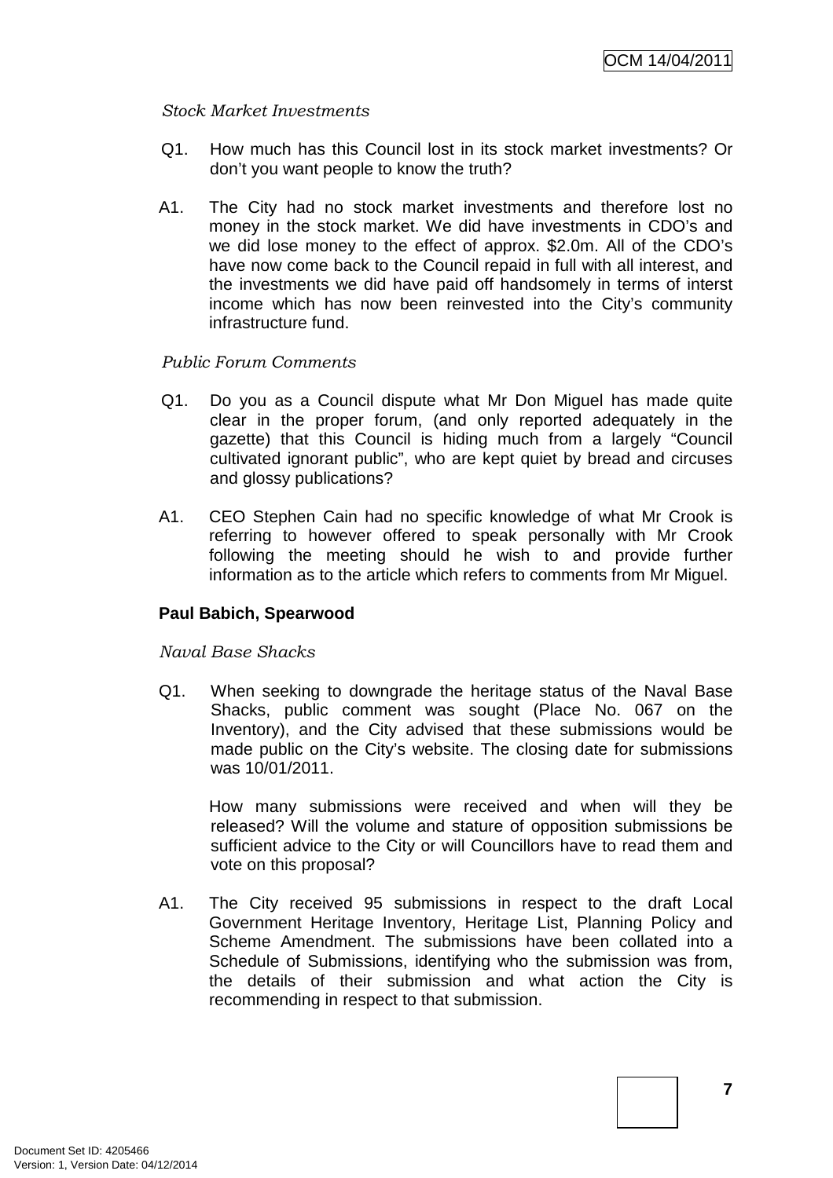*Stock Market Investments*

Q1. How much has this Council lost in its stock market investments? Or don't you want people to know the truth?

A1. The City had no stock market investments and therefore lost no money in the stock market. We did have investments in CDO's and we did lose money to the effect of approx. $2.0m. All of the CDO's have now come back to the Council repaid in full with all interest, and the investments we did have paid off handsomely in terms of interst income which has now been reinvested into the City's community infrastructure fund.

*Public Forum Comments*

Q1. Do you as a Council dispute what Mr Don Miguel has made quite clear in the proper forum, (and only reported adequately in the gazette) that this Council is hiding much from a largely "Council cultivated ignorant public", who are kept quiet by bread and circuses and glossy publications?

A1. CEO Stephen Cain had no specific knowledge of what Mr Crook is referring to however offered to speak personally with Mr Crook following the meeting should he wish to and provide further information as to the article which refers to comments from Mr Miguel.

**Paul Babich, Spearwood**

*Naval Base Shacks*

Q1. When seeking to downgrade the heritage status of the Naval Base Shacks, public comment was sought (Place No. 067 on the Inventory), and the City advised that these submissions would be made public on the City's website. The closing date for submissions was 10/01/2011.

How many submissions were received and when will they be released? Will the volume and stature of opposition submissions be sufficient advice to the City or will Councillors have to read them and vote on this proposal?

A1. The City received 95 submissions in respect to the draft Local Government Heritage Inventory, Heritage List, Planning Policy and Scheme Amendment. The submissions have been collated into a Schedule of Submissions, identifying who the submission was from, the details of their submission and what action the City is recommending in respect to that submission.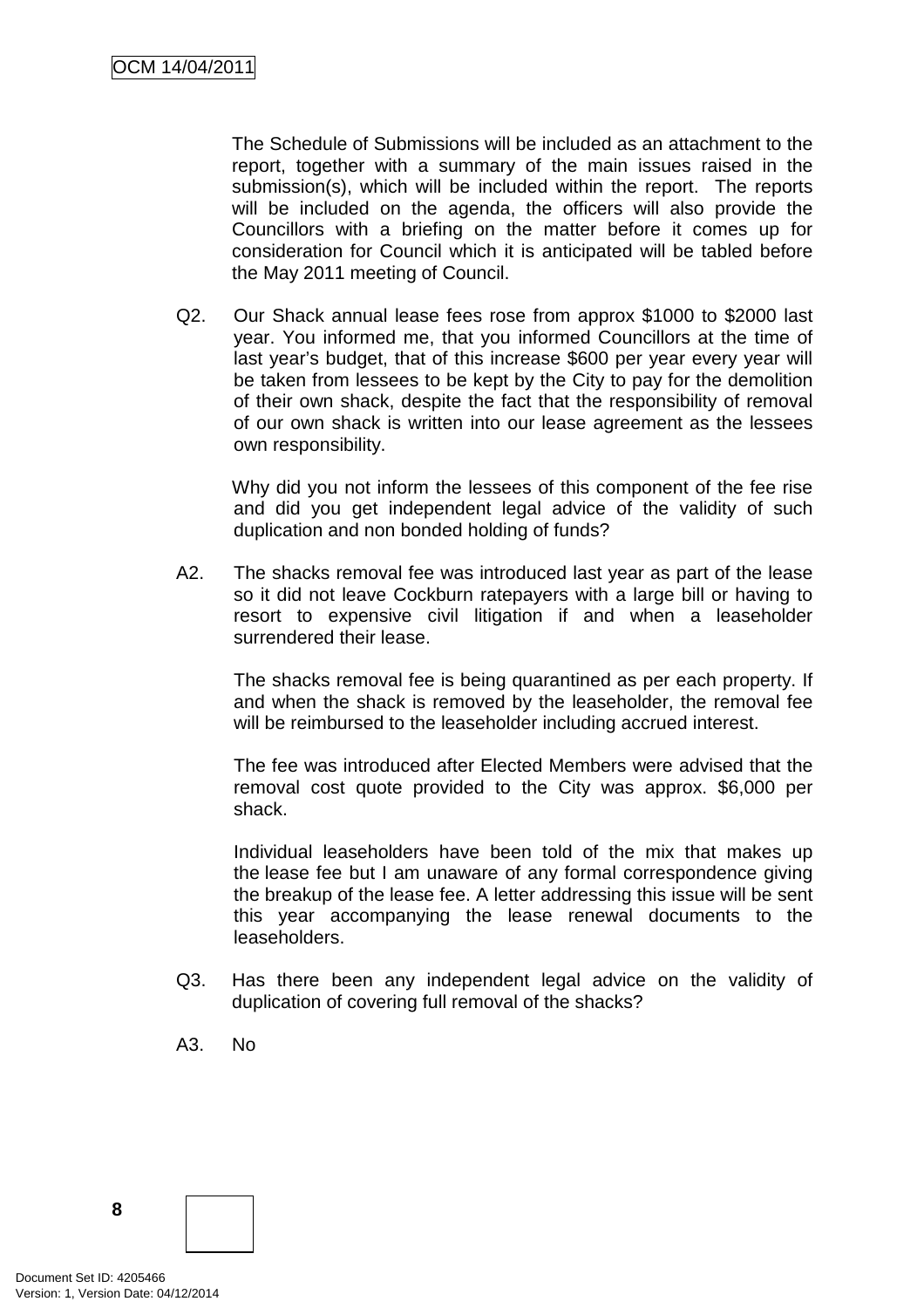The Schedule of Submissions will be included as an attachment to the report, together with a summary of the main issues raised in the submission(s), which will be included within the report. The reports will be included on the agenda, the officers will also provide the Councillors with a briefing on the matter before it comes up for consideration for Council which it is anticipated will be tabled before the May 2011 meeting of Council.

Q2. Our Shack annual lease fees rose from approx $1000 to $2000 last year. You informed me, that you informed Councillors at the time of last year's budget, that of this increase $600 per year every year will be taken from lessees to be kept by the City to pay for the demolition of their own shack, despite the fact that the responsibility of removal of our own shack is written into our lease agreement as the lessees own responsibility.

Why did you not inform the lessees of this component of the fee rise and did you get independent legal advice of the validity of such duplication and non bonded holding of funds?

A2. The shacks removal fee was introduced last year as part of the lease so it did not leave Cockburn ratepayers with a large bill or having to resort to expensive civil litigation if and when a leaseholder surrendered their lease.

The shacks removal fee is being quarantined as per each property. If and when the shack is removed by the leaseholder, the removal fee will be reimbursed to the leaseholder including accrued interest.

The fee was introduced after Elected Members were advised that the removal cost quote provided to the City was approx. $6,000 per shack.

Individual leaseholders have been told of the mix that makes up the lease fee but I am unaware of any formal correspondence giving the breakup of the lease fee. A letter addressing this issue will be sent this year accompanying the lease renewal documents to the leaseholders.

Q3. Has there been any independent legal advice on the validity of duplication of covering full removal of the shacks?

A3. No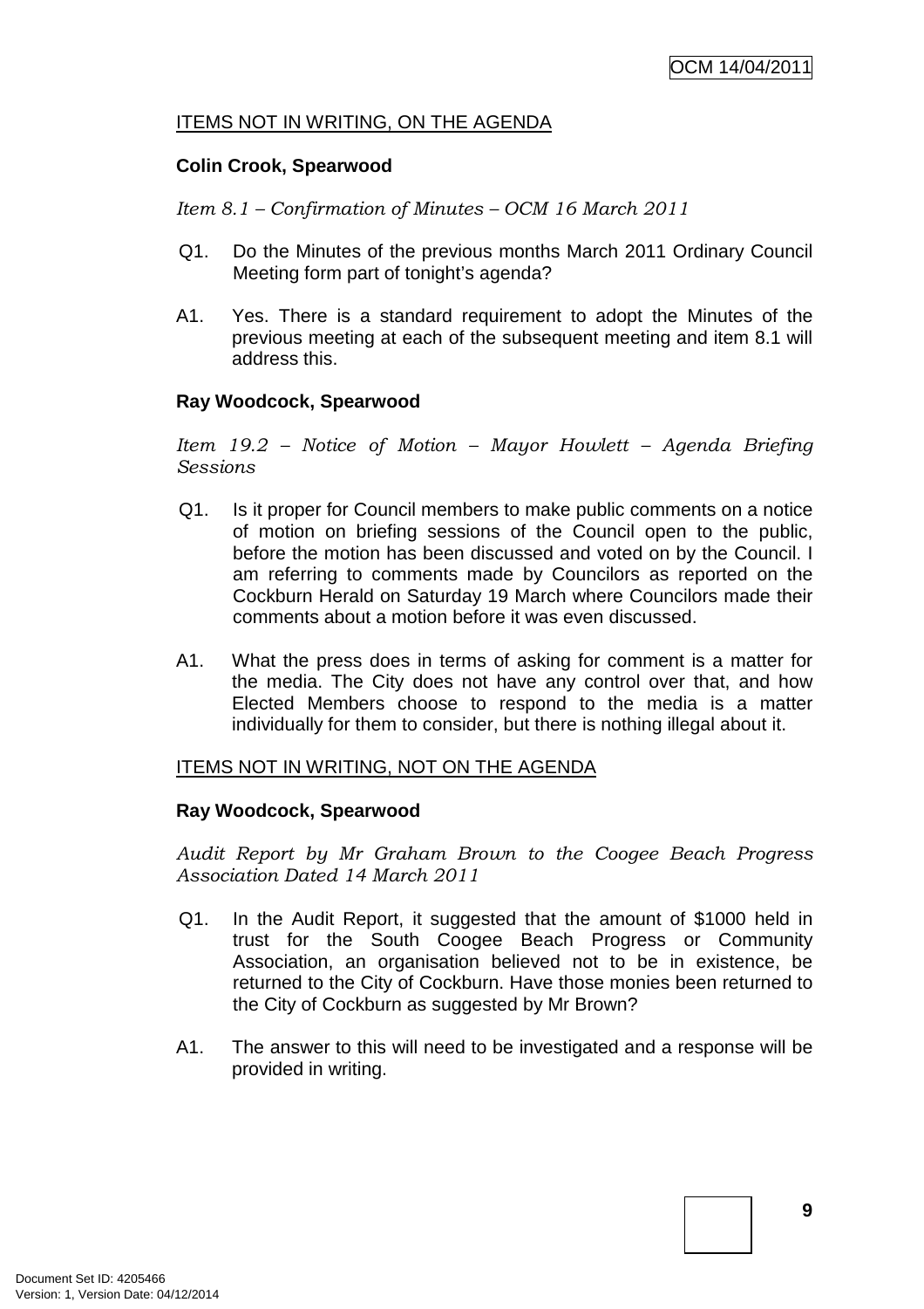ITEMS NOT IN WRITING, ON THE AGENDA

**Colin Crook, Spearwood**

*Item 8.1 – Confirmation of Minutes – OCM 16 March 2011*

Q1. Do the Minutes of the previous months March 2011 Ordinary Council Meeting form part of tonight's agenda?

A1. Yes. There is a standard requirement to adopt the Minutes of the previous meeting at each of the subsequent meeting and item 8.1 will address this.

**Ray Woodcock, Spearwood**

*Item 19.2 – Notice of Motion – Mayor Howlett – Agenda Briefing Sessions*

Q1. Is it proper for Council members to make public comments on a notice of motion on briefing sessions of the Council open to the public, before the motion has been discussed and voted on by the Council. I am referring to comments made by Councilors as reported on the Cockburn Herald on Saturday 19 March where Councilors made their comments about a motion before it was even discussed.

A1. What the press does in terms of asking for comment is a matter for the media. The City does not have any control over that, and how Elected Members choose to respond to the media is a matter individually for them to consider, but there is nothing illegal about it.

ITEMS NOT IN WRITING, NOT ON THE AGENDA

**Ray Woodcock, Spearwood**

*Audit Report by Mr Graham Brown to the Coogee Beach Progress Association Dated 14 March 2011*

Q1. In the Audit Report, it suggested that the amount of $1000 held in trust for the South Coogee Beach Progress or Community Association, an organisation believed not to be in existence, be returned to the City of Cockburn. Have those monies been returned to the City of Cockburn as suggested by Mr Brown?

A1. The answer to this will need to be investigated and a response will be provided in writing.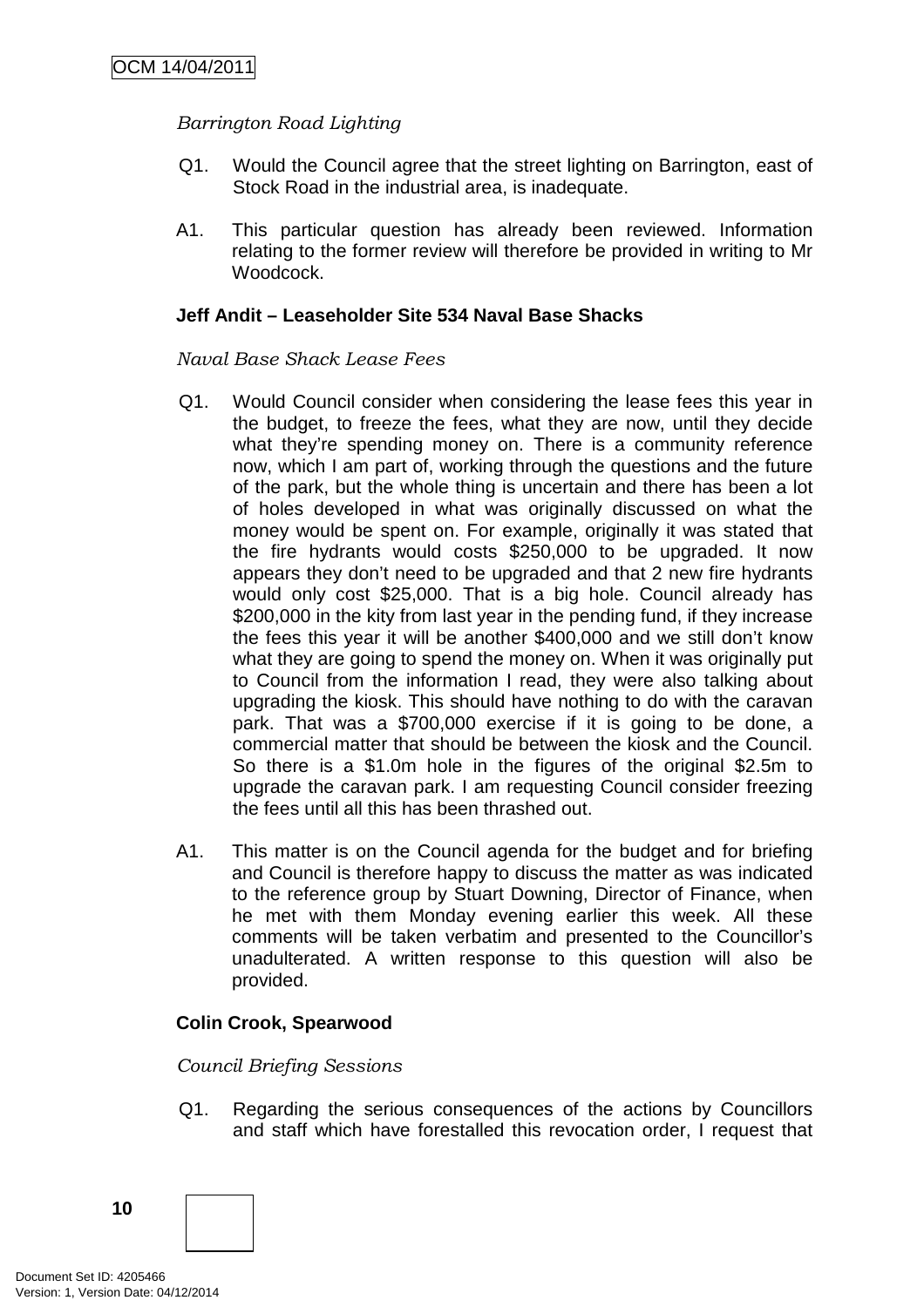*Barrington Road Lighting*

Q1. Would the Council agree that the street lighting on Barrington, east of Stock Road in the industrial area, is inadequate.

A1. This particular question has already been reviewed. Information relating to the former review will therefore be provided in writing to Mr Woodcock.

**Jeff Andit – Leaseholder Site 534 Naval Base Shacks**

*Naval Base Shack Lease Fees*

Q1. Would Council consider when considering the lease fees this year in the budget, to freeze the fees, what they are now, until they decide what they're spending money on. There is a community reference now, which I am part of, working through the questions and the future of the park, but the whole thing is uncertain and there has been a lot of holes developed in what was originally discussed on what the money would be spent on. For example, originally it was stated that the fire hydrants would costs $250,000 to be upgraded. It now appears they don't need to be upgraded and that 2 new fire hydrants would only cost $25,000. That is a big hole. Council already has $200,000 in the kity from last year in the pending fund, if they increase the fees this year it will be another $400,000 and we still don't know what they are going to spend the money on. When it was originally put to Council from the information I read, they were also talking about upgrading the kiosk. This should have nothing to do with the caravan park. That was a $700,000 exercise if it is going to be done, a commercial matter that should be between the kiosk and the Council. So there is a $1.0m hole in the figures of the original $2.5m to upgrade the caravan park. I am requesting Council consider freezing the fees until all this has been thrashed out.

A1. This matter is on the Council agenda for the budget and for briefing and Council is therefore happy to discuss the matter as was indicated to the reference group by Stuart Downing, Director of Finance, when he met with them Monday evening earlier this week. All these comments will be taken verbatim and presented to the Councillor's unadulterated. A written response to this question will also be provided.

**Colin Crook, Spearwood**

*Council Briefing Sessions*

Q1. Regarding the serious consequences of the actions by Councillors and staff which have forestalled this revocation order, I request that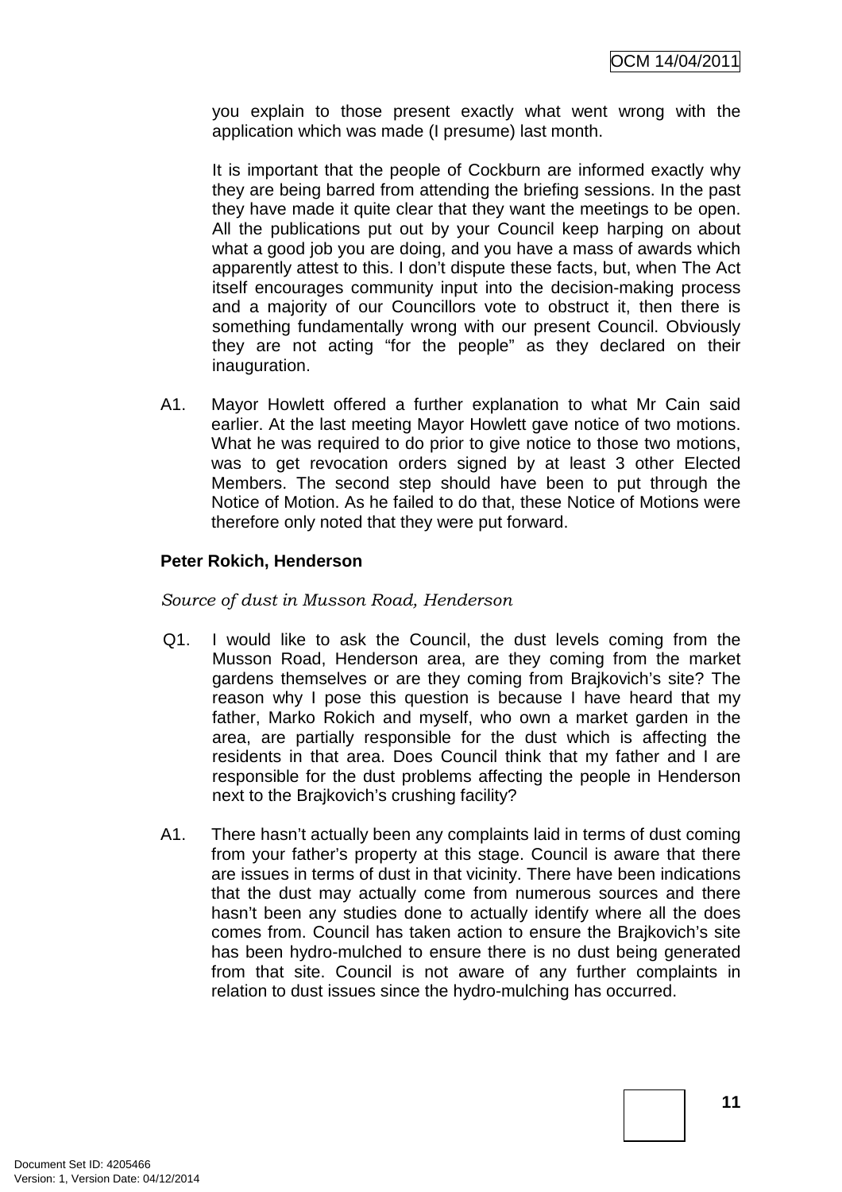you explain to those present exactly what went wrong with the application which was made (I presume) last month.

It is important that the people of Cockburn are informed exactly why they are being barred from attending the briefing sessions. In the past they have made it quite clear that they want the meetings to be open. All the publications put out by your Council keep harping on about what a good job you are doing, and you have a mass of awards which apparently attest to this. I don't dispute these facts, but, when The Act itself encourages community input into the decision-making process and a majority of our Councillors vote to obstruct it, then there is something fundamentally wrong with our present Council. Obviously they are not acting "for the people" as they declared on their inauguration.

A1. Mayor Howlett offered a further explanation to what Mr Cain said earlier. At the last meeting Mayor Howlett gave notice of two motions. What he was required to do prior to give notice to those two motions, was to get revocation orders signed by at least 3 other Elected Members. The second step should have been to put through the Notice of Motion. As he failed to do that, these Notice of Motions were therefore only noted that they were put forward.

**Peter Rokich, Henderson**

*Source of dust in Musson Road, Henderson*

Q1. I would like to ask the Council, the dust levels coming from the Musson Road, Henderson area, are they coming from the market gardens themselves or are they coming from Brajkovich's site? The reason why I pose this question is because I have heard that my father, Marko Rokich and myself, who own a market garden in the area, are partially responsible for the dust which is affecting the residents in that area. Does Council think that my father and I are responsible for the dust problems affecting the people in Henderson next to the Brajkovich's crushing facility?

A1. There hasn't actually been any complaints laid in terms of dust coming from your father's property at this stage. Council is aware that there are issues in terms of dust in that vicinity. There have been indications that the dust may actually come from numerous sources and there hasn't been any studies done to actually identify where all the does comes from. Council has taken action to ensure the Brajkovich's site has been hydro-mulched to ensure there is no dust being generated from that site. Council is not aware of any further complaints in relation to dust issues since the hydro-mulching has occurred.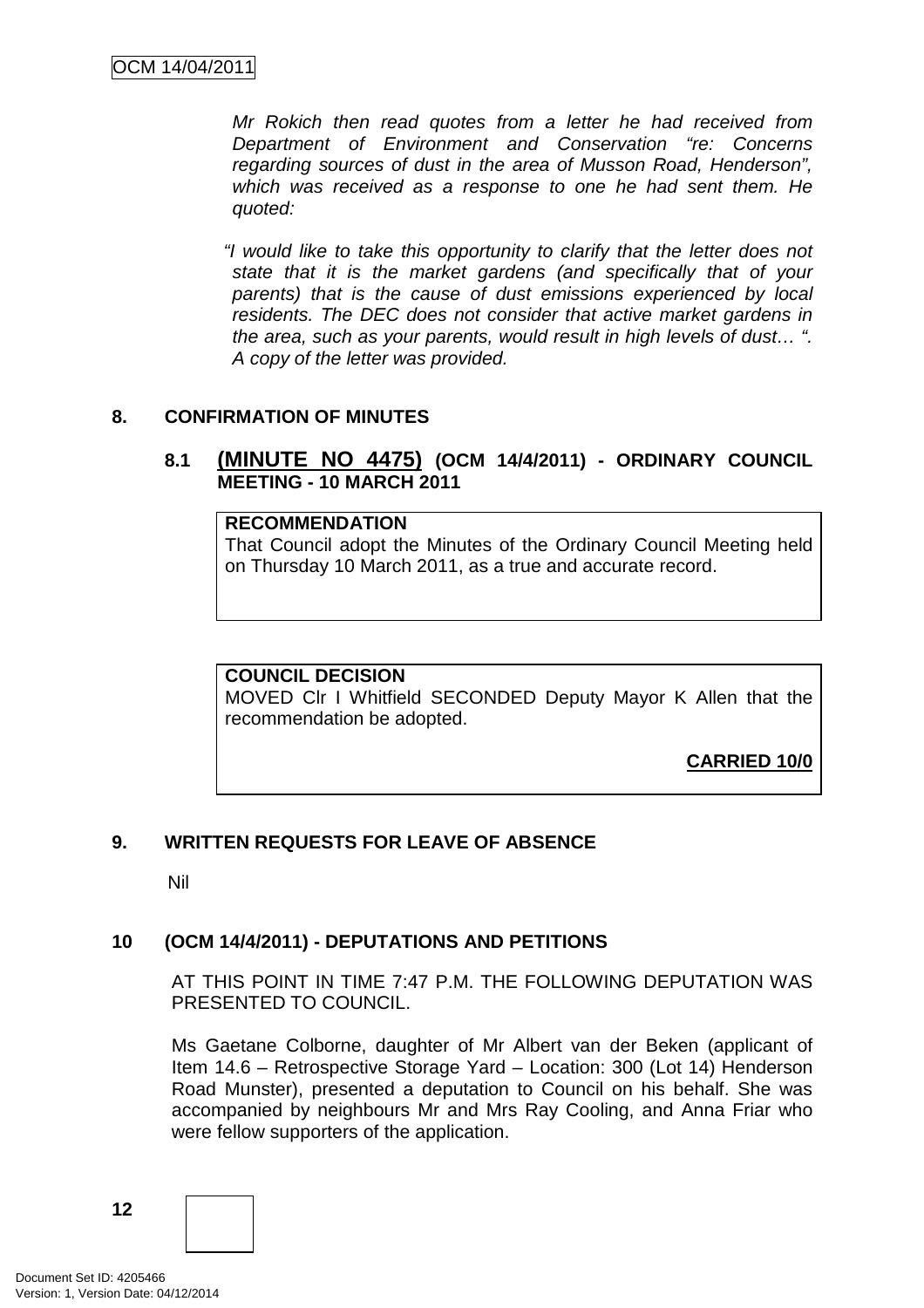*Mr Rokich then read quotes from a letter he had received from Department of Environment and Conservation "re: Concerns regarding sources of dust in the area of Musson Road, Henderson", which was received as a response to one he had sent them. He quoted:*

*"I would like to take this opportunity to clarify that the letter does not state that it is the market gardens (and specifically that of your parents) that is the cause of dust emissions experienced by local residents. The DEC does not consider that active market gardens in the area, such as your parents, would result in high levels of dust… ". A copy of the letter was provided.*

## 8. CONFIRMATION OF MINUTES

### 8.1 (MINUTE NO 4475) (OCM 14/4/2011) - ORDINARY COUNCIL MEETING - 10 MARCH 2011

**RECOMMENDATION**

That Council adopt the Minutes of the Ordinary Council Meeting held on Thursday 10 March 2011, as a true and accurate record.

**COUNCIL DECISION**

MOVED Clr I Whitfield SECONDED Deputy Mayor K Allen that the recommendation be adopted.

**CARRIED 10/0**

## 9. WRITTEN REQUESTS FOR LEAVE OF ABSENCE

Nil

## 10 (OCM 14/4/2011) - DEPUTATIONS AND PETITIONS

AT THIS POINT IN TIME 7:47 P.M. THE FOLLOWING DEPUTATION WAS PRESENTED TO COUNCIL.

Ms Gaetane Colborne, daughter of Mr Albert van der Beken (applicant of Item 14.6 – Retrospective Storage Yard – Location: 300 (Lot 14) Henderson Road Munster), presented a deputation to Council on his behalf. She was accompanied by neighbours Mr and Mrs Ray Cooling, and Anna Friar who were fellow supporters of the application.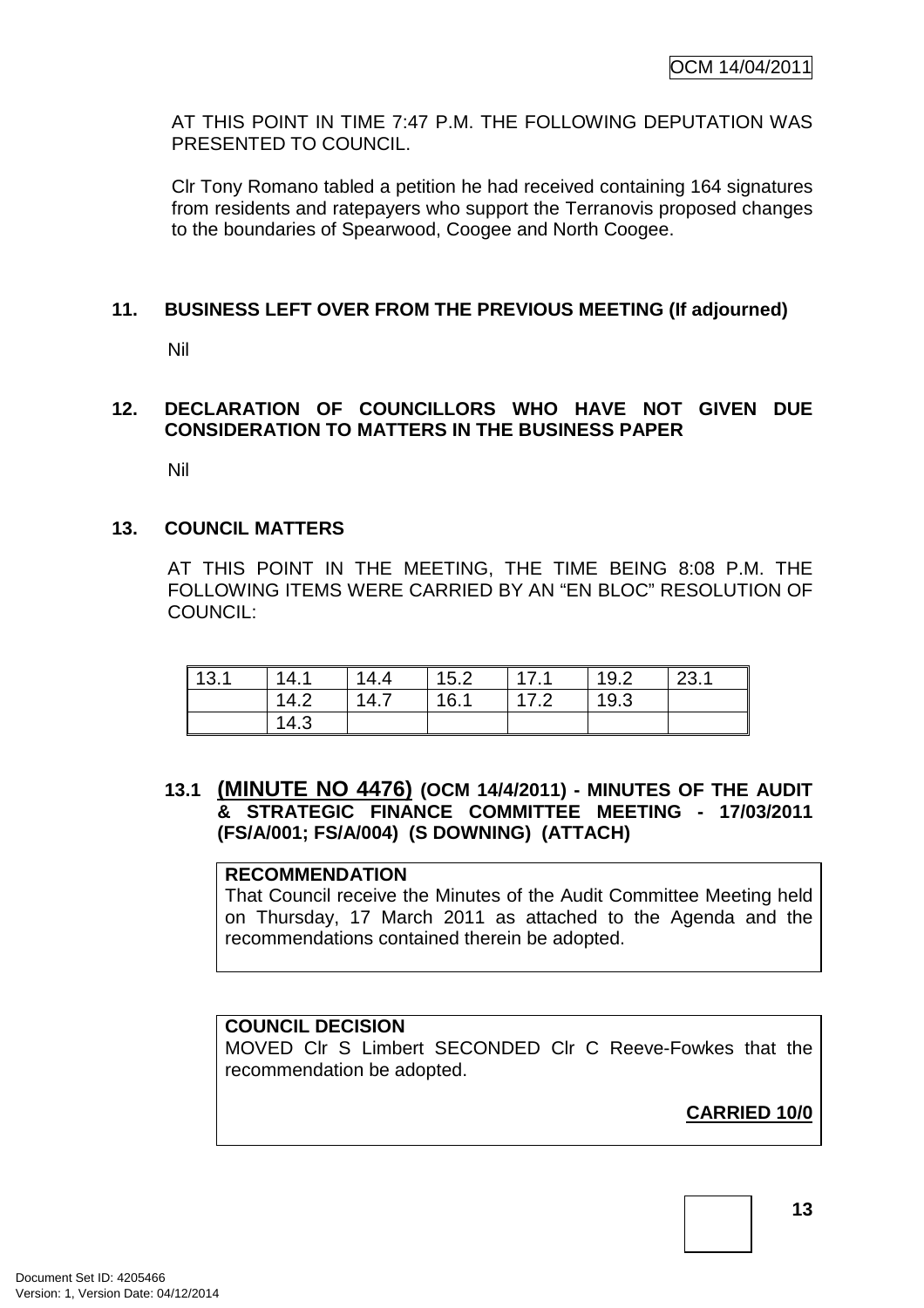AT THIS POINT IN TIME 7:47 P.M. THE FOLLOWING DEPUTATION WAS PRESENTED TO COUNCIL.

Clr Tony Romano tabled a petition he had received containing 164 signatures from residents and ratepayers who support the Terranovis proposed changes to the boundaries of Spearwood, Coogee and North Coogee.

## 11. BUSINESS LEFT OVER FROM THE PREVIOUS MEETING (If adjourned)

Nil

## 12. DECLARATION OF COUNCILLORS WHO HAVE NOT GIVEN DUE CONSIDERATION TO MATTERS IN THE BUSINESS PAPER

Nil

## 13. COUNCIL MATTERS

AT THIS POINT IN THE MEETING, THE TIME BEING 8:08 P.M. THE FOLLOWING ITEMS WERE CARRIED BY AN "EN BLOC" RESOLUTION OF COUNCIL:

| 13.1 | 14.1 | 14.4 | 15.2 | 17.1 | 19.2 | 23.1 |
|---|---|---|---|---|---|---|
| | 14.2 | 14.7 | 16.1 | 17.2 | 19.3 | |
| | 14.3 | | | | | |

### 13.1 (MINUTE NO 4476) (OCM 14/4/2011) - MINUTES OF THE AUDIT & STRATEGIC FINANCE COMMITTEE MEETING - 17/03/2011 (FS/A/001; FS/A/004) (S DOWNING) (ATTACH)

**RECOMMENDATION**
That Council receive the Minutes of the Audit Committee Meeting held on Thursday, 17 March 2011 as attached to the Agenda and the recommendations contained therein be adopted.

**COUNCIL DECISION**
MOVED Clr S Limbert SECONDED Clr C Reeve-Fowkes that the recommendation be adopted.

**CARRIED 10/0**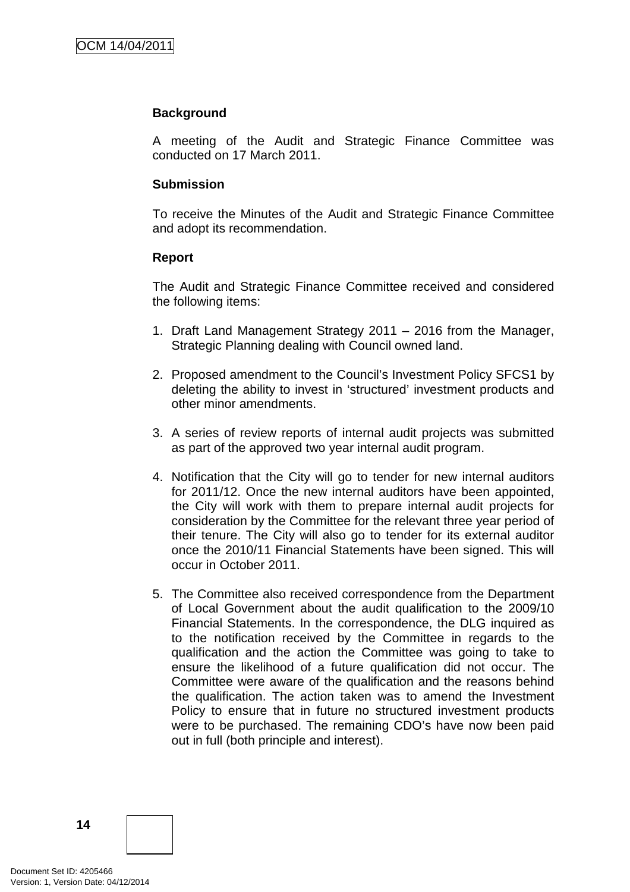**Background**

A meeting of the Audit and Strategic Finance Committee was conducted on 17 March 2011.

**Submission**

To receive the Minutes of the Audit and Strategic Finance Committee and adopt its recommendation.

**Report**

The Audit and Strategic Finance Committee received and considered the following items:

1. Draft Land Management Strategy 2011 – 2016 from the Manager, Strategic Planning dealing with Council owned land.

2. Proposed amendment to the Council's Investment Policy SFCS1 by deleting the ability to invest in 'structured' investment products and other minor amendments.

3. A series of review reports of internal audit projects was submitted as part of the approved two year internal audit program.

4. Notification that the City will go to tender for new internal auditors for 2011/12. Once the new internal auditors have been appointed, the City will work with them to prepare internal audit projects for consideration by the Committee for the relevant three year period of their tenure. The City will also go to tender for its external auditor once the 2010/11 Financial Statements have been signed. This will occur in October 2011.

5. The Committee also received correspondence from the Department of Local Government about the audit qualification to the 2009/10 Financial Statements. In the correspondence, the DLG inquired as to the notification received by the Committee in regards to the qualification and the action the Committee was going to take to ensure the likelihood of a future qualification did not occur. The Committee were aware of the qualification and the reasons behind the qualification. The action taken was to amend the Investment Policy to ensure that in future no structured investment products were to be purchased. The remaining CDO's have now been paid out in full (both principle and interest).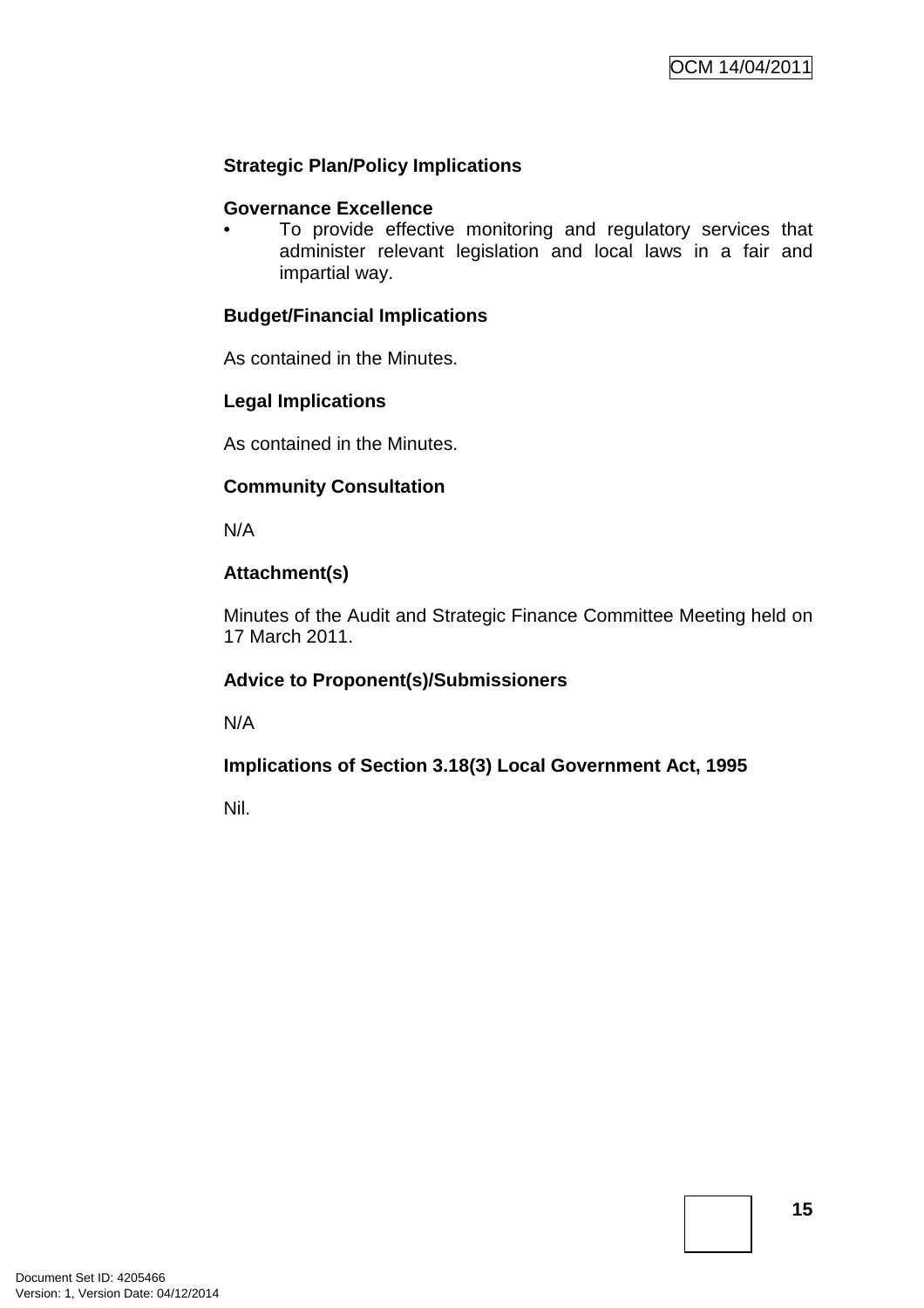**Strategic Plan/Policy Implications**

**Governance Excellence**

- To provide effective monitoring and regulatory services that administer relevant legislation and local laws in a fair and impartial way.

**Budget/Financial Implications**

As contained in the Minutes.

**Legal Implications**

As contained in the Minutes.

**Community Consultation**

N/A

**Attachment(s)**

Minutes of the Audit and Strategic Finance Committee Meeting held on 17 March 2011.

**Advice to Proponent(s)/Submissioners**

N/A

**Implications of Section 3.18(3) Local Government Act, 1995**

Nil.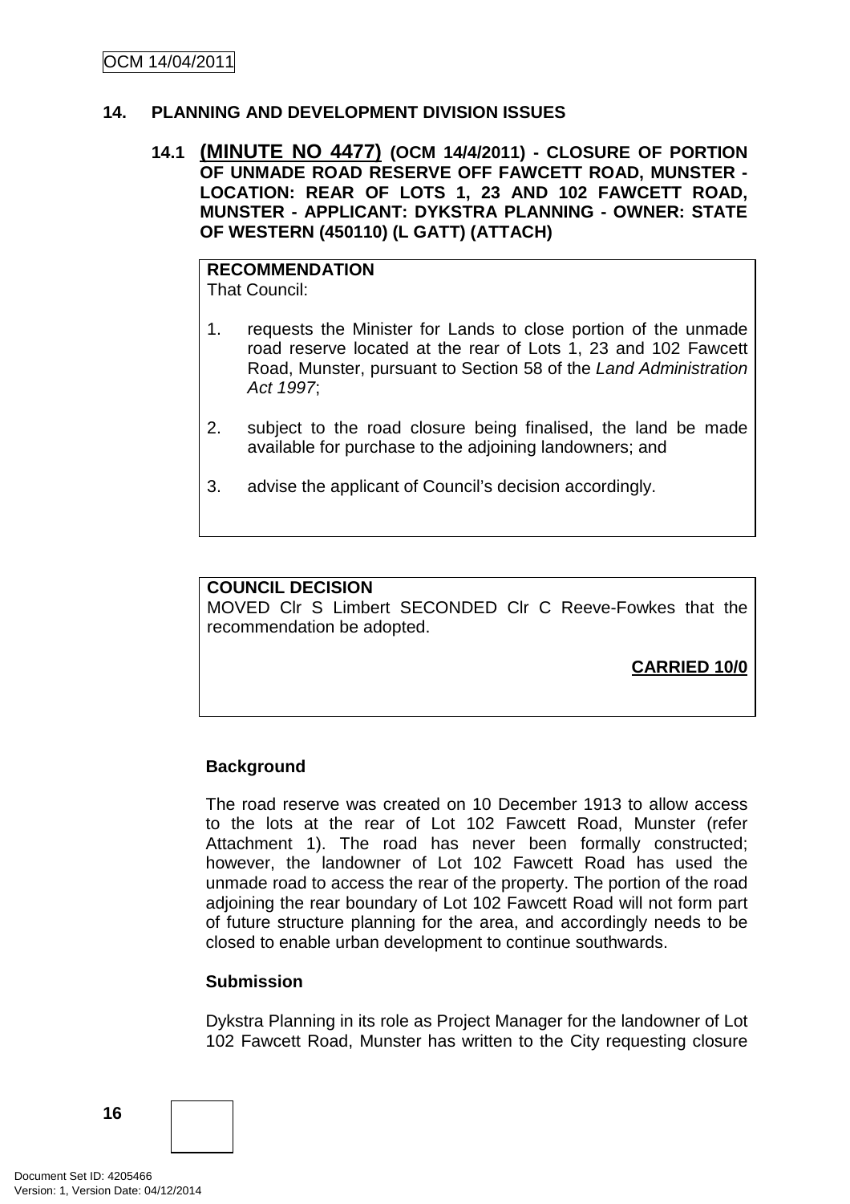## 14. PLANNING AND DEVELOPMENT DIVISION ISSUES

### 14.1 (MINUTE NO 4477) (OCM 14/4/2011) - CLOSURE OF PORTION OF UNMADE ROAD RESERVE OFF FAWCETT ROAD, MUNSTER - LOCATION: REAR OF LOTS 1, 23 AND 102 FAWCETT ROAD, MUNSTER - APPLICANT: DYKSTRA PLANNING - OWNER: STATE OF WESTERN (450110) (L GATT) (ATTACH)

**RECOMMENDATION**
That Council:

1. requests the Minister for Lands to close portion of the unmade road reserve located at the rear of Lots 1, 23 and 102 Fawcett Road, Munster, pursuant to Section 58 of the *Land Administration Act 1997*;

2. subject to the road closure being finalised, the land be made available for purchase to the adjoining landowners; and

3. advise the applicant of Council's decision accordingly.

**COUNCIL DECISION**
MOVED Clr S Limbert SECONDED Clr C Reeve-Fowkes that the recommendation be adopted.

**CARRIED 10/0**

**Background**

The road reserve was created on 10 December 1913 to allow access to the lots at the rear of Lot 102 Fawcett Road, Munster (refer Attachment 1). The road has never been formally constructed; however, the landowner of Lot 102 Fawcett Road has used the unmade road to access the rear of the property. The portion of the road adjoining the rear boundary of Lot 102 Fawcett Road will not form part of future structure planning for the area, and accordingly needs to be closed to enable urban development to continue southwards.

**Submission**

Dykstra Planning in its role as Project Manager for the landowner of Lot 102 Fawcett Road, Munster has written to the City requesting closure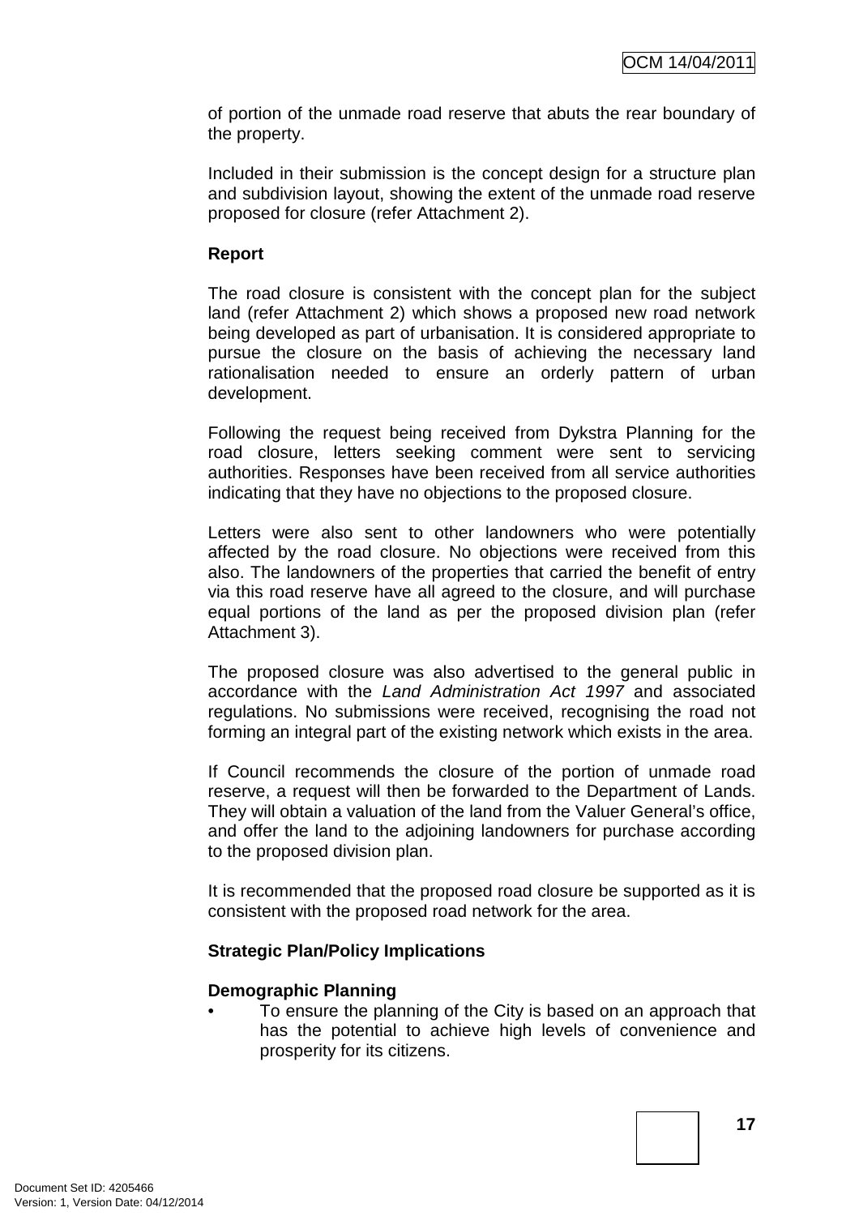of portion of the unmade road reserve that abuts the rear boundary of the property.

Included in their submission is the concept design for a structure plan and subdivision layout, showing the extent of the unmade road reserve proposed for closure (refer Attachment 2).

**Report**

The road closure is consistent with the concept plan for the subject land (refer Attachment 2) which shows a proposed new road network being developed as part of urbanisation. It is considered appropriate to pursue the closure on the basis of achieving the necessary land rationalisation needed to ensure an orderly pattern of urban development.

Following the request being received from Dykstra Planning for the road closure, letters seeking comment were sent to servicing authorities. Responses have been received from all service authorities indicating that they have no objections to the proposed closure.

Letters were also sent to other landowners who were potentially affected by the road closure. No objections were received from this also. The landowners of the properties that carried the benefit of entry via this road reserve have all agreed to the closure, and will purchase equal portions of the land as per the proposed division plan (refer Attachment 3).

The proposed closure was also advertised to the general public in accordance with the *Land Administration Act 1997* and associated regulations. No submissions were received, recognising the road not forming an integral part of the existing network which exists in the area.

If Council recommends the closure of the portion of unmade road reserve, a request will then be forwarded to the Department of Lands. They will obtain a valuation of the land from the Valuer General's office, and offer the land to the adjoining landowners for purchase according to the proposed division plan.

It is recommended that the proposed road closure be supported as it is consistent with the proposed road network for the area.

**Strategic Plan/Policy Implications**

**Demographic Planning**

- To ensure the planning of the City is based on an approach that has the potential to achieve high levels of convenience and prosperity for its citizens.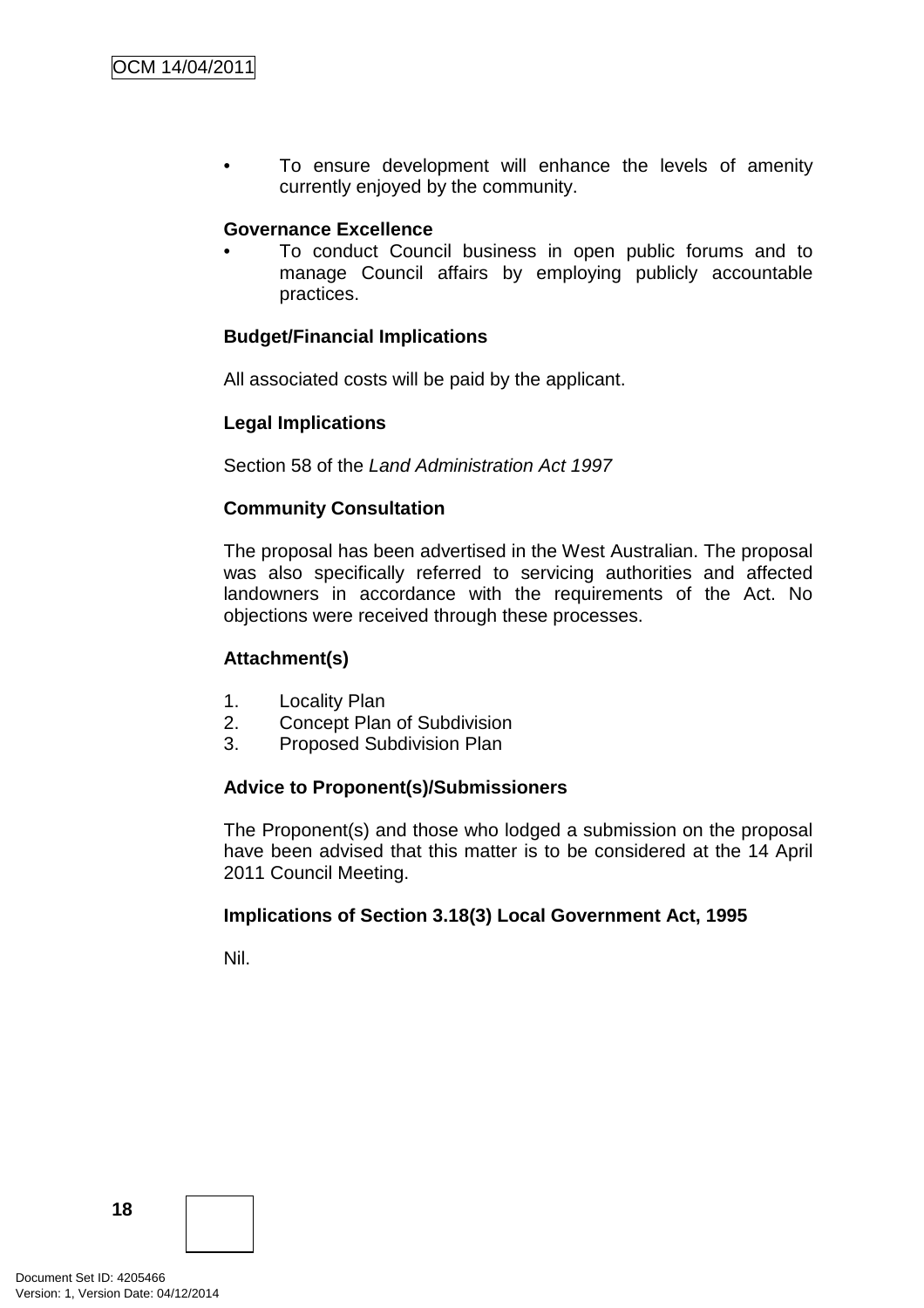- To ensure development will enhance the levels of amenity currently enjoyed by the community.

**Governance Excellence**

- To conduct Council business in open public forums and to manage Council affairs by employing publicly accountable practices.

**Budget/Financial Implications**

All associated costs will be paid by the applicant.

**Legal Implications**

Section 58 of the *Land Administration Act 1997*

**Community Consultation**

The proposal has been advertised in the West Australian. The proposal was also specifically referred to servicing authorities and affected landowners in accordance with the requirements of the Act. No objections were received through these processes.

**Attachment(s)**

1. Locality Plan
2. Concept Plan of Subdivision
3. Proposed Subdivision Plan

**Advice to Proponent(s)/Submissioners**

The Proponent(s) and those who lodged a submission on the proposal have been advised that this matter is to be considered at the 14 April 2011 Council Meeting.

**Implications of Section 3.18(3) Local Government Act, 1995**

Nil.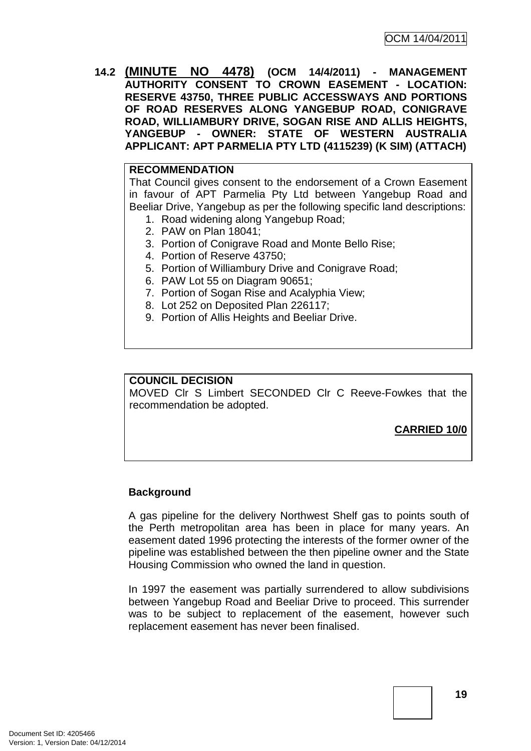**14.2 (MINUTE NO 4478) (OCM 14/4/2011) - MANAGEMENT AUTHORITY CONSENT TO CROWN EASEMENT - LOCATION: RESERVE 43750, THREE PUBLIC ACCESSWAYS AND PORTIONS OF ROAD RESERVES ALONG YANGEBUP ROAD, CONIGRAVE ROAD, WILLIAMBURY DRIVE, SOGAN RISE AND ALLIS HEIGHTS, YANGEBUP - OWNER: STATE OF WESTERN AUSTRALIA APPLICANT: APT PARMELIA PTY LTD (4115239) (K SIM) (ATTACH)**

**RECOMMENDATION**

That Council gives consent to the endorsement of a Crown Easement in favour of APT Parmelia Pty Ltd between Yangebup Road and Beeliar Drive, Yangebup as per the following specific land descriptions:

1. Road widening along Yangebup Road;
2. PAW on Plan 18041;
3. Portion of Conigrave Road and Monte Bello Rise;
4. Portion of Reserve 43750;
5. Portion of Williambury Drive and Conigrave Road;
6. PAW Lot 55 on Diagram 90651;
7. Portion of Sogan Rise and Acalyphia View;
8. Lot 252 on Deposited Plan 226117;
9. Portion of Allis Heights and Beeliar Drive.

**COUNCIL DECISION**

MOVED Clr S Limbert SECONDED Clr C Reeve-Fowkes that the recommendation be adopted.

**CARRIED 10/0**

**Background**

A gas pipeline for the delivery Northwest Shelf gas to points south of the Perth metropolitan area has been in place for many years. An easement dated 1996 protecting the interests of the former owner of the pipeline was established between the then pipeline owner and the State Housing Commission who owned the land in question.

In 1997 the easement was partially surrendered to allow subdivisions between Yangebup Road and Beeliar Drive to proceed. This surrender was to be subject to replacement of the easement, however such replacement easement has never been finalised.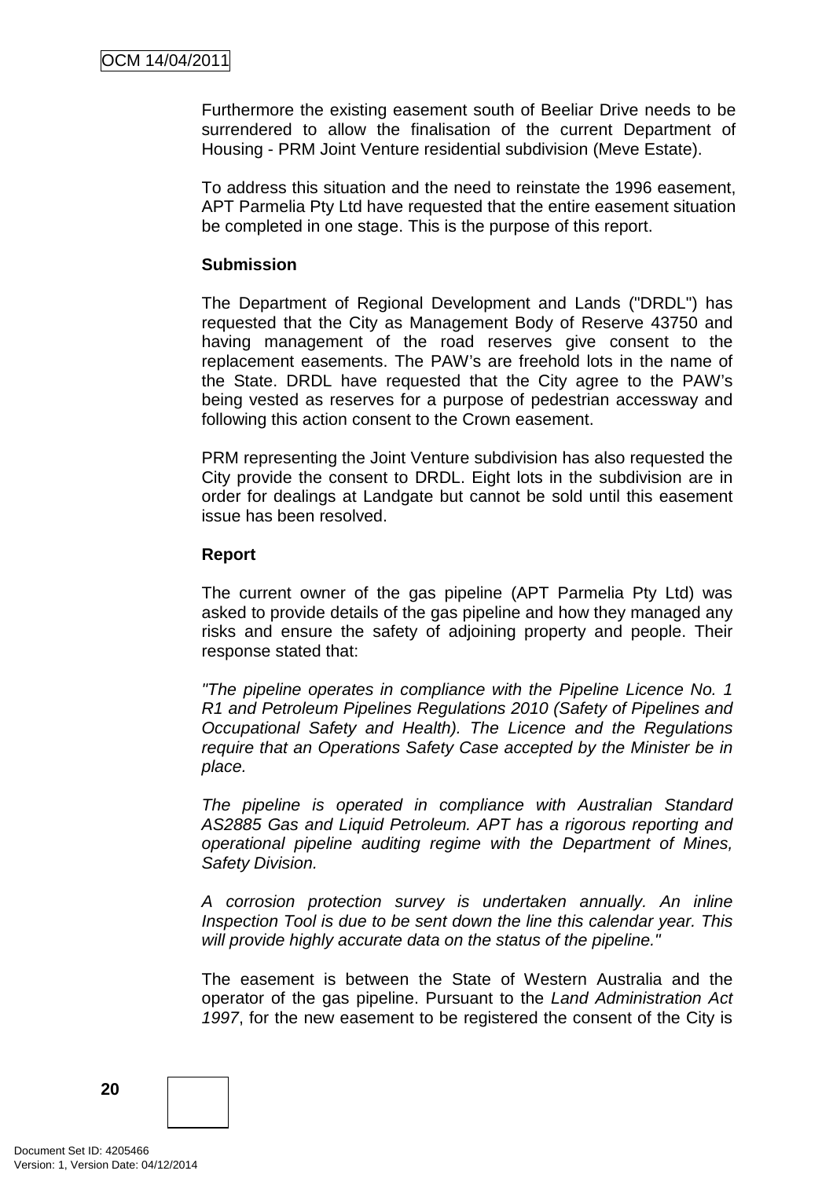Furthermore the existing easement south of Beeliar Drive needs to be surrendered to allow the finalisation of the current Department of Housing - PRM Joint Venture residential subdivision (Meve Estate).

To address this situation and the need to reinstate the 1996 easement, APT Parmelia Pty Ltd have requested that the entire easement situation be completed in one stage. This is the purpose of this report.

**Submission**

The Department of Regional Development and Lands ("DRDL") has requested that the City as Management Body of Reserve 43750 and having management of the road reserves give consent to the replacement easements. The PAW's are freehold lots in the name of the State. DRDL have requested that the City agree to the PAW's being vested as reserves for a purpose of pedestrian accessway and following this action consent to the Crown easement.

PRM representing the Joint Venture subdivision has also requested the City provide the consent to DRDL. Eight lots in the subdivision are in order for dealings at Landgate but cannot be sold until this easement issue has been resolved.

**Report**

The current owner of the gas pipeline (APT Parmelia Pty Ltd) was asked to provide details of the gas pipeline and how they managed any risks and ensure the safety of adjoining property and people. Their response stated that:

*"The pipeline operates in compliance with the Pipeline Licence No. 1 R1 and Petroleum Pipelines Regulations 2010 (Safety of Pipelines and Occupational Safety and Health). The Licence and the Regulations require that an Operations Safety Case accepted by the Minister be in place.*

*The pipeline is operated in compliance with Australian Standard AS2885 Gas and Liquid Petroleum. APT has a rigorous reporting and operational pipeline auditing regime with the Department of Mines, Safety Division.*

*A corrosion protection survey is undertaken annually. An inline Inspection Tool is due to be sent down the line this calendar year. This will provide highly accurate data on the status of the pipeline."*

The easement is between the State of Western Australia and the operator of the gas pipeline. Pursuant to the *Land Administration Act 1997*, for the new easement to be registered the consent of the City is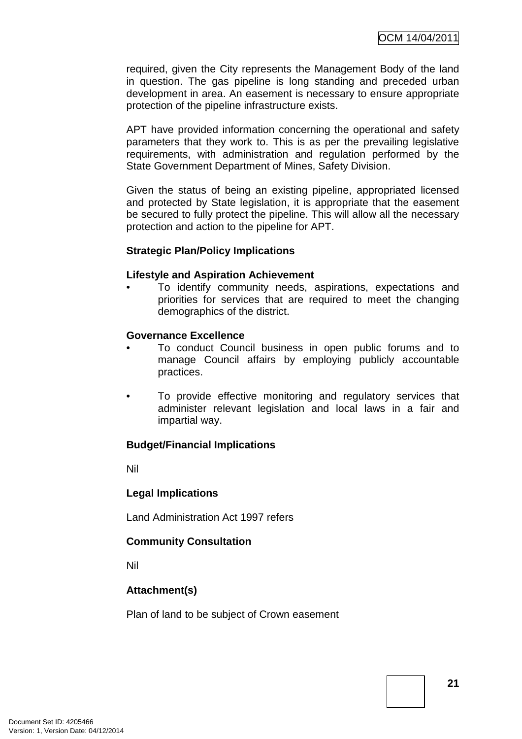required, given the City represents the Management Body of the land in question. The gas pipeline is long standing and preceded urban development in area. An easement is necessary to ensure appropriate protection of the pipeline infrastructure exists.

APT have provided information concerning the operational and safety parameters that they work to. This is as per the prevailing legislative requirements, with administration and regulation performed by the State Government Department of Mines, Safety Division.

Given the status of being an existing pipeline, appropriated licensed and protected by State legislation, it is appropriate that the easement be secured to fully protect the pipeline. This will allow all the necessary protection and action to the pipeline for APT.

**Strategic Plan/Policy Implications**

**Lifestyle and Aspiration Achievement**

- To identify community needs, aspirations, expectations and priorities for services that are required to meet the changing demographics of the district.

**Governance Excellence**

- To conduct Council business in open public forums and to manage Council affairs by employing publicly accountable practices.

- To provide effective monitoring and regulatory services that administer relevant legislation and local laws in a fair and impartial way.

**Budget/Financial Implications**

Nil

**Legal Implications**

Land Administration Act 1997 refers

**Community Consultation**

Nil

**Attachment(s)**

Plan of land to be subject of Crown easement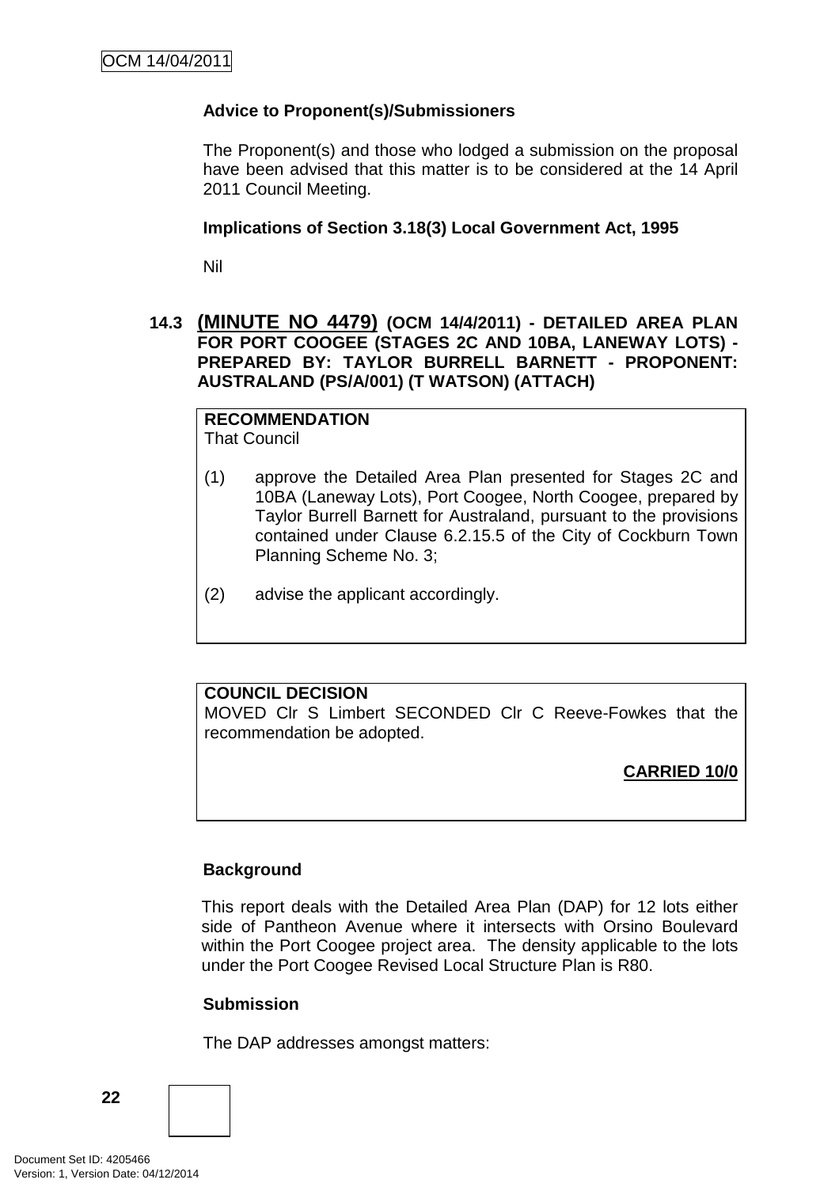**Advice to Proponent(s)/Submissioners**

The Proponent(s) and those who lodged a submission on the proposal have been advised that this matter is to be considered at the 14 April 2011 Council Meeting.

**Implications of Section 3.18(3) Local Government Act, 1995**

Nil

### 14.3 (MINUTE NO 4479) (OCM 14/4/2011) - DETAILED AREA PLAN FOR PORT COOGEE (STAGES 2C AND 10BA, LANEWAY LOTS) - PREPARED BY: TAYLOR BURRELL BARNETT - PROPONENT: AUSTRALAND (PS/A/001) (T WATSON) (ATTACH)

**RECOMMENDATION**
That Council

(1) approve the Detailed Area Plan presented for Stages 2C and 10BA (Laneway Lots), Port Coogee, North Coogee, prepared by Taylor Burrell Barnett for Australand, pursuant to the provisions contained under Clause 6.2.15.5 of the City of Cockburn Town Planning Scheme No. 3;

(2) advise the applicant accordingly.

**COUNCIL DECISION**
MOVED Clr S Limbert SECONDED Clr C Reeve-Fowkes that the recommendation be adopted.

**CARRIED 10/0**

**Background**

This report deals with the Detailed Area Plan (DAP) for 12 lots either side of Pantheon Avenue where it intersects with Orsino Boulevard within the Port Coogee project area. The density applicable to the lots under the Port Coogee Revised Local Structure Plan is R80.

**Submission**

The DAP addresses amongst matters: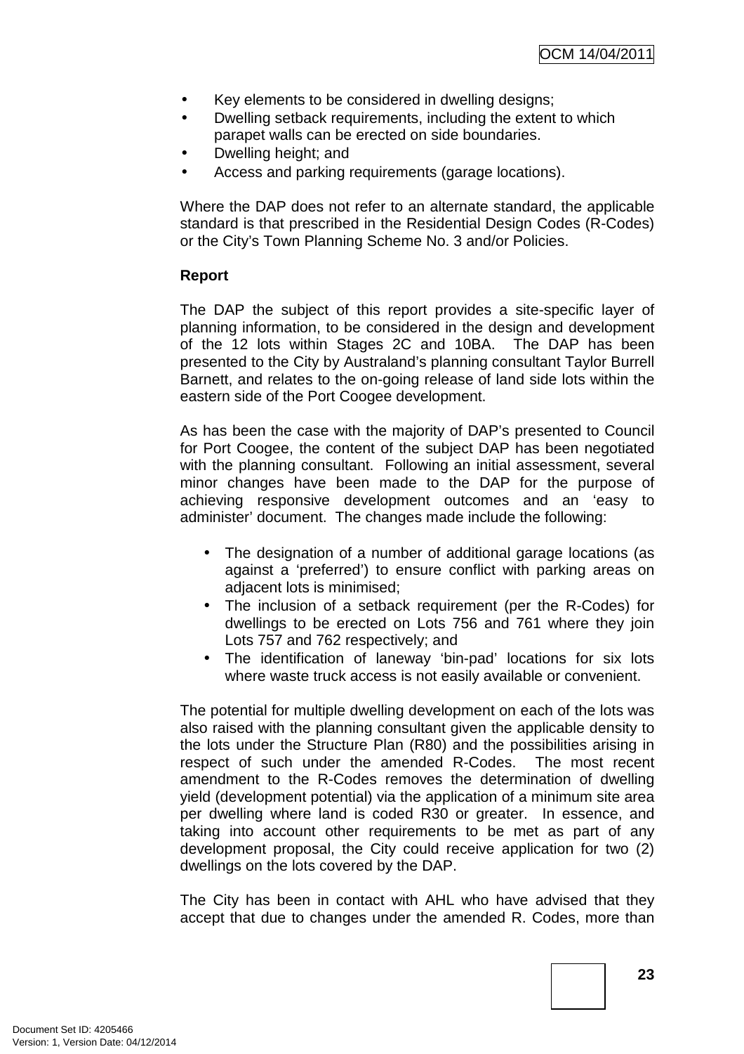- Key elements to be considered in dwelling designs;
- Dwelling setback requirements, including the extent to which parapet walls can be erected on side boundaries.
- Dwelling height; and
- Access and parking requirements (garage locations).

Where the DAP does not refer to an alternate standard, the applicable standard is that prescribed in the Residential Design Codes (R-Codes) or the City's Town Planning Scheme No. 3 and/or Policies.

**Report**

The DAP the subject of this report provides a site-specific layer of planning information, to be considered in the design and development of the 12 lots within Stages 2C and 10BA. The DAP has been presented to the City by Australand's planning consultant Taylor Burrell Barnett, and relates to the on-going release of land side lots within the eastern side of the Port Coogee development.

As has been the case with the majority of DAP's presented to Council for Port Coogee, the content of the subject DAP has been negotiated with the planning consultant. Following an initial assessment, several minor changes have been made to the DAP for the purpose of achieving responsive development outcomes and an 'easy to administer' document. The changes made include the following:

- The designation of a number of additional garage locations (as against a 'preferred') to ensure conflict with parking areas on adjacent lots is minimised;
- The inclusion of a setback requirement (per the R-Codes) for dwellings to be erected on Lots 756 and 761 where they join Lots 757 and 762 respectively; and
- The identification of laneway 'bin-pad' locations for six lots where waste truck access is not easily available or convenient.

The potential for multiple dwelling development on each of the lots was also raised with the planning consultant given the applicable density to the lots under the Structure Plan (R80) and the possibilities arising in respect of such under the amended R-Codes. The most recent amendment to the R-Codes removes the determination of dwelling yield (development potential) via the application of a minimum site area per dwelling where land is coded R30 or greater. In essence, and taking into account other requirements to be met as part of any development proposal, the City could receive application for two (2) dwellings on the lots covered by the DAP.

The City has been in contact with AHL who have advised that they accept that due to changes under the amended R. Codes, more than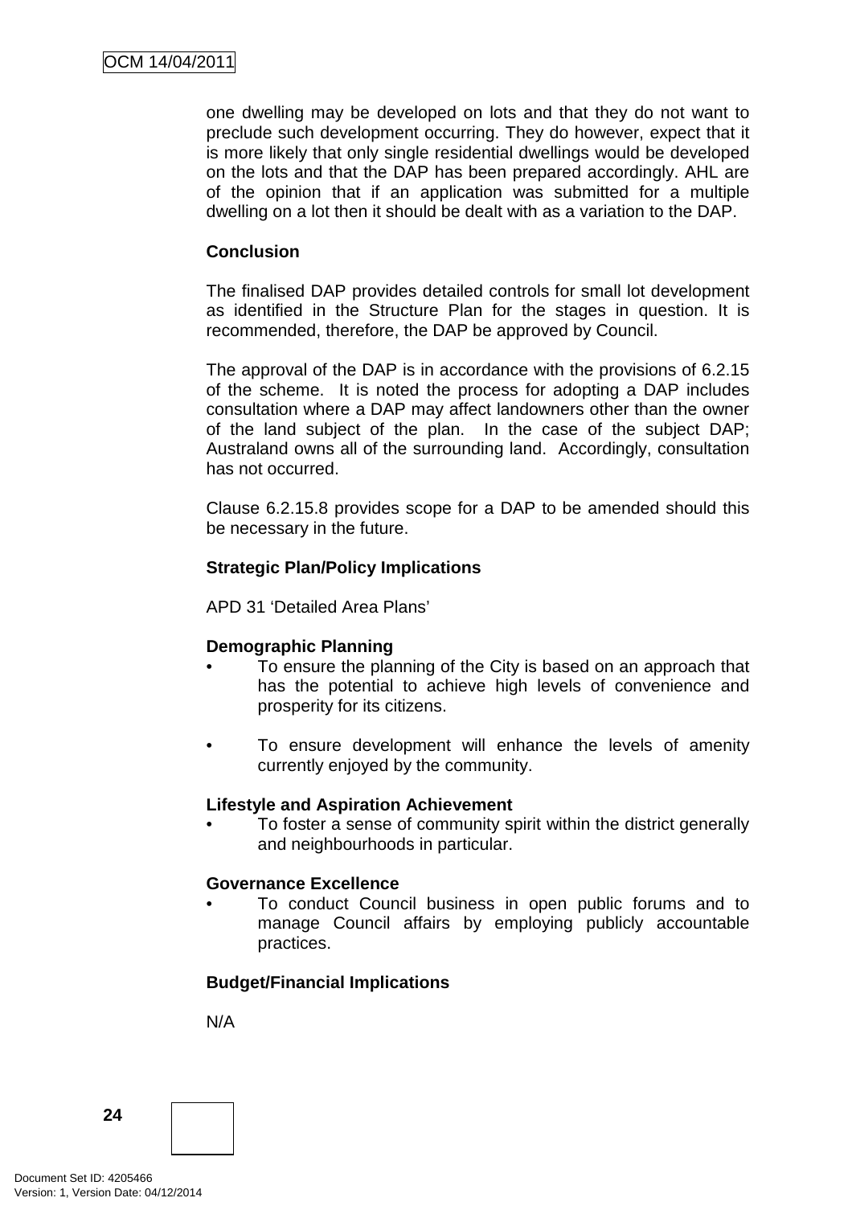one dwelling may be developed on lots and that they do not want to preclude such development occurring. They do however, expect that it is more likely that only single residential dwellings would be developed on the lots and that the DAP has been prepared accordingly. AHL are of the opinion that if an application was submitted for a multiple dwelling on a lot then it should be dealt with as a variation to the DAP.

**Conclusion**

The finalised DAP provides detailed controls for small lot development as identified in the Structure Plan for the stages in question. It is recommended, therefore, the DAP be approved by Council.

The approval of the DAP is in accordance with the provisions of 6.2.15 of the scheme. It is noted the process for adopting a DAP includes consultation where a DAP may affect landowners other than the owner of the land subject of the plan. In the case of the subject DAP; Australand owns all of the surrounding land. Accordingly, consultation has not occurred.

Clause 6.2.15.8 provides scope for a DAP to be amended should this be necessary in the future.

**Strategic Plan/Policy Implications**

APD 31 'Detailed Area Plans'

**Demographic Planning**

- To ensure the planning of the City is based on an approach that has the potential to achieve high levels of convenience and prosperity for its citizens.

- To ensure development will enhance the levels of amenity currently enjoyed by the community.

**Lifestyle and Aspiration Achievement**

- To foster a sense of community spirit within the district generally and neighbourhoods in particular.

**Governance Excellence**

- To conduct Council business in open public forums and to manage Council affairs by employing publicly accountable practices.

**Budget/Financial Implications**

N/A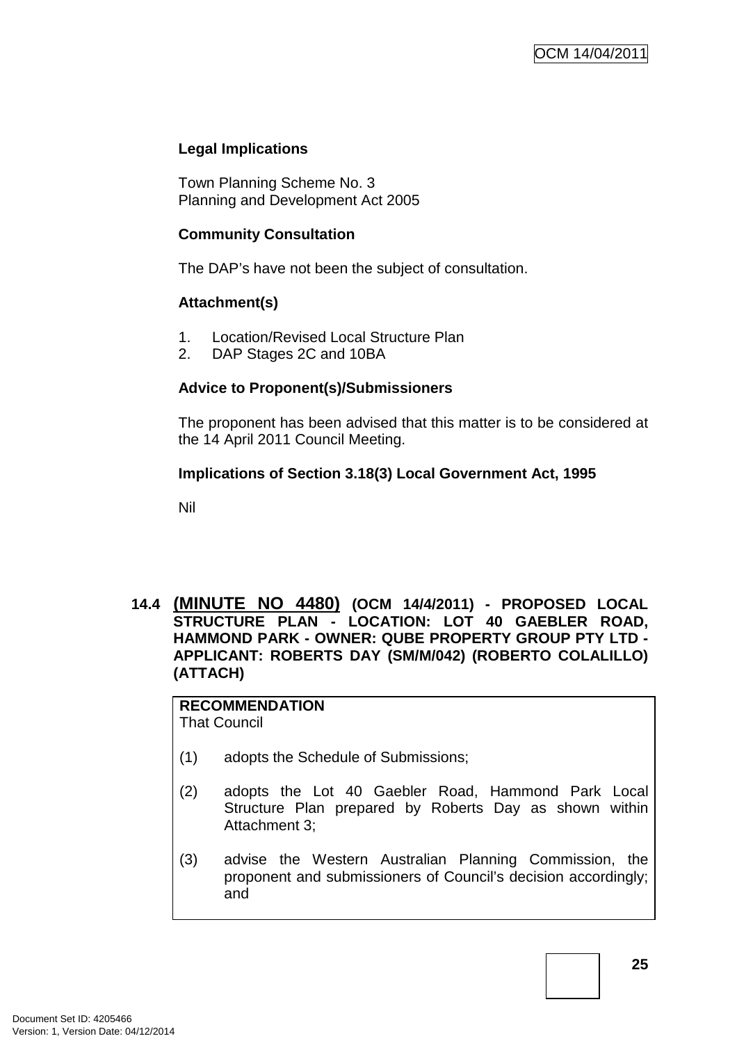**Legal Implications**

Town Planning Scheme No. 3
Planning and Development Act 2005

**Community Consultation**

The DAP's have not been the subject of consultation.

**Attachment(s)**

1. Location/Revised Local Structure Plan
2. DAP Stages 2C and 10BA

**Advice to Proponent(s)/Submissioners**

The proponent has been advised that this matter is to be considered at the 14 April 2011 Council Meeting.

**Implications of Section 3.18(3) Local Government Act, 1995**

Nil

## 14.4 (MINUTE NO 4480) (OCM 14/4/2011) - PROPOSED LOCAL STRUCTURE PLAN - LOCATION: LOT 40 GAEBLER ROAD, HAMMOND PARK - OWNER: QUBE PROPERTY GROUP PTY LTD - APPLICANT: ROBERTS DAY (SM/M/042) (ROBERTO COLALILLO) (ATTACH)

**RECOMMENDATION**
That Council

(1) adopts the Schedule of Submissions;

(2) adopts the Lot 40 Gaebler Road, Hammond Park Local Structure Plan prepared by Roberts Day as shown within Attachment 3;

(3) advise the Western Australian Planning Commission, the proponent and submissioners of Council's decision accordingly; and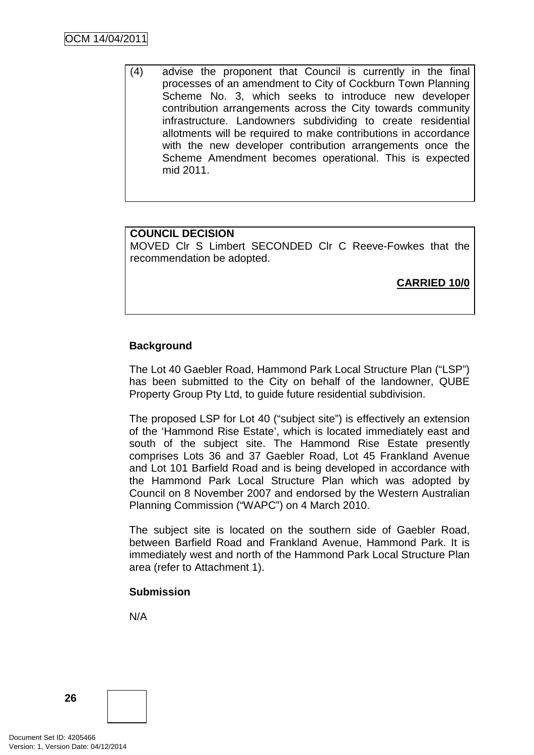(4) advise the proponent that Council is currently in the final processes of an amendment to City of Cockburn Town Planning Scheme No. 3, which seeks to introduce new developer contribution arrangements across the City towards community infrastructure. Landowners subdividing to create residential allotments will be required to make contributions in accordance with the new developer contribution arrangements once the Scheme Amendment becomes operational. This is expected mid 2011.

**COUNCIL DECISION**
MOVED Clr S Limbert SECONDED Clr C Reeve-Fowkes that the recommendation be adopted.

**CARRIED 10/0**

**Background**

The Lot 40 Gaebler Road, Hammond Park Local Structure Plan ("LSP") has been submitted to the City on behalf of the landowner, QUBE Property Group Pty Ltd, to guide future residential subdivision.

The proposed LSP for Lot 40 ("subject site") is effectively an extension of the 'Hammond Rise Estate', which is located immediately east and south of the subject site. The Hammond Rise Estate presently comprises Lots 36 and 37 Gaebler Road, Lot 45 Frankland Avenue and Lot 101 Barfield Road and is being developed in accordance with the Hammond Park Local Structure Plan which was adopted by Council on 8 November 2007 and endorsed by the Western Australian Planning Commission ("WAPC") on 4 March 2010.

The subject site is located on the southern side of Gaebler Road, between Barfield Road and Frankland Avenue, Hammond Park. It is immediately west and north of the Hammond Park Local Structure Plan area (refer to Attachment 1).

**Submission**

N/A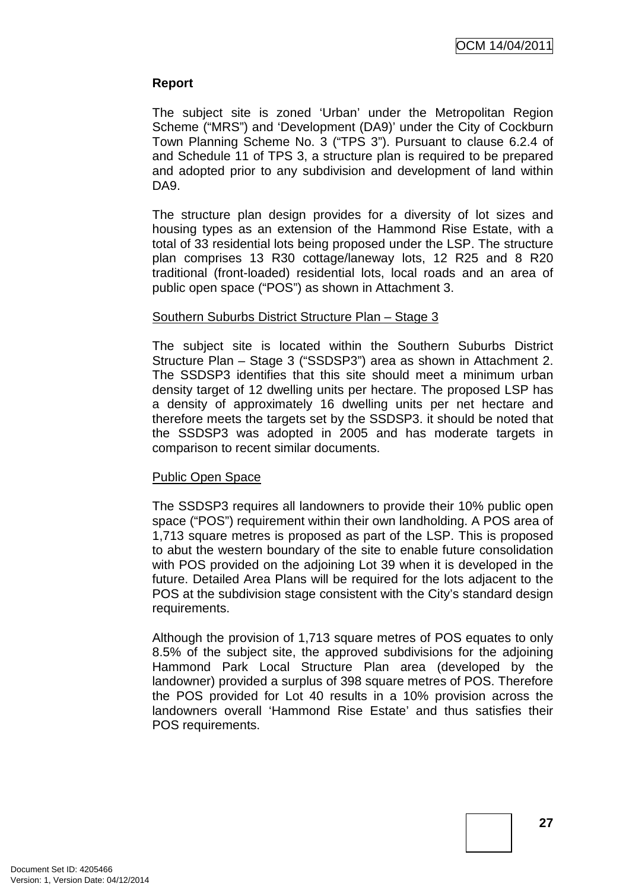**Report**

The subject site is zoned 'Urban' under the Metropolitan Region Scheme ("MRS") and 'Development (DA9)' under the City of Cockburn Town Planning Scheme No. 3 ("TPS 3"). Pursuant to clause 6.2.4 of and Schedule 11 of TPS 3, a structure plan is required to be prepared and adopted prior to any subdivision and development of land within DA9.

The structure plan design provides for a diversity of lot sizes and housing types as an extension of the Hammond Rise Estate, with a total of 33 residential lots being proposed under the LSP. The structure plan comprises 13 R30 cottage/laneway lots, 12 R25 and 8 R20 traditional (front-loaded) residential lots, local roads and an area of public open space ("POS") as shown in Attachment 3.

<u>Southern Suburbs District Structure Plan – Stage 3</u>

The subject site is located within the Southern Suburbs District Structure Plan – Stage 3 ("SSDSP3") area as shown in Attachment 2. The SSDSP3 identifies that this site should meet a minimum urban density target of 12 dwelling units per hectare. The proposed LSP has a density of approximately 16 dwelling units per net hectare and therefore meets the targets set by the SSDSP3. it should be noted that the SSDSP3 was adopted in 2005 and has moderate targets in comparison to recent similar documents.

<u>Public Open Space</u>

The SSDSP3 requires all landowners to provide their 10% public open space ("POS") requirement within their own landholding. A POS area of 1,713 square metres is proposed as part of the LSP. This is proposed to abut the western boundary of the site to enable future consolidation with POS provided on the adjoining Lot 39 when it is developed in the future. Detailed Area Plans will be required for the lots adjacent to the POS at the subdivision stage consistent with the City's standard design requirements.

Although the provision of 1,713 square metres of POS equates to only 8.5% of the subject site, the approved subdivisions for the adjoining Hammond Park Local Structure Plan area (developed by the landowner) provided a surplus of 398 square metres of POS. Therefore the POS provided for Lot 40 results in a 10% provision across the landowners overall 'Hammond Rise Estate' and thus satisfies their POS requirements.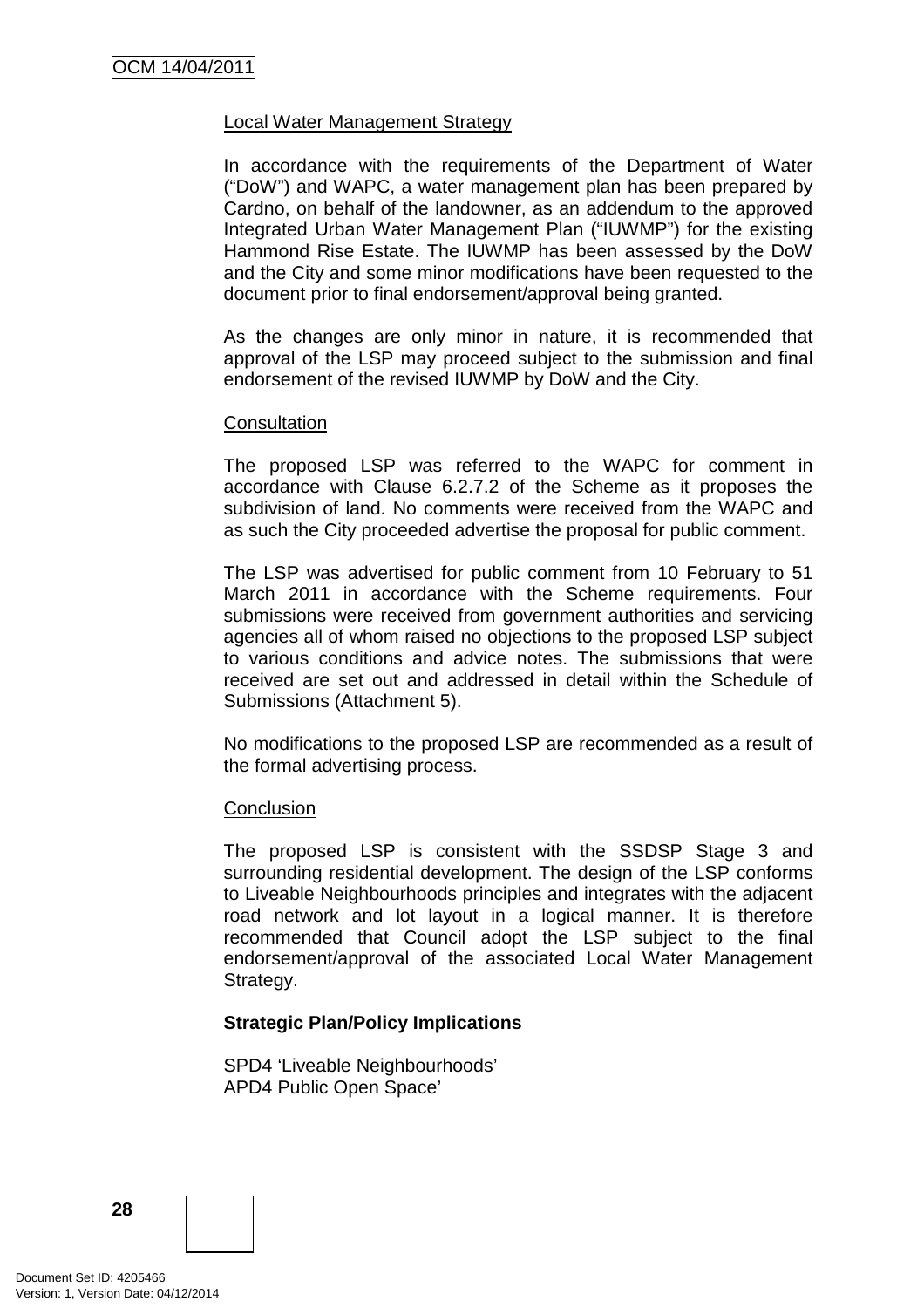Local Water Management Strategy

In accordance with the requirements of the Department of Water ("DoW") and WAPC, a water management plan has been prepared by Cardno, on behalf of the landowner, as an addendum to the approved Integrated Urban Water Management Plan ("IUWMP") for the existing Hammond Rise Estate. The IUWMP has been assessed by the DoW and the City and some minor modifications have been requested to the document prior to final endorsement/approval being granted.

As the changes are only minor in nature, it is recommended that approval of the LSP may proceed subject to the submission and final endorsement of the revised IUWMP by DoW and the City.

Consultation

The proposed LSP was referred to the WAPC for comment in accordance with Clause 6.2.7.2 of the Scheme as it proposes the subdivision of land. No comments were received from the WAPC and as such the City proceeded advertise the proposal for public comment.

The LSP was advertised for public comment from 10 February to 51 March 2011 in accordance with the Scheme requirements. Four submissions were received from government authorities and servicing agencies all of whom raised no objections to the proposed LSP subject to various conditions and advice notes. The submissions that were received are set out and addressed in detail within the Schedule of Submissions (Attachment 5).

No modifications to the proposed LSP are recommended as a result of the formal advertising process.

Conclusion

The proposed LSP is consistent with the SSDSP Stage 3 and surrounding residential development. The design of the LSP conforms to Liveable Neighbourhoods principles and integrates with the adjacent road network and lot layout in a logical manner. It is therefore recommended that Council adopt the LSP subject to the final endorsement/approval of the associated Local Water Management Strategy.

**Strategic Plan/Policy Implications**

SPD4 'Liveable Neighbourhoods'
APD4 Public Open Space'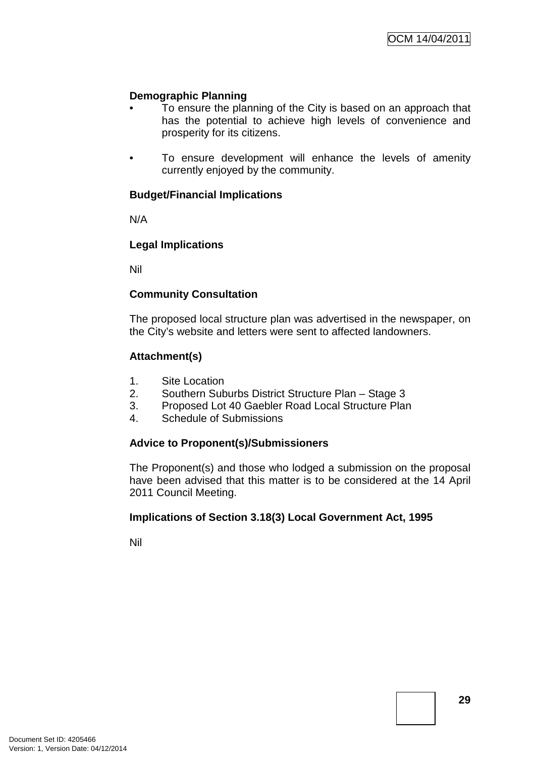**Demographic Planning**

- To ensure the planning of the City is based on an approach that has the potential to achieve high levels of convenience and prosperity for its citizens.

- To ensure development will enhance the levels of amenity currently enjoyed by the community.

**Budget/Financial Implications**

N/A

**Legal Implications**

Nil

**Community Consultation**

The proposed local structure plan was advertised in the newspaper, on the City's website and letters were sent to affected landowners.

**Attachment(s)**

1. Site Location
2. Southern Suburbs District Structure Plan – Stage 3
3. Proposed Lot 40 Gaebler Road Local Structure Plan
4. Schedule of Submissions

**Advice to Proponent(s)/Submissioners**

The Proponent(s) and those who lodged a submission on the proposal have been advised that this matter is to be considered at the 14 April 2011 Council Meeting.

**Implications of Section 3.18(3) Local Government Act, 1995**

Nil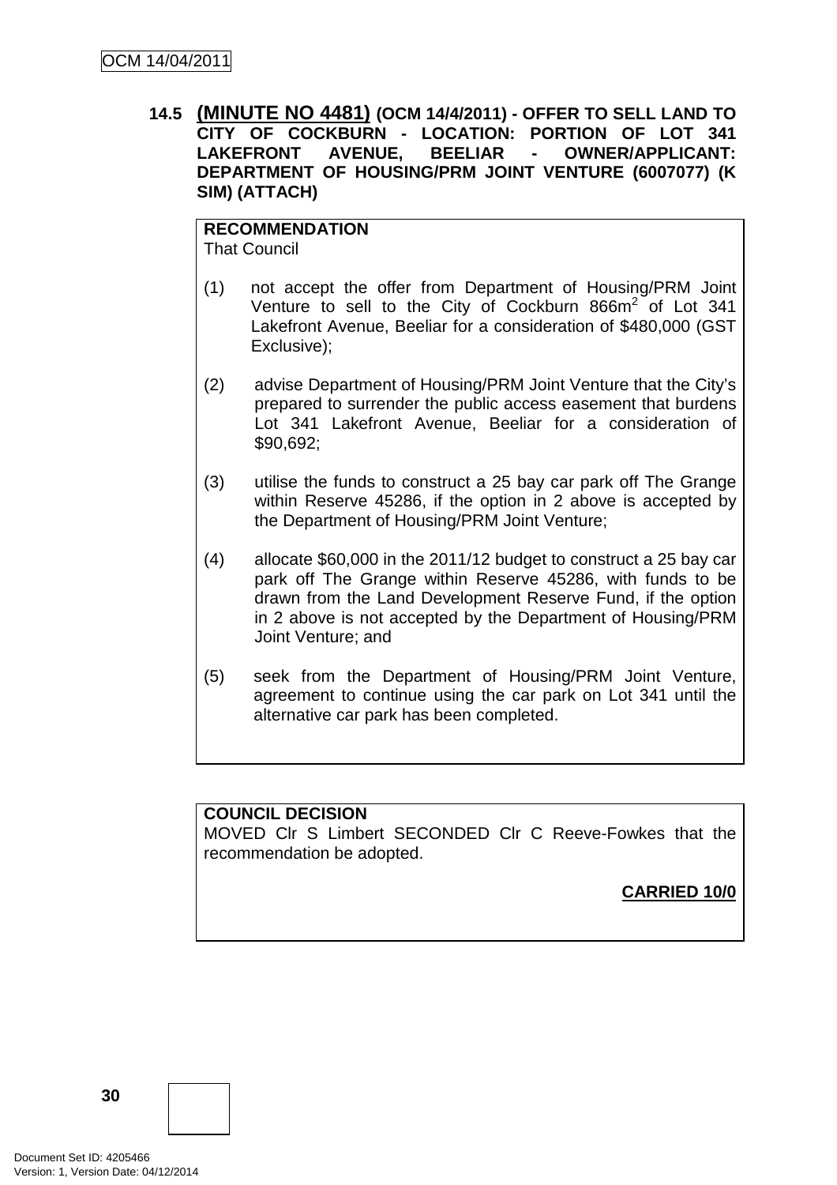### 14.5 (MINUTE NO 4481) (OCM 14/4/2011) - OFFER TO SELL LAND TO CITY OF COCKBURN - LOCATION: PORTION OF LOT 341 LAKEFRONT AVENUE, BEELIAR - OWNER/APPLICANT: DEPARTMENT OF HOUSING/PRM JOINT VENTURE (6007077) (K SIM) (ATTACH)

**RECOMMENDATION**
That Council

(1) not accept the offer from Department of Housing/PRM Joint Venture to sell to the City of Cockburn 866m$^2$ of Lot 341 Lakefront Avenue, Beeliar for a consideration of $480,000 (GST Exclusive);

(2) advise Department of Housing/PRM Joint Venture that the City's prepared to surrender the public access easement that burdens Lot 341 Lakefront Avenue, Beeliar for a consideration of $90,692;

(3) utilise the funds to construct a 25 bay car park off The Grange within Reserve 45286, if the option in 2 above is accepted by the Department of Housing/PRM Joint Venture;

(4) allocate $60,000 in the 2011/12 budget to construct a 25 bay car park off The Grange within Reserve 45286, with funds to be drawn from the Land Development Reserve Fund, if the option in 2 above is not accepted by the Department of Housing/PRM Joint Venture; and

(5) seek from the Department of Housing/PRM Joint Venture, agreement to continue using the car park on Lot 341 until the alternative car park has been completed.

**COUNCIL DECISION**
MOVED Clr S Limbert SECONDED Clr C Reeve-Fowkes that the recommendation be adopted.

**CARRIED 10/0**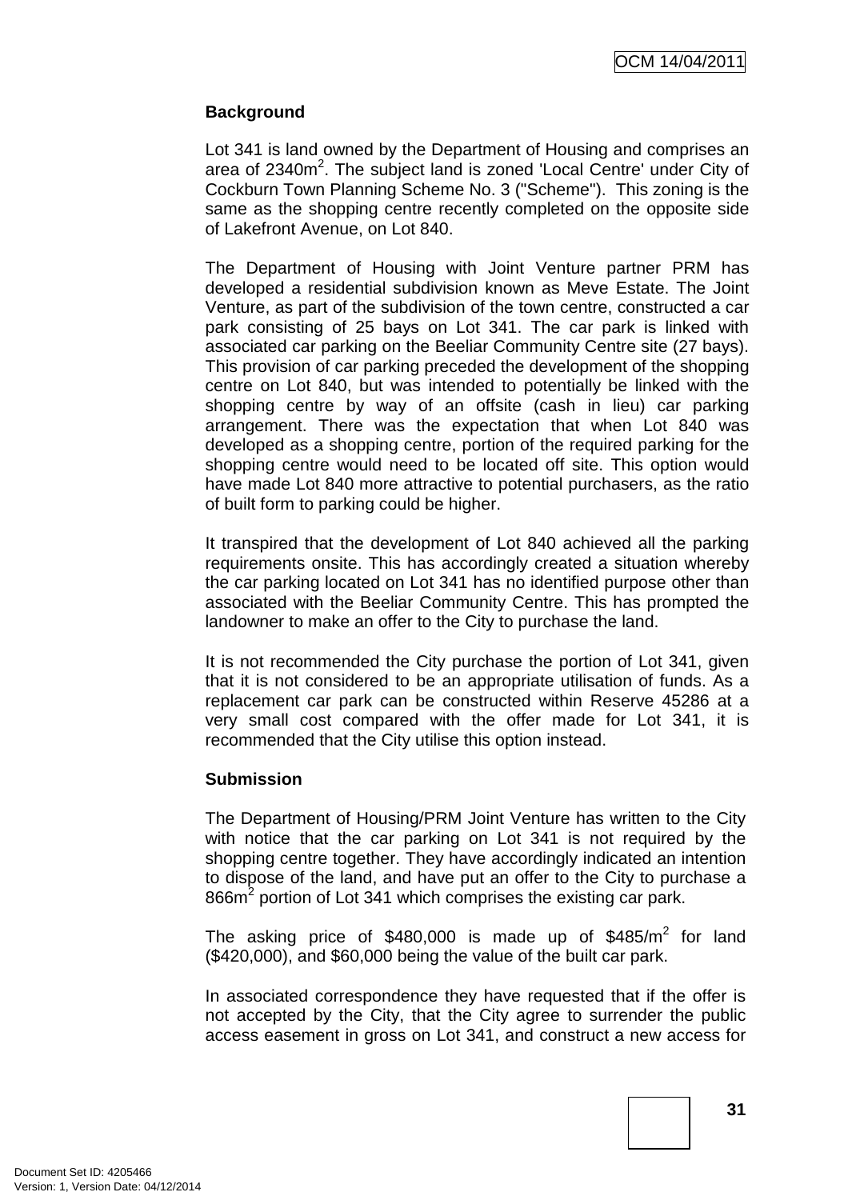**Background**

Lot 341 is land owned by the Department of Housing and comprises an area of 2340m$^2$. The subject land is zoned 'Local Centre' under City of Cockburn Town Planning Scheme No. 3 ("Scheme"). This zoning is the same as the shopping centre recently completed on the opposite side of Lakefront Avenue, on Lot 840.

The Department of Housing with Joint Venture partner PRM has developed a residential subdivision known as Meve Estate. The Joint Venture, as part of the subdivision of the town centre, constructed a car park consisting of 25 bays on Lot 341. The car park is linked with associated car parking on the Beeliar Community Centre site (27 bays). This provision of car parking preceded the development of the shopping centre on Lot 840, but was intended to potentially be linked with the shopping centre by way of an offsite (cash in lieu) car parking arrangement. There was the expectation that when Lot 840 was developed as a shopping centre, portion of the required parking for the shopping centre would need to be located off site. This option would have made Lot 840 more attractive to potential purchasers, as the ratio of built form to parking could be higher.

It transpired that the development of Lot 840 achieved all the parking requirements onsite. This has accordingly created a situation whereby the car parking located on Lot 341 has no identified purpose other than associated with the Beeliar Community Centre. This has prompted the landowner to make an offer to the City to purchase the land.

It is not recommended the City purchase the portion of Lot 341, given that it is not considered to be an appropriate utilisation of funds. As a replacement car park can be constructed within Reserve 45286 at a very small cost compared with the offer made for Lot 341, it is recommended that the City utilise this option instead.

**Submission**

The Department of Housing/PRM Joint Venture has written to the City with notice that the car parking on Lot 341 is not required by the shopping centre together. They have accordingly indicated an intention to dispose of the land, and have put an offer to the City to purchase a 866m$^2$ portion of Lot 341 which comprises the existing car park.

The asking price of $480,000 is made up of $485/m$^2$ for land ($420,000), and $60,000 being the value of the built car park.

In associated correspondence they have requested that if the offer is not accepted by the City, that the City agree to surrender the public access easement in gross on Lot 341, and construct a new access for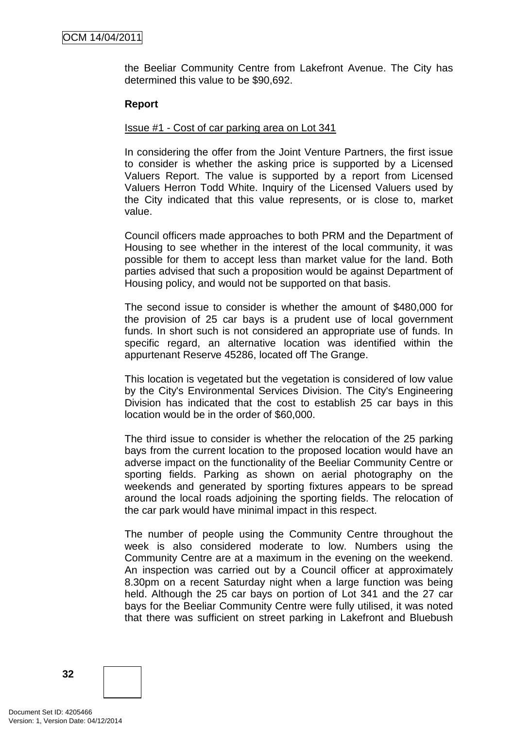the Beeliar Community Centre from Lakefront Avenue. The City has determined this value to be $90,692.

**Report**

Issue #1 - Cost of car parking area on Lot 341

In considering the offer from the Joint Venture Partners, the first issue to consider is whether the asking price is supported by a Licensed Valuers Report. The value is supported by a report from Licensed Valuers Herron Todd White. Inquiry of the Licensed Valuers used by the City indicated that this value represents, or is close to, market value.

Council officers made approaches to both PRM and the Department of Housing to see whether in the interest of the local community, it was possible for them to accept less than market value for the land. Both parties advised that such a proposition would be against Department of Housing policy, and would not be supported on that basis.

The second issue to consider is whether the amount of $480,000 for the provision of 25 car bays is a prudent use of local government funds. In short such is not considered an appropriate use of funds. In specific regard, an alternative location was identified within the appurtenant Reserve 45286, located off The Grange.

This location is vegetated but the vegetation is considered of low value by the City's Environmental Services Division. The City's Engineering Division has indicated that the cost to establish 25 car bays in this location would be in the order of $60,000.

The third issue to consider is whether the relocation of the 25 parking bays from the current location to the proposed location would have an adverse impact on the functionality of the Beeliar Community Centre or sporting fields. Parking as shown on aerial photography on the weekends and generated by sporting fixtures appears to be spread around the local roads adjoining the sporting fields. The relocation of the car park would have minimal impact in this respect.

The number of people using the Community Centre throughout the week is also considered moderate to low. Numbers using the Community Centre are at a maximum in the evening on the weekend. An inspection was carried out by a Council officer at approximately 8.30pm on a recent Saturday night when a large function was being held. Although the 25 car bays on portion of Lot 341 and the 27 car bays for the Beeliar Community Centre were fully utilised, it was noted that there was sufficient on street parking in Lakefront and Bluebush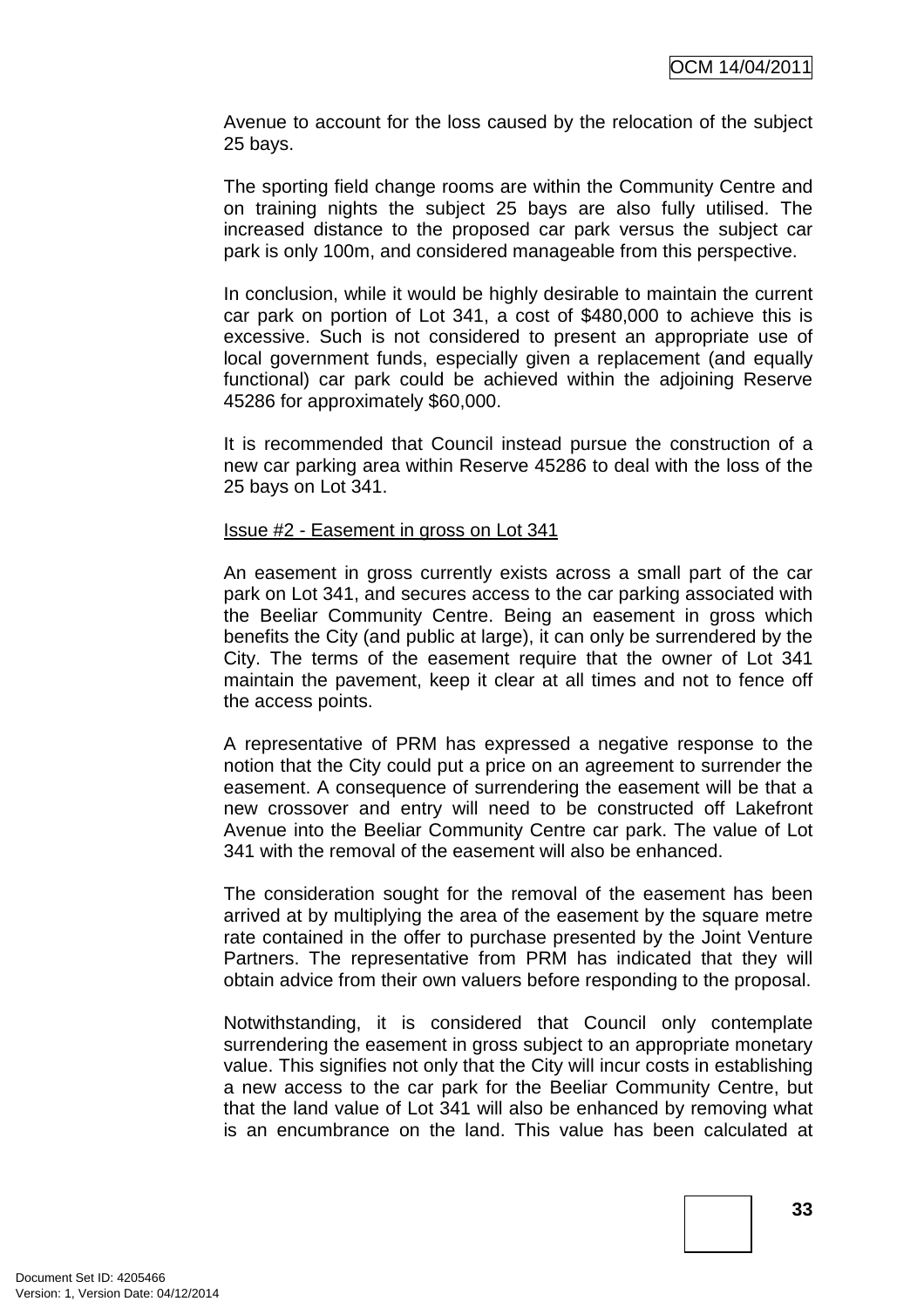Avenue to account for the loss caused by the relocation of the subject 25 bays.

The sporting field change rooms are within the Community Centre and on training nights the subject 25 bays are also fully utilised. The increased distance to the proposed car park versus the subject car park is only 100m, and considered manageable from this perspective.

In conclusion, while it would be highly desirable to maintain the current car park on portion of Lot 341, a cost of $480,000 to achieve this is excessive. Such is not considered to present an appropriate use of local government funds, especially given a replacement (and equally functional) car park could be achieved within the adjoining Reserve 45286 for approximately $60,000.

It is recommended that Council instead pursue the construction of a new car parking area within Reserve 45286 to deal with the loss of the 25 bays on Lot 341.

<u>Issue #2 - Easement in gross on Lot 341</u>

An easement in gross currently exists across a small part of the car park on Lot 341, and secures access to the car parking associated with the Beeliar Community Centre. Being an easement in gross which benefits the City (and public at large), it can only be surrendered by the City. The terms of the easement require that the owner of Lot 341 maintain the pavement, keep it clear at all times and not to fence off the access points.

A representative of PRM has expressed a negative response to the notion that the City could put a price on an agreement to surrender the easement. A consequence of surrendering the easement will be that a new crossover and entry will need to be constructed off Lakefront Avenue into the Beeliar Community Centre car park. The value of Lot 341 with the removal of the easement will also be enhanced.

The consideration sought for the removal of the easement has been arrived at by multiplying the area of the easement by the square metre rate contained in the offer to purchase presented by the Joint Venture Partners. The representative from PRM has indicated that they will obtain advice from their own valuers before responding to the proposal.

Notwithstanding, it is considered that Council only contemplate surrendering the easement in gross subject to an appropriate monetary value. This signifies not only that the City will incur costs in establishing a new access to the car park for the Beeliar Community Centre, but that the land value of Lot 341 will also be enhanced by removing what is an encumbrance on the land. This value has been calculated at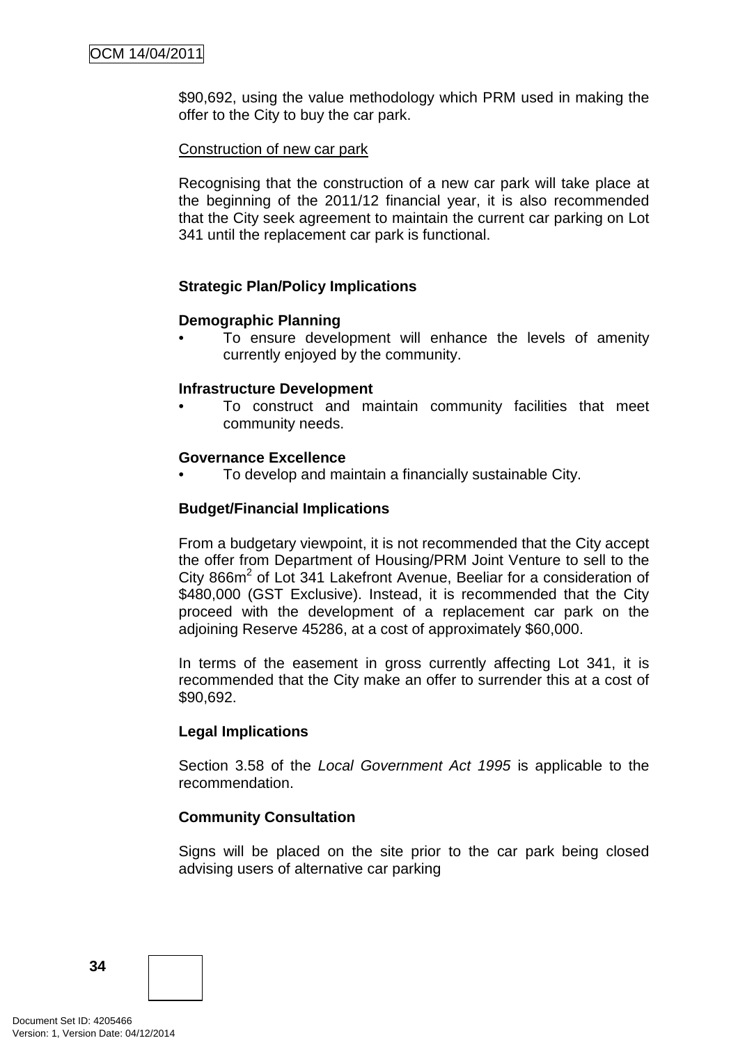$90,692, using the value methodology which PRM used in making the offer to the City to buy the car park.

Construction of new car park

Recognising that the construction of a new car park will take place at the beginning of the 2011/12 financial year, it is also recommended that the City seek agreement to maintain the current car parking on Lot 341 until the replacement car park is functional.

**Strategic Plan/Policy Implications**

**Demographic Planning**

- To ensure development will enhance the levels of amenity currently enjoyed by the community.

**Infrastructure Development**

- To construct and maintain community facilities that meet community needs.

**Governance Excellence**

- To develop and maintain a financially sustainable City.

**Budget/Financial Implications**

From a budgetary viewpoint, it is not recommended that the City accept the offer from Department of Housing/PRM Joint Venture to sell to the City 866m$^2$ of Lot 341 Lakefront Avenue, Beeliar for a consideration of $480,000 (GST Exclusive). Instead, it is recommended that the City proceed with the development of a replacement car park on the adjoining Reserve 45286, at a cost of approximately $60,000.

In terms of the easement in gross currently affecting Lot 341, it is recommended that the City make an offer to surrender this at a cost of $90,692.

**Legal Implications**

Section 3.58 of the *Local Government Act 1995* is applicable to the recommendation.

**Community Consultation**

Signs will be placed on the site prior to the car park being closed advising users of alternative car parking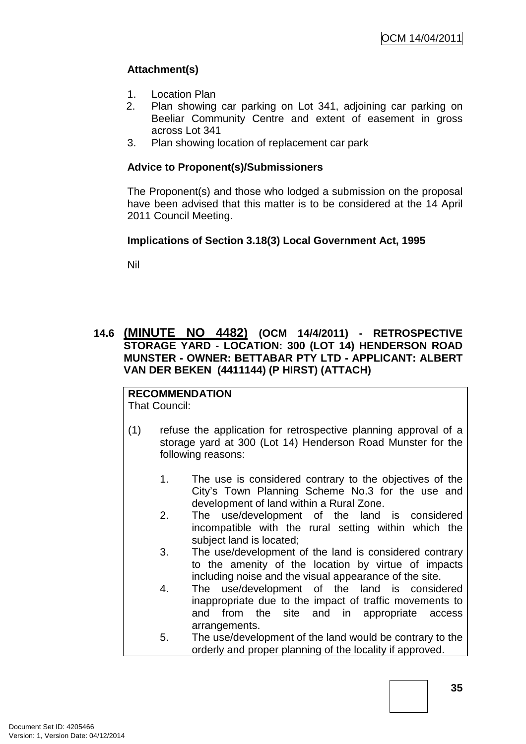**Attachment(s)**

1. Location Plan
2. Plan showing car parking on Lot 341, adjoining car parking on Beeliar Community Centre and extent of easement in gross across Lot 341
3. Plan showing location of replacement car park

**Advice to Proponent(s)/Submissioners**

The Proponent(s) and those who lodged a submission on the proposal have been advised that this matter is to be considered at the 14 April 2011 Council Meeting.

**Implications of Section 3.18(3) Local Government Act, 1995**

Nil

## 14.6 (MINUTE NO 4482) (OCM 14/4/2011) - RETROSPECTIVE STORAGE YARD - LOCATION: 300 (LOT 14) HENDERSON ROAD MUNSTER - OWNER: BETTABAR PTY LTD - APPLICANT: ALBERT VAN DER BEKEN (4411144) (P HIRST) (ATTACH)

**RECOMMENDATION**
That Council:

(1) refuse the application for retrospective planning approval of a storage yard at 300 (Lot 14) Henderson Road Munster for the following reasons:

   1. The use is considered contrary to the objectives of the City's Town Planning Scheme No.3 for the use and development of land within a Rural Zone.
   2. The use/development of the land is considered incompatible with the rural setting within which the subject land is located;
   3. The use/development of the land is considered contrary to the amenity of the location by virtue of impacts including noise and the visual appearance of the site.
   4. The use/development of the land is considered inappropriate due to the impact of traffic movements to and from the site and in appropriate access arrangements.
   5. The use/development of the land would be contrary to the orderly and proper planning of the locality if approved.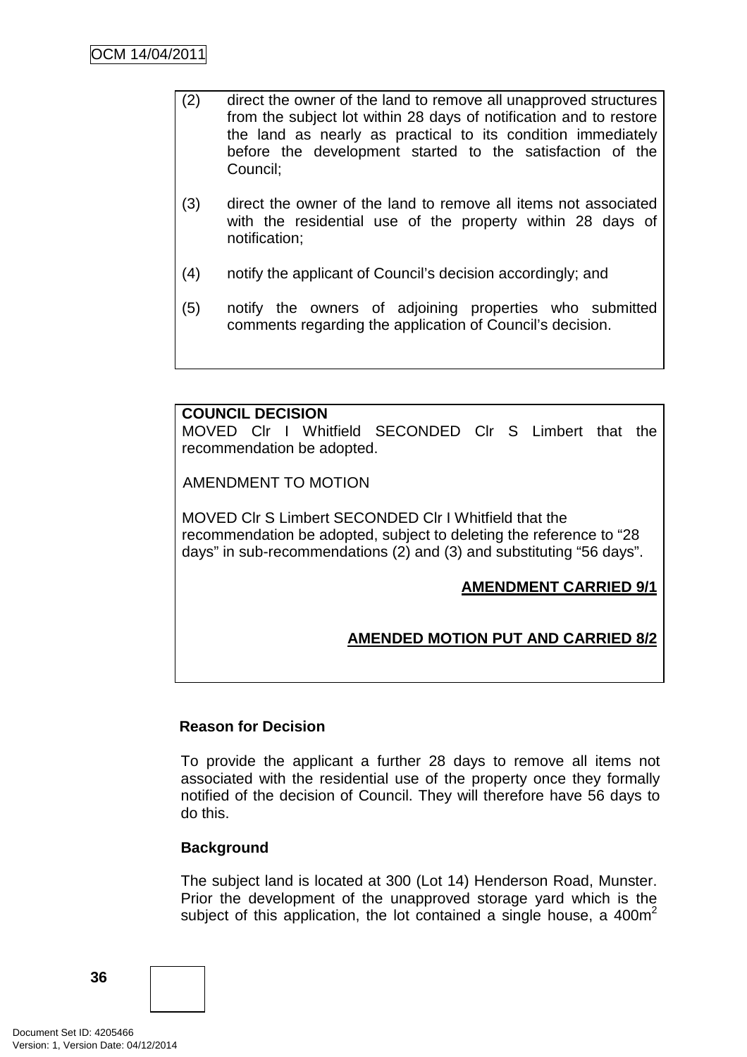(2) direct the owner of the land to remove all unapproved structures from the subject lot within 28 days of notification and to restore the land as nearly as practical to its condition immediately before the development started to the satisfaction of the Council;

(3) direct the owner of the land to remove all items not associated with the residential use of the property within 28 days of notification;

(4) notify the applicant of Council's decision accordingly; and

(5) notify the owners of adjoining properties who submitted comments regarding the application of Council's decision.

**COUNCIL DECISION**

MOVED Clr I Whitfield SECONDED Clr S Limbert that the recommendation be adopted.

AMENDMENT TO MOTION

MOVED Clr S Limbert SECONDED Clr I Whitfield that the recommendation be adopted, subject to deleting the reference to "28 days" in sub-recommendations (2) and (3) and substituting "56 days".

**AMENDMENT CARRIED 9/1**

**AMENDED MOTION PUT AND CARRIED 8/2**

**Reason for Decision**

To provide the applicant a further 28 days to remove all items not associated with the residential use of the property once they formally notified of the decision of Council. They will therefore have 56 days to do this.

**Background**

The subject land is located at 300 (Lot 14) Henderson Road, Munster. Prior the development of the unapproved storage yard which is the subject of this application, the lot contained a single house, a 400m$^2$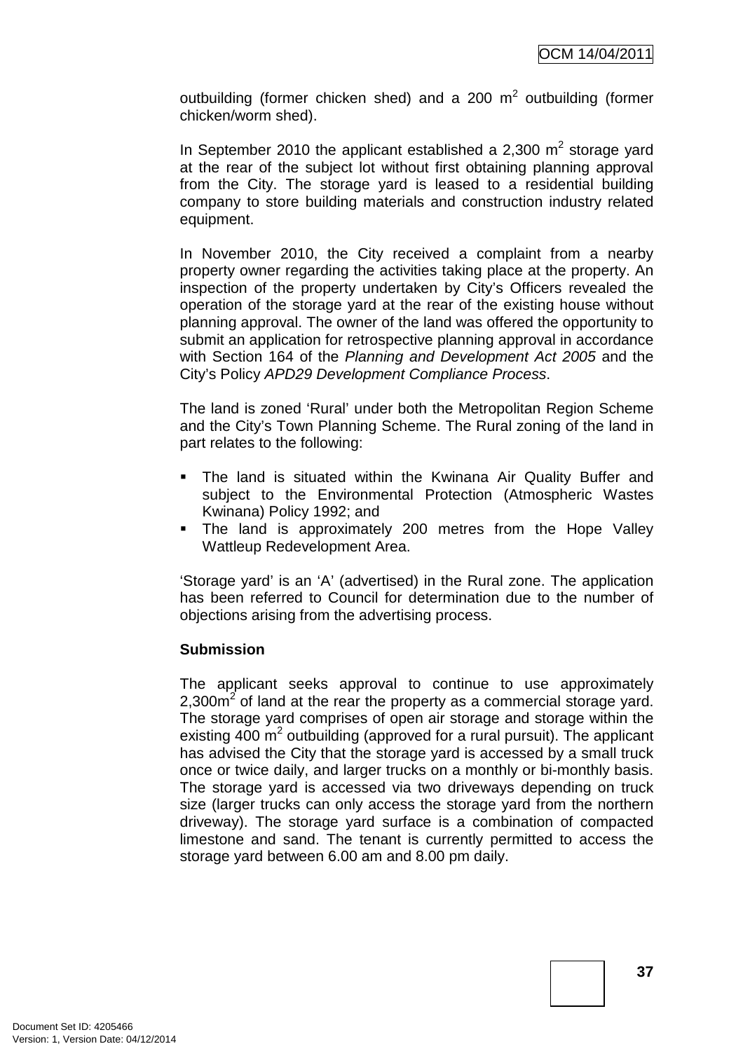outbuilding (former chicken shed) and a 200 $m^2$ outbuilding (former chicken/worm shed).

In September 2010 the applicant established a 2,300 $m^2$ storage yard at the rear of the subject lot without first obtaining planning approval from the City. The storage yard is leased to a residential building company to store building materials and construction industry related equipment.

In November 2010, the City received a complaint from a nearby property owner regarding the activities taking place at the property. An inspection of the property undertaken by City's Officers revealed the operation of the storage yard at the rear of the existing house without planning approval. The owner of the land was offered the opportunity to submit an application for retrospective planning approval in accordance with Section 164 of the *Planning and Development Act 2005* and the City's Policy *APD29 Development Compliance Process*.

The land is zoned 'Rural' under both the Metropolitan Region Scheme and the City's Town Planning Scheme. The Rural zoning of the land in part relates to the following:

- The land is situated within the Kwinana Air Quality Buffer and subject to the Environmental Protection (Atmospheric Wastes Kwinana) Policy 1992; and
- The land is approximately 200 metres from the Hope Valley Wattleup Redevelopment Area.

'Storage yard' is an 'A' (advertised) in the Rural zone. The application has been referred to Council for determination due to the number of objections arising from the advertising process.

**Submission**

The applicant seeks approval to continue to use approximately 2,300$m^2$ of land at the rear the property as a commercial storage yard. The storage yard comprises of open air storage and storage within the existing 400 $m^2$ outbuilding (approved for a rural pursuit). The applicant has advised the City that the storage yard is accessed by a small truck once or twice daily, and larger trucks on a monthly or bi-monthly basis. The storage yard is accessed via two driveways depending on truck size (larger trucks can only access the storage yard from the northern driveway). The storage yard surface is a combination of compacted limestone and sand. The tenant is currently permitted to access the storage yard between 6.00 am and 8.00 pm daily.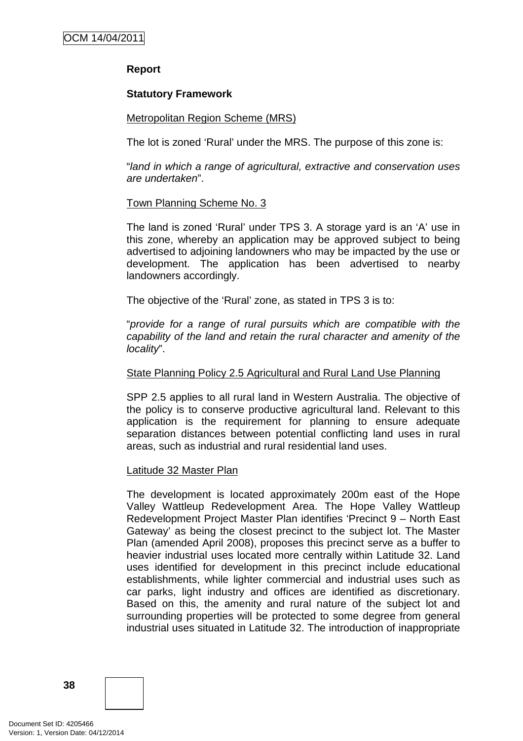**Report**

**Statutory Framework**

Metropolitan Region Scheme (MRS)

The lot is zoned 'Rural' under the MRS. The purpose of this zone is:

"*land in which a range of agricultural, extractive and conservation uses are undertaken*".

Town Planning Scheme No. 3

The land is zoned 'Rural' under TPS 3. A storage yard is an 'A' use in this zone, whereby an application may be approved subject to being advertised to adjoining landowners who may be impacted by the use or development. The application has been advertised to nearby landowners accordingly.

The objective of the 'Rural' zone, as stated in TPS 3 is to:

"*provide for a range of rural pursuits which are compatible with the capability of the land and retain the rural character and amenity of the locality*".

State Planning Policy 2.5 Agricultural and Rural Land Use Planning

SPP 2.5 applies to all rural land in Western Australia. The objective of the policy is to conserve productive agricultural land. Relevant to this application is the requirement for planning to ensure adequate separation distances between potential conflicting land uses in rural areas, such as industrial and rural residential land uses.

Latitude 32 Master Plan

The development is located approximately 200m east of the Hope Valley Wattleup Redevelopment Area. The Hope Valley Wattleup Redevelopment Project Master Plan identifies 'Precinct 9 – North East Gateway' as being the closest precinct to the subject lot. The Master Plan (amended April 2008), proposes this precinct serve as a buffer to heavier industrial uses located more centrally within Latitude 32. Land uses identified for development in this precinct include educational establishments, while lighter commercial and industrial uses such as car parks, light industry and offices are identified as discretionary. Based on this, the amenity and rural nature of the subject lot and surrounding properties will be protected to some degree from general industrial uses situated in Latitude 32. The introduction of inappropriate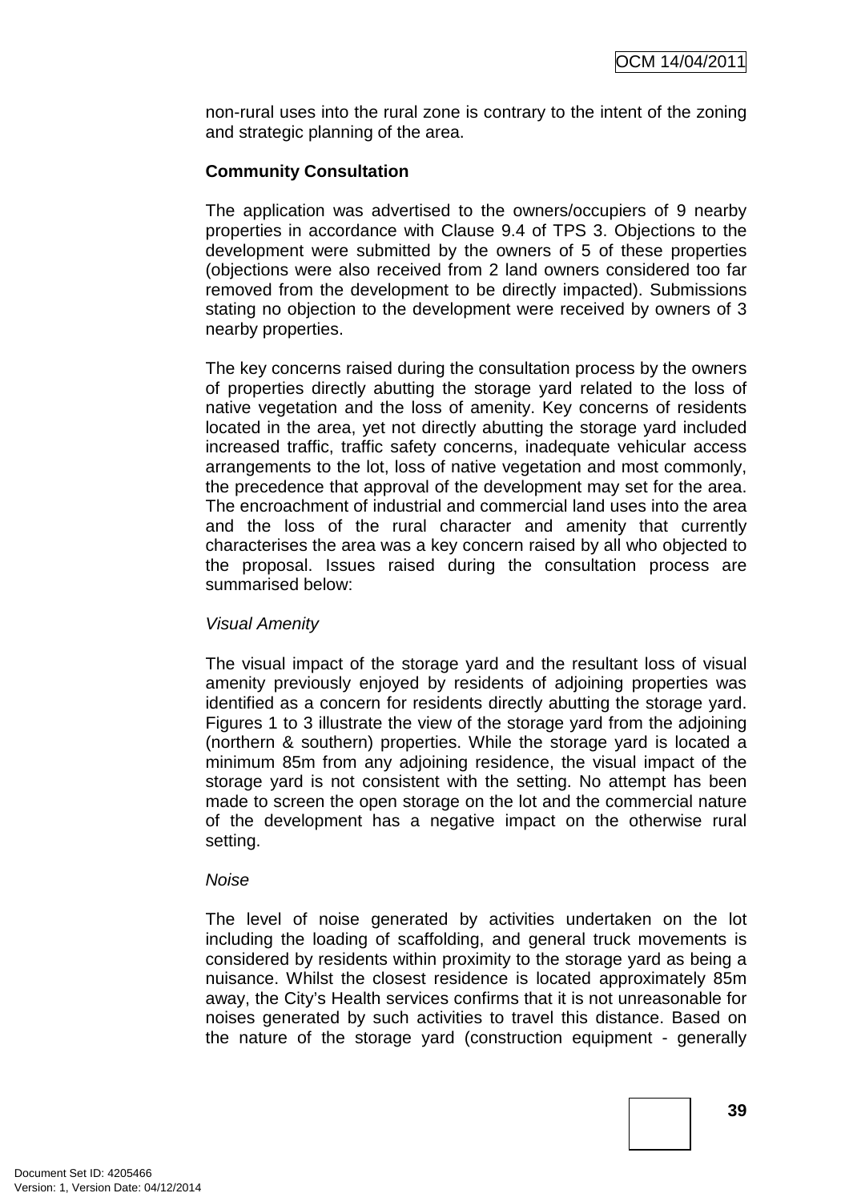non-rural uses into the rural zone is contrary to the intent of the zoning and strategic planning of the area.

**Community Consultation**

The application was advertised to the owners/occupiers of 9 nearby properties in accordance with Clause 9.4 of TPS 3. Objections to the development were submitted by the owners of 5 of these properties (objections were also received from 2 land owners considered too far removed from the development to be directly impacted). Submissions stating no objection to the development were received by owners of 3 nearby properties.

The key concerns raised during the consultation process by the owners of properties directly abutting the storage yard related to the loss of native vegetation and the loss of amenity. Key concerns of residents located in the area, yet not directly abutting the storage yard included increased traffic, traffic safety concerns, inadequate vehicular access arrangements to the lot, loss of native vegetation and most commonly, the precedence that approval of the development may set for the area. The encroachment of industrial and commercial land uses into the area and the loss of the rural character and amenity that currently characterises the area was a key concern raised by all who objected to the proposal. Issues raised during the consultation process are summarised below:

*Visual Amenity*

The visual impact of the storage yard and the resultant loss of visual amenity previously enjoyed by residents of adjoining properties was identified as a concern for residents directly abutting the storage yard. Figures 1 to 3 illustrate the view of the storage yard from the adjoining (northern & southern) properties. While the storage yard is located a minimum 85m from any adjoining residence, the visual impact of the storage yard is not consistent with the setting. No attempt has been made to screen the open storage on the lot and the commercial nature of the development has a negative impact on the otherwise rural setting.

*Noise*

The level of noise generated by activities undertaken on the lot including the loading of scaffolding, and general truck movements is considered by residents within proximity to the storage yard as being a nuisance. Whilst the closest residence is located approximately 85m away, the City's Health services confirms that it is not unreasonable for noises generated by such activities to travel this distance. Based on the nature of the storage yard (construction equipment - generally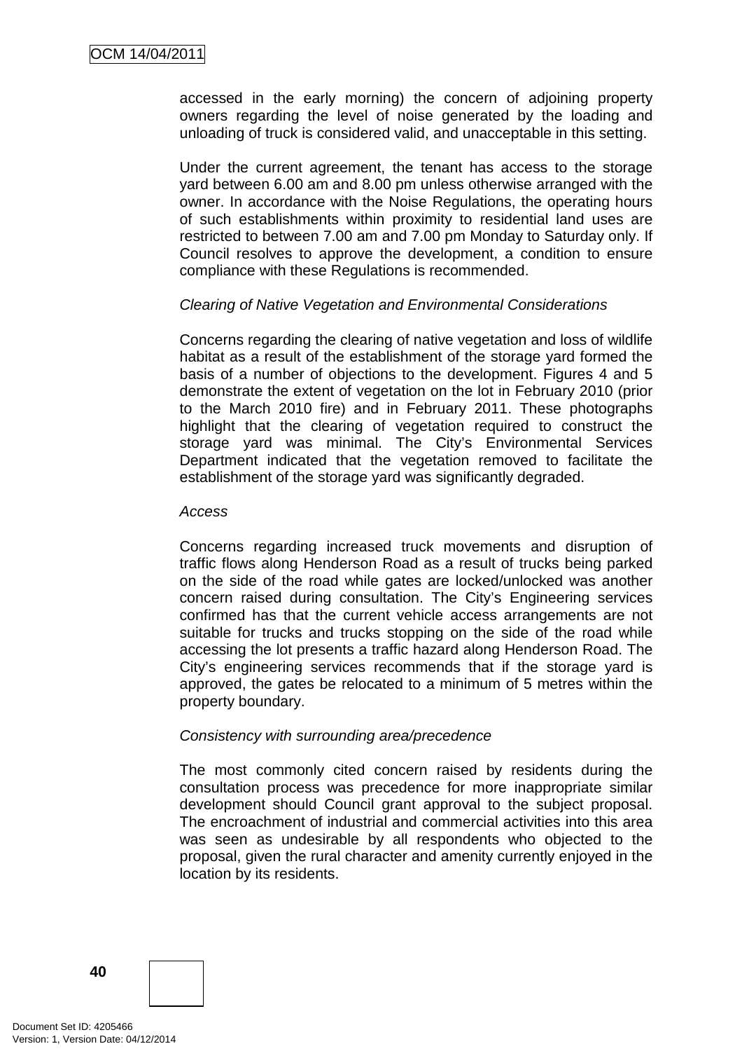accessed in the early morning) the concern of adjoining property owners regarding the level of noise generated by the loading and unloading of truck is considered valid, and unacceptable in this setting.

Under the current agreement, the tenant has access to the storage yard between 6.00 am and 8.00 pm unless otherwise arranged with the owner. In accordance with the Noise Regulations, the operating hours of such establishments within proximity to residential land uses are restricted to between 7.00 am and 7.00 pm Monday to Saturday only. If Council resolves to approve the development, a condition to ensure compliance with these Regulations is recommended.

*Clearing of Native Vegetation and Environmental Considerations*

Concerns regarding the clearing of native vegetation and loss of wildlife habitat as a result of the establishment of the storage yard formed the basis of a number of objections to the development. Figures 4 and 5 demonstrate the extent of vegetation on the lot in February 2010 (prior to the March 2010 fire) and in February 2011. These photographs highlight that the clearing of vegetation required to construct the storage yard was minimal. The City's Environmental Services Department indicated that the vegetation removed to facilitate the establishment of the storage yard was significantly degraded.

*Access*

Concerns regarding increased truck movements and disruption of traffic flows along Henderson Road as a result of trucks being parked on the side of the road while gates are locked/unlocked was another concern raised during consultation. The City's Engineering services confirmed has that the current vehicle access arrangements are not suitable for trucks and trucks stopping on the side of the road while accessing the lot presents a traffic hazard along Henderson Road. The City's engineering services recommends that if the storage yard is approved, the gates be relocated to a minimum of 5 metres within the property boundary.

*Consistency with surrounding area/precedence*

The most commonly cited concern raised by residents during the consultation process was precedence for more inappropriate similar development should Council grant approval to the subject proposal. The encroachment of industrial and commercial activities into this area was seen as undesirable by all respondents who objected to the proposal, given the rural character and amenity currently enjoyed in the location by its residents.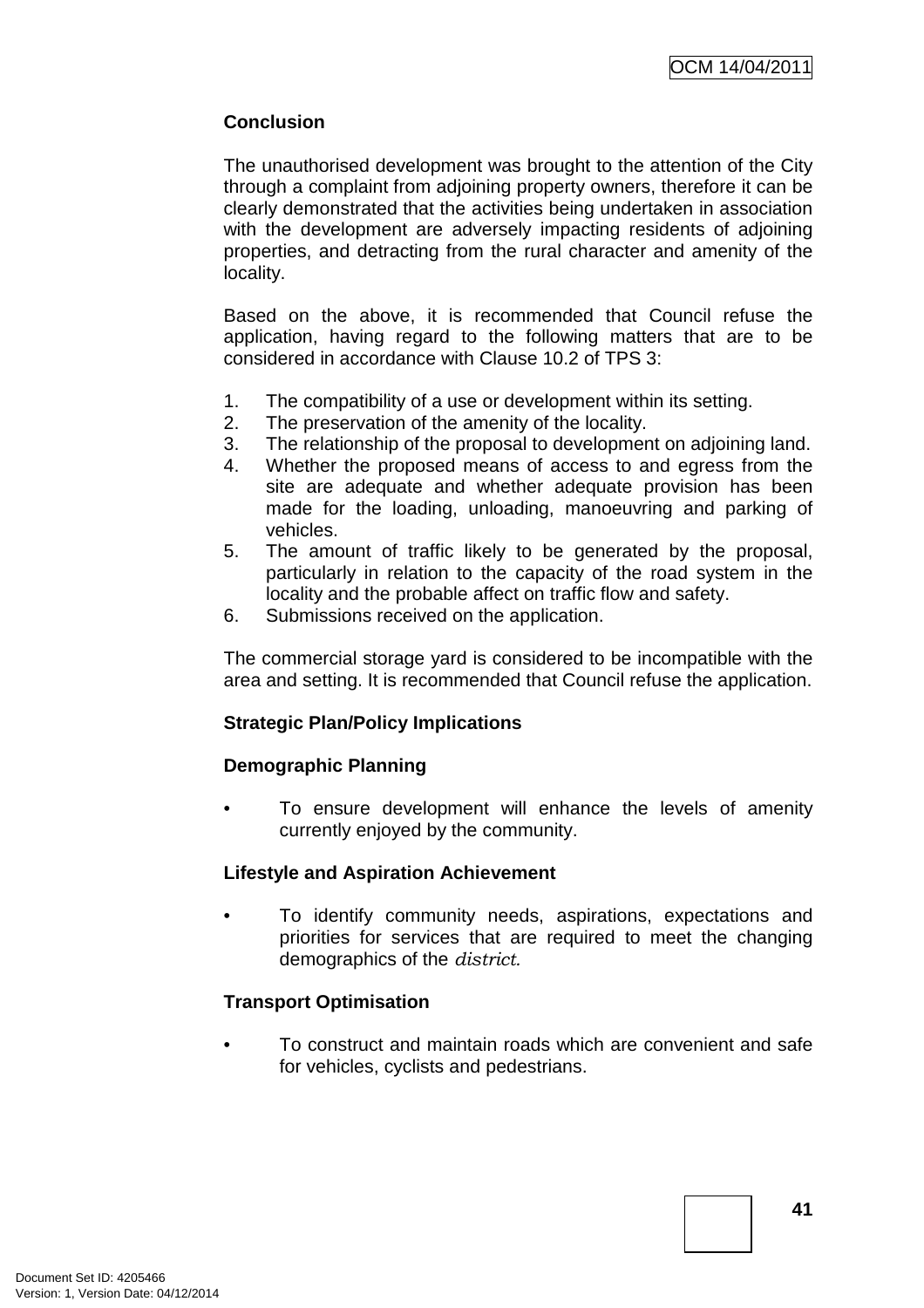**Conclusion**

The unauthorised development was brought to the attention of the City through a complaint from adjoining property owners, therefore it can be clearly demonstrated that the activities being undertaken in association with the development are adversely impacting residents of adjoining properties, and detracting from the rural character and amenity of the locality.

Based on the above, it is recommended that Council refuse the application, having regard to the following matters that are to be considered in accordance with Clause 10.2 of TPS 3:

1. The compatibility of a use or development within its setting.
2. The preservation of the amenity of the locality.
3. The relationship of the proposal to development on adjoining land.
4. Whether the proposed means of access to and egress from the site are adequate and whether adequate provision has been made for the loading, unloading, manoeuvring and parking of vehicles.
5. The amount of traffic likely to be generated by the proposal, particularly in relation to the capacity of the road system in the locality and the probable affect on traffic flow and safety.
6. Submissions received on the application.

The commercial storage yard is considered to be incompatible with the area and setting. It is recommended that Council refuse the application.

**Strategic Plan/Policy Implications**

**Demographic Planning**

- To ensure development will enhance the levels of amenity currently enjoyed by the community.

**Lifestyle and Aspiration Achievement**

- To identify community needs, aspirations, expectations and priorities for services that are required to meet the changing demographics of the *district.*

**Transport Optimisation**

- To construct and maintain roads which are convenient and safe for vehicles, cyclists and pedestrians.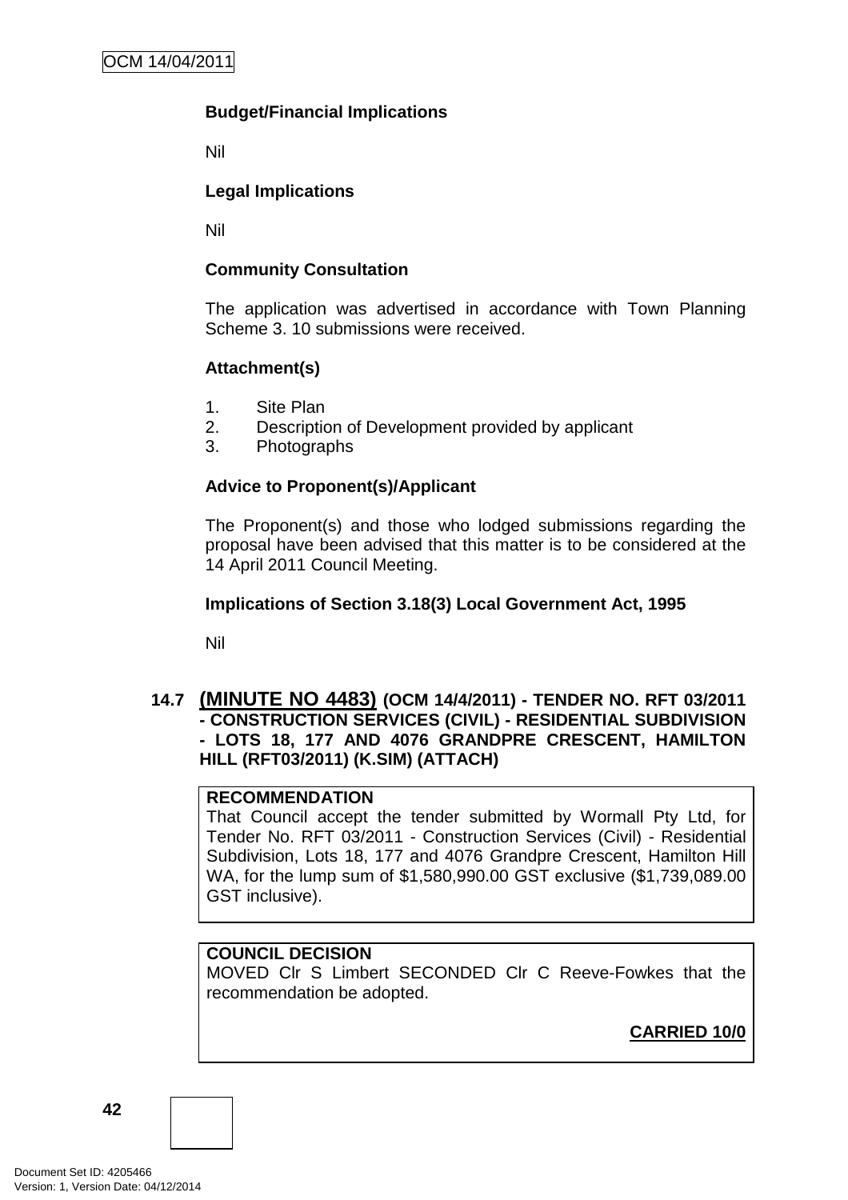**Budget/Financial Implications**

Nil

**Legal Implications**

Nil

**Community Consultation**

The application was advertised in accordance with Town Planning Scheme 3. 10 submissions were received.

**Attachment(s)**

1. Site Plan
2. Description of Development provided by applicant
3. Photographs

**Advice to Proponent(s)/Applicant**

The Proponent(s) and those who lodged submissions regarding the proposal have been advised that this matter is to be considered at the 14 April 2011 Council Meeting.

**Implications of Section 3.18(3) Local Government Act, 1995**

Nil

### 14.7 (MINUTE NO 4483) (OCM 14/4/2011) - TENDER NO. RFT 03/2011 - CONSTRUCTION SERVICES (CIVIL) - RESIDENTIAL SUBDIVISION - LOTS 18, 177 AND 4076 GRANDPRE CRESCENT, HAMILTON HILL (RFT03/2011) (K.SIM) (ATTACH)

**RECOMMENDATION**

That Council accept the tender submitted by Wormall Pty Ltd, for Tender No. RFT 03/2011 - Construction Services (Civil) - Residential Subdivision, Lots 18, 177 and 4076 Grandpre Crescent, Hamilton Hill WA, for the lump sum of $1,580,990.00 GST exclusive ($1,739,089.00 GST inclusive).

**COUNCIL DECISION**

MOVED Clr S Limbert SECONDED Clr C Reeve-Fowkes that the recommendation be adopted.

**CARRIED 10/0**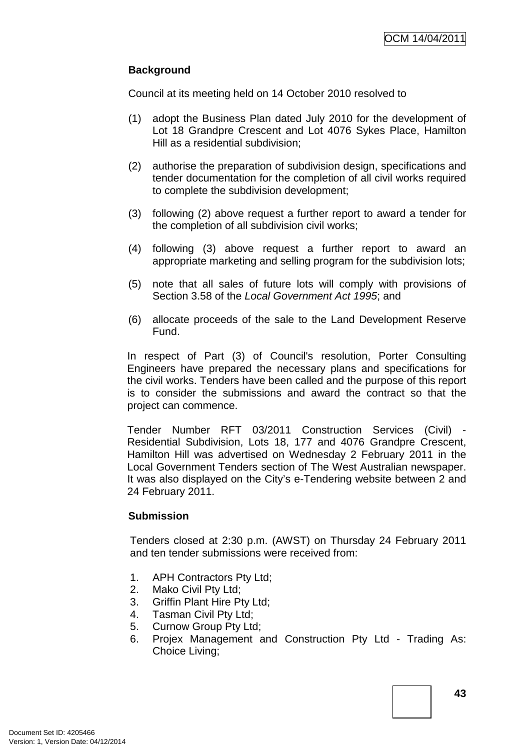**Background**

Council at its meeting held on 14 October 2010 resolved to

(1) adopt the Business Plan dated July 2010 for the development of Lot 18 Grandpre Crescent and Lot 4076 Sykes Place, Hamilton Hill as a residential subdivision;

(2) authorise the preparation of subdivision design, specifications and tender documentation for the completion of all civil works required to complete the subdivision development;

(3) following (2) above request a further report to award a tender for the completion of all subdivision civil works;

(4) following (3) above request a further report to award an appropriate marketing and selling program for the subdivision lots;

(5) note that all sales of future lots will comply with provisions of Section 3.58 of the *Local Government Act 1995*; and

(6) allocate proceeds of the sale to the Land Development Reserve Fund.

In respect of Part (3) of Council's resolution, Porter Consulting Engineers have prepared the necessary plans and specifications for the civil works. Tenders have been called and the purpose of this report is to consider the submissions and award the contract so that the project can commence.

Tender Number RFT 03/2011 Construction Services (Civil) - Residential Subdivision, Lots 18, 177 and 4076 Grandpre Crescent, Hamilton Hill was advertised on Wednesday 2 February 2011 in the Local Government Tenders section of The West Australian newspaper. It was also displayed on the City's e-Tendering website between 2 and 24 February 2011.

**Submission**

Tenders closed at 2:30 p.m. (AWST) on Thursday 24 February 2011 and ten tender submissions were received from:

1. APH Contractors Pty Ltd;
2. Mako Civil Pty Ltd;
3. Griffin Plant Hire Pty Ltd;
4. Tasman Civil Pty Ltd;
5. Curnow Group Pty Ltd;
6. Projex Management and Construction Pty Ltd - Trading As: Choice Living;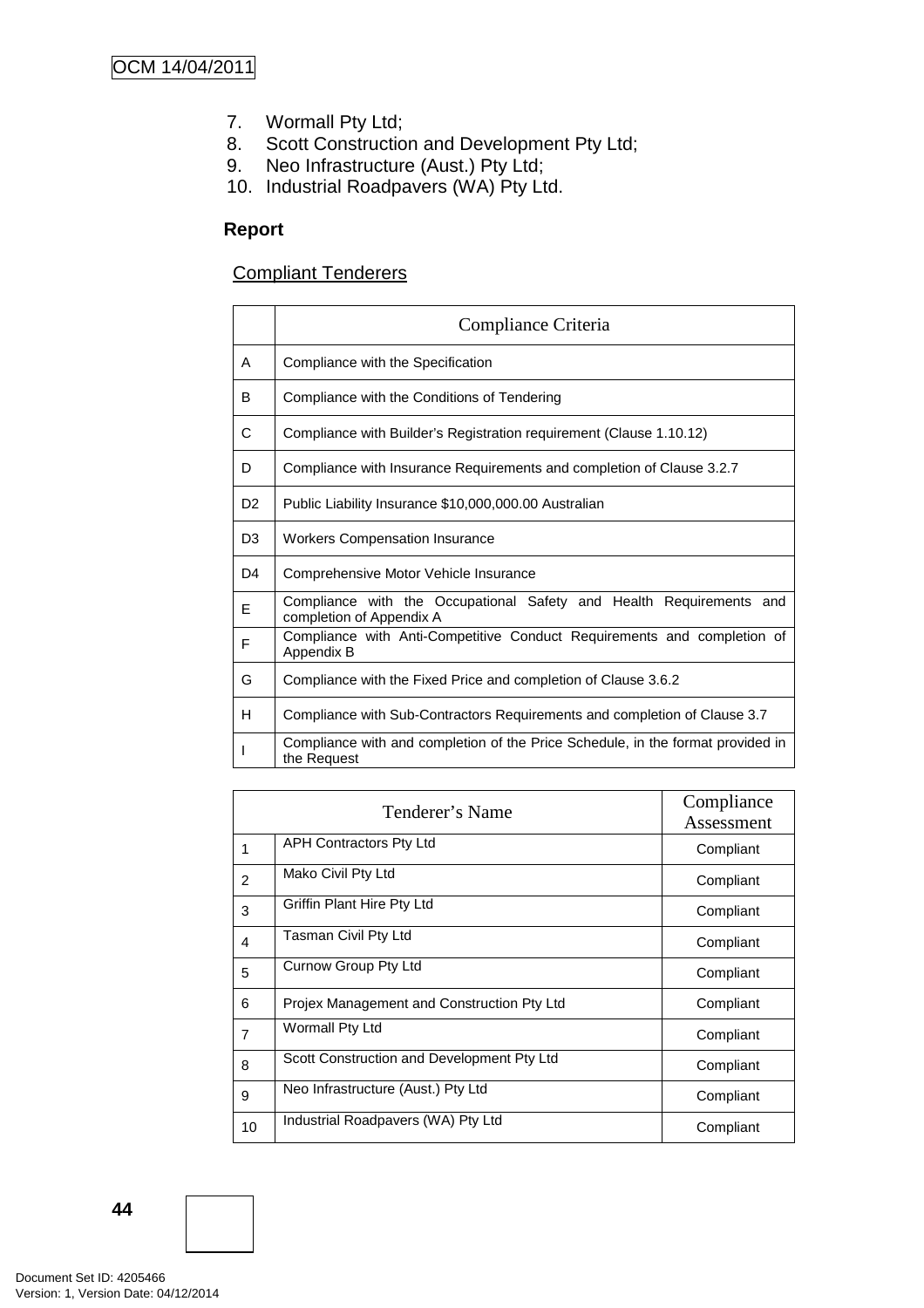7. Wormall Pty Ltd;
8. Scott Construction and Development Pty Ltd;
9. Neo Infrastructure (Aust.) Pty Ltd;
10. Industrial Roadpavers (WA) Pty Ltd.

**Report**

Compliant Tenderers

| | Compliance Criteria |
|---|---|
| A | Compliance with the Specification |
| B | Compliance with the Conditions of Tendering |
| C | Compliance with Builder's Registration requirement (Clause 1.10.12) |
| D | Compliance with Insurance Requirements and completion of Clause 3.2.7 |
| D2 | Public Liability Insurance $10,000,000.00 Australian |
| D3 | Workers Compensation Insurance |
| D4 | Comprehensive Motor Vehicle Insurance |
| E | Compliance with the Occupational Safety and Health Requirements and completion of Appendix A |
| F | Compliance with Anti-Competitive Conduct Requirements and completion of Appendix B |
| G | Compliance with the Fixed Price and completion of Clause 3.6.2 |
| H | Compliance with Sub-Contractors Requirements and completion of Clause 3.7 |
| I | Compliance with and completion of the Price Schedule, in the format provided in the Request |

| Tenderer's Name | | Compliance Assessment |
|---|---|---|
| 1 | APH Contractors Pty Ltd | Compliant |
| 2 | Mako Civil Pty Ltd | Compliant |
| 3 | Griffin Plant Hire Pty Ltd | Compliant |
| 4 | Tasman Civil Pty Ltd | Compliant |
| 5 | Curnow Group Pty Ltd | Compliant |
| 6 | Projex Management and Construction Pty Ltd | Compliant |
| 7 | Wormall Pty Ltd | Compliant |
| 8 | Scott Construction and Development Pty Ltd | Compliant |
| 9 | Neo Infrastructure (Aust.) Pty Ltd | Compliant |
| 10 | Industrial Roadpavers (WA) Pty Ltd | Compliant |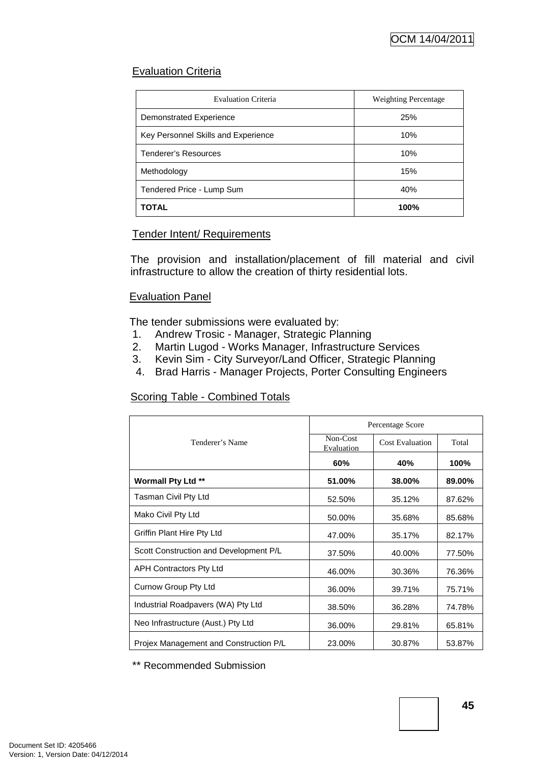## Evaluation Criteria

| Evaluation Criteria | Weighting Percentage |
|---|---|
| Demonstrated Experience | 25% |
| Key Personnel Skills and Experience | 10% |
| Tenderer's Resources | 10% |
| Methodology | 15% |
| Tendered Price - Lump Sum | 40% |
| **TOTAL** | **100%** |

## Tender Intent/ Requirements

The provision and installation/placement of fill material and civil infrastructure to allow the creation of thirty residential lots.

## Evaluation Panel

The tender submissions were evaluated by:

1. Andrew Trosic - Manager, Strategic Planning
2. Martin Lugod - Works Manager, Infrastructure Services
3. Kevin Sim - City Surveyor/Land Officer, Strategic Planning
4. Brad Harris - Manager Projects, Porter Consulting Engineers

## Scoring Table - Combined Totals

| Tenderer's Name | Percentage Score | | |
|---|---|---|---|
| | Non-Cost Evaluation | Cost Evaluation | Total |
| | **60%** | **40%** | **100%** |
| **Wormall Pty Ltd \*\*** | **51.00%** | **38.00%** | **89.00%** |
| Tasman Civil Pty Ltd | 52.50% | 35.12% | 87.62% |
| Mako Civil Pty Ltd | 50.00% | 35.68% | 85.68% |
| Griffin Plant Hire Pty Ltd | 47.00% | 35.17% | 82.17% |
| Scott Construction and Development P/L | 37.50% | 40.00% | 77.50% |
| APH Contractors Pty Ltd | 46.00% | 30.36% | 76.36% |
| Curnow Group Pty Ltd | 36.00% | 39.71% | 75.71% |
| Industrial Roadpavers (WA) Pty Ltd | 38.50% | 36.28% | 74.78% |
| Neo Infrastructure (Aust.) Pty Ltd | 36.00% | 29.81% | 65.81% |
| Projex Management and Construction P/L | 23.00% | 30.87% | 53.87% |

** Recommended Submission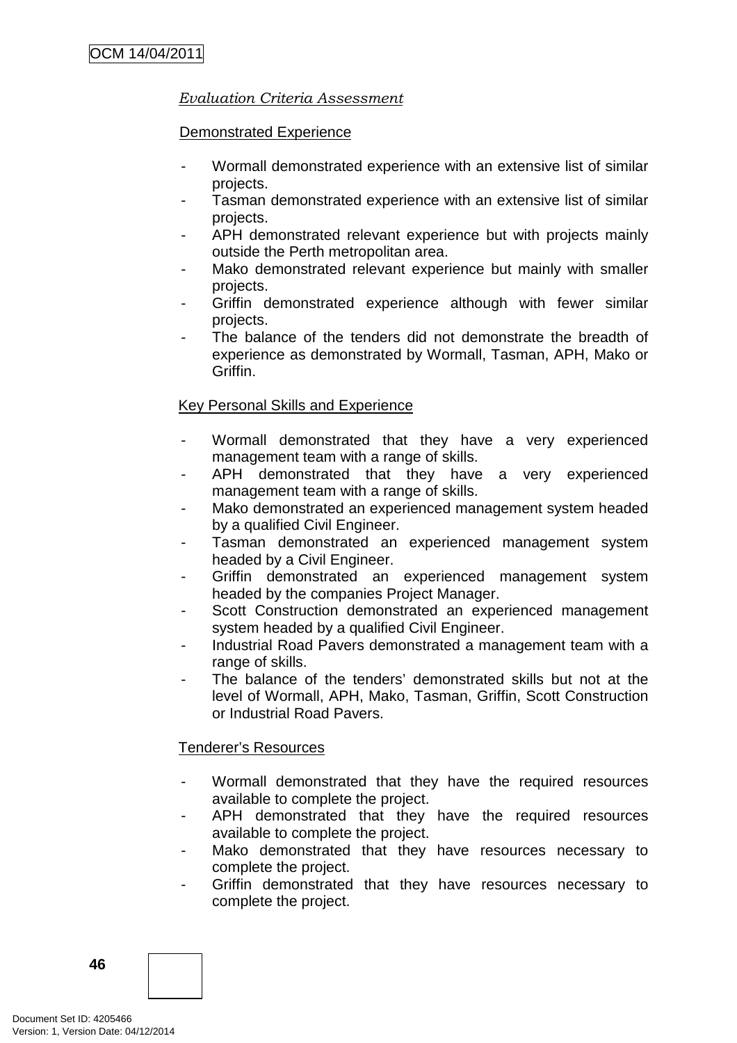*Evaluation Criteria Assessment*

Demonstrated Experience

- Wormall demonstrated experience with an extensive list of similar projects.
- Tasman demonstrated experience with an extensive list of similar projects.
- APH demonstrated relevant experience but with projects mainly outside the Perth metropolitan area.
- Mako demonstrated relevant experience but mainly with smaller projects.
- Griffin demonstrated experience although with fewer similar projects.
- The balance of the tenders did not demonstrate the breadth of experience as demonstrated by Wormall, Tasman, APH, Mako or Griffin.

Key Personal Skills and Experience

- Wormall demonstrated that they have a very experienced management team with a range of skills.
- APH demonstrated that they have a very experienced management team with a range of skills.
- Mako demonstrated an experienced management system headed by a qualified Civil Engineer.
- Tasman demonstrated an experienced management system headed by a Civil Engineer.
- Griffin demonstrated an experienced management system headed by the companies Project Manager.
- Scott Construction demonstrated an experienced management system headed by a qualified Civil Engineer.
- Industrial Road Pavers demonstrated a management team with a range of skills.
- The balance of the tenders' demonstrated skills but not at the level of Wormall, APH, Mako, Tasman, Griffin, Scott Construction or Industrial Road Pavers.

Tenderer's Resources

- Wormall demonstrated that they have the required resources available to complete the project.
- APH demonstrated that they have the required resources available to complete the project.
- Mako demonstrated that they have resources necessary to complete the project.
- Griffin demonstrated that they have resources necessary to complete the project.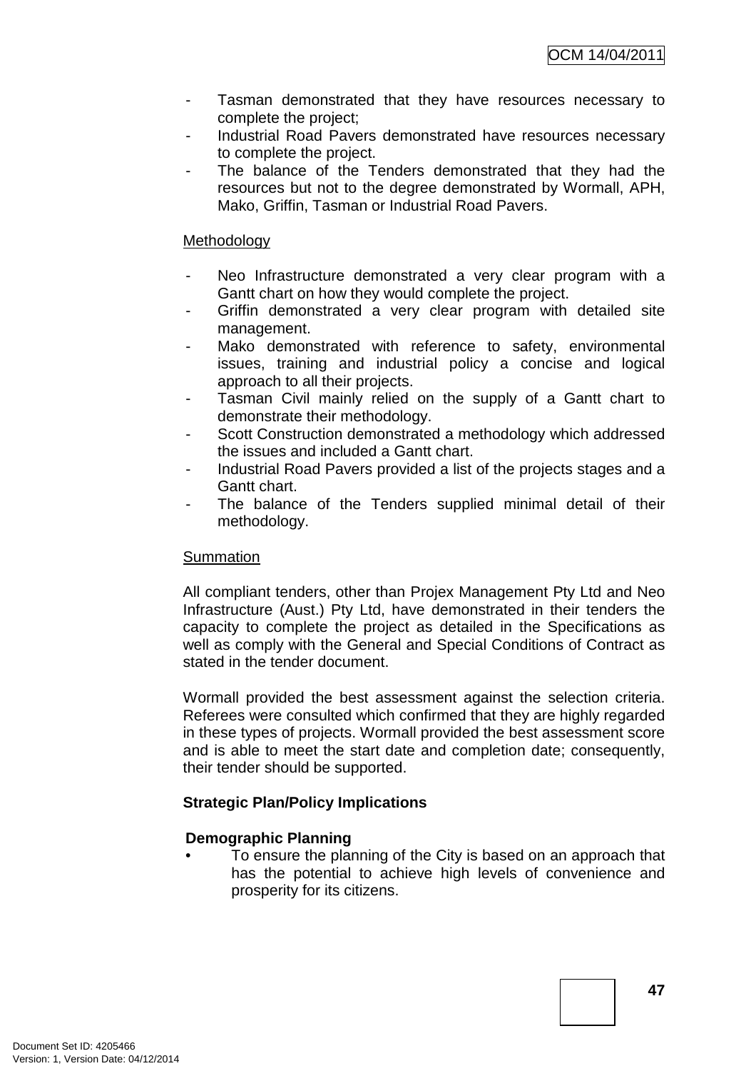- Tasman demonstrated that they have resources necessary to complete the project;
- Industrial Road Pavers demonstrated have resources necessary to complete the project.
- The balance of the Tenders demonstrated that they had the resources but not to the degree demonstrated by Wormall, APH, Mako, Griffin, Tasman or Industrial Road Pavers.

Methodology

- Neo Infrastructure demonstrated a very clear program with a Gantt chart on how they would complete the project.
- Griffin demonstrated a very clear program with detailed site management.
- Mako demonstrated with reference to safety, environmental issues, training and industrial policy a concise and logical approach to all their projects.
- Tasman Civil mainly relied on the supply of a Gantt chart to demonstrate their methodology.
- Scott Construction demonstrated a methodology which addressed the issues and included a Gantt chart.
- Industrial Road Pavers provided a list of the projects stages and a Gantt chart.
- The balance of the Tenders supplied minimal detail of their methodology.

Summation

All compliant tenders, other than Projex Management Pty Ltd and Neo Infrastructure (Aust.) Pty Ltd, have demonstrated in their tenders the capacity to complete the project as detailed in the Specifications as well as comply with the General and Special Conditions of Contract as stated in the tender document.

Wormall provided the best assessment against the selection criteria. Referees were consulted which confirmed that they are highly regarded in these types of projects. Wormall provided the best assessment score and is able to meet the start date and completion date; consequently, their tender should be supported.

**Strategic Plan/Policy Implications**

**Demographic Planning**

- To ensure the planning of the City is based on an approach that has the potential to achieve high levels of convenience and prosperity for its citizens.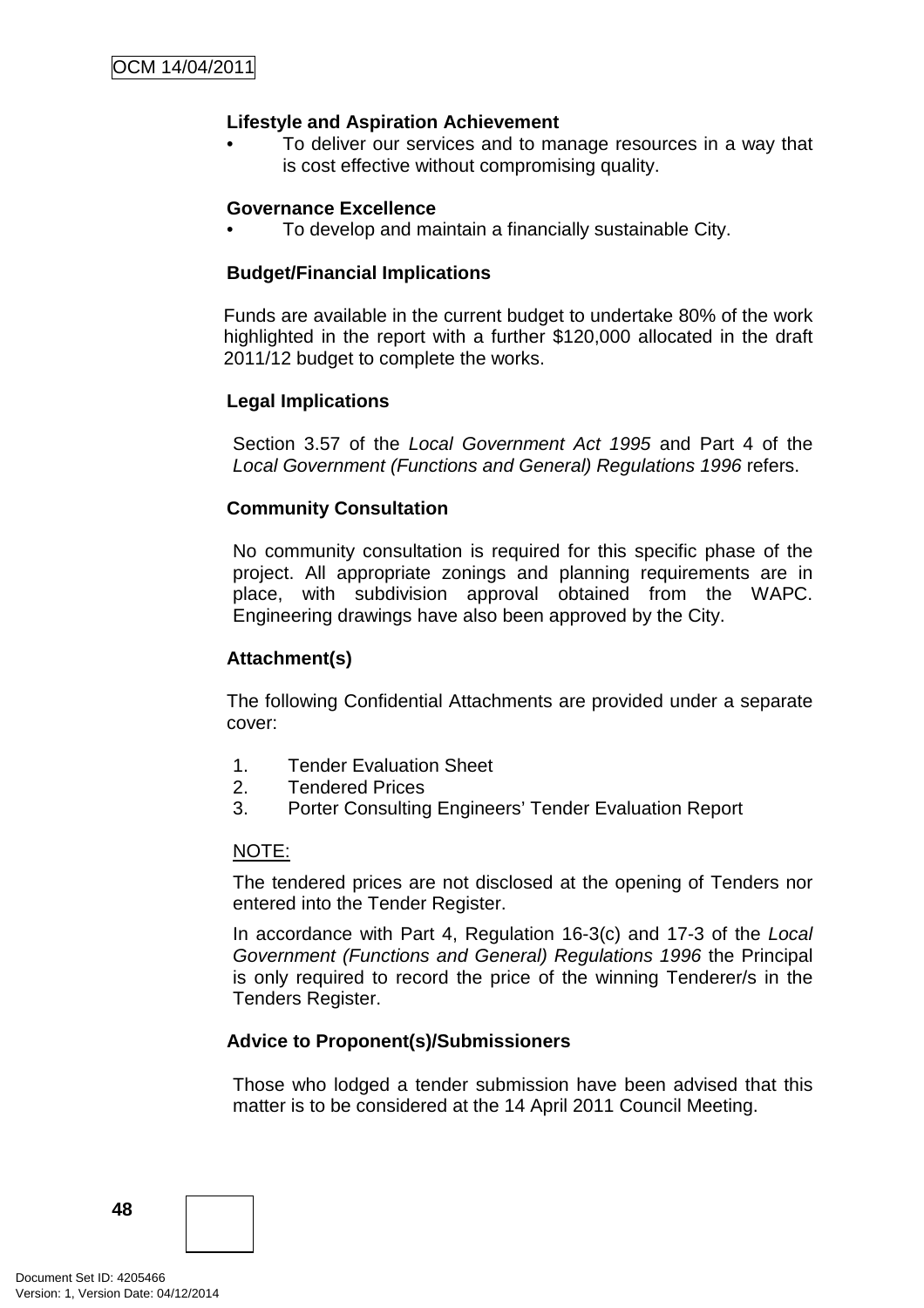**Lifestyle and Aspiration Achievement**

- To deliver our services and to manage resources in a way that is cost effective without compromising quality.

**Governance Excellence**

- To develop and maintain a financially sustainable City.

**Budget/Financial Implications**

Funds are available in the current budget to undertake 80% of the work highlighted in the report with a further $120,000 allocated in the draft 2011/12 budget to complete the works.

**Legal Implications**

Section 3.57 of the *Local Government Act 1995* and Part 4 of the *Local Government (Functions and General) Regulations 1996* refers.

**Community Consultation**

No community consultation is required for this specific phase of the project. All appropriate zonings and planning requirements are in place, with subdivision approval obtained from the WAPC. Engineering drawings have also been approved by the City.

**Attachment(s)**

The following Confidential Attachments are provided under a separate cover:

1. Tender Evaluation Sheet
2. Tendered Prices
3. Porter Consulting Engineers' Tender Evaluation Report

<u>NOTE:</u>

The tendered prices are not disclosed at the opening of Tenders nor entered into the Tender Register.

In accordance with Part 4, Regulation 16-3(c) and 17-3 of the *Local Government (Functions and General) Regulations 1996* the Principal is only required to record the price of the winning Tenderer/s in the Tenders Register.

**Advice to Proponent(s)/Submissioners**

Those who lodged a tender submission have been advised that this matter is to be considered at the 14 April 2011 Council Meeting.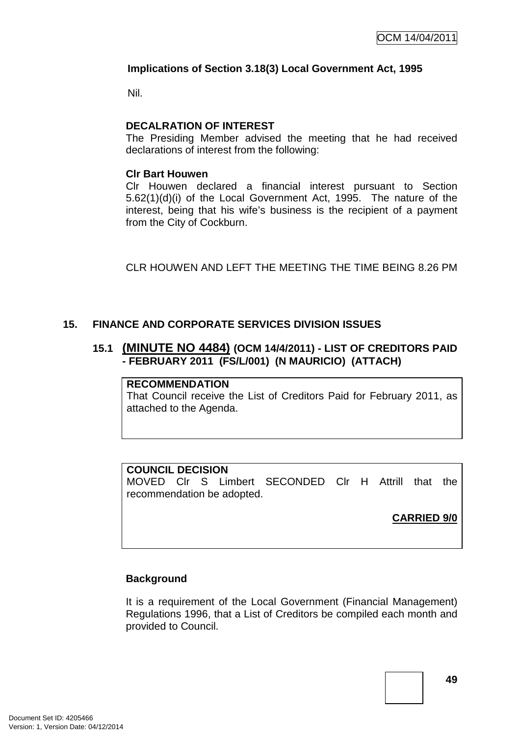**Implications of Section 3.18(3) Local Government Act, 1995**

Nil.

**DECALRATION OF INTEREST**

The Presiding Member advised the meeting that he had received declarations of interest from the following:

**Clr Bart Houwen**

Clr Houwen declared a financial interest pursuant to Section 5.62(1)(d)(i) of the Local Government Act, 1995. The nature of the interest, being that his wife's business is the recipient of a payment from the City of Cockburn.

CLR HOUWEN AND LEFT THE MEETING THE TIME BEING 8.26 PM

## 15. FINANCE AND CORPORATE SERVICES DIVISION ISSUES

### 15.1 (MINUTE NO 4484) (OCM 14/4/2011) - LIST OF CREDITORS PAID - FEBRUARY 2011 (FS/L/001) (N MAURICIO) (ATTACH)

**RECOMMENDATION**

That Council receive the List of Creditors Paid for February 2011, as attached to the Agenda.

**COUNCIL DECISION**

MOVED Clr S Limbert SECONDED Clr H Attrill that the recommendation be adopted.

**CARRIED 9/0**

**Background**

It is a requirement of the Local Government (Financial Management) Regulations 1996, that a List of Creditors be compiled each month and provided to Council.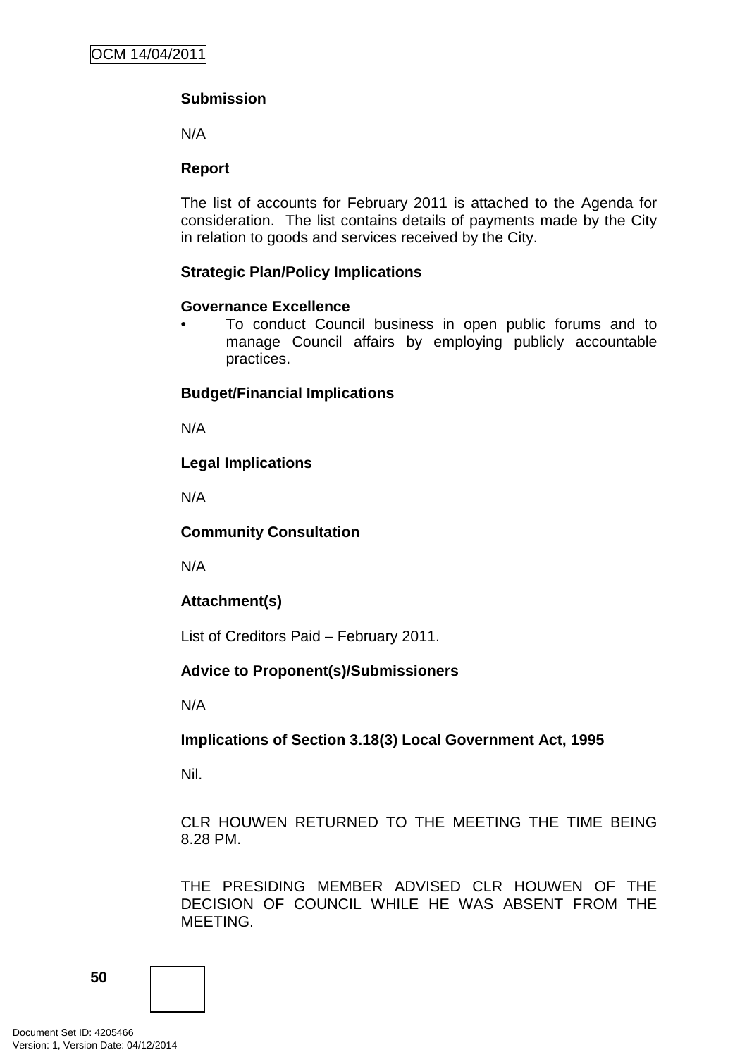**Submission**

N/A

**Report**

The list of accounts for February 2011 is attached to the Agenda for consideration. The list contains details of payments made by the City in relation to goods and services received by the City.

**Strategic Plan/Policy Implications**

**Governance Excellence**

- To conduct Council business in open public forums and to manage Council affairs by employing publicly accountable practices.

**Budget/Financial Implications**

N/A

**Legal Implications**

N/A

**Community Consultation**

N/A

**Attachment(s)**

List of Creditors Paid – February 2011.

**Advice to Proponent(s)/Submissioners**

N/A

**Implications of Section 3.18(3) Local Government Act, 1995**

Nil.

CLR HOUWEN RETURNED TO THE MEETING THE TIME BEING 8.28 PM.

THE PRESIDING MEMBER ADVISED CLR HOUWEN OF THE DECISION OF COUNCIL WHILE HE WAS ABSENT FROM THE MEETING.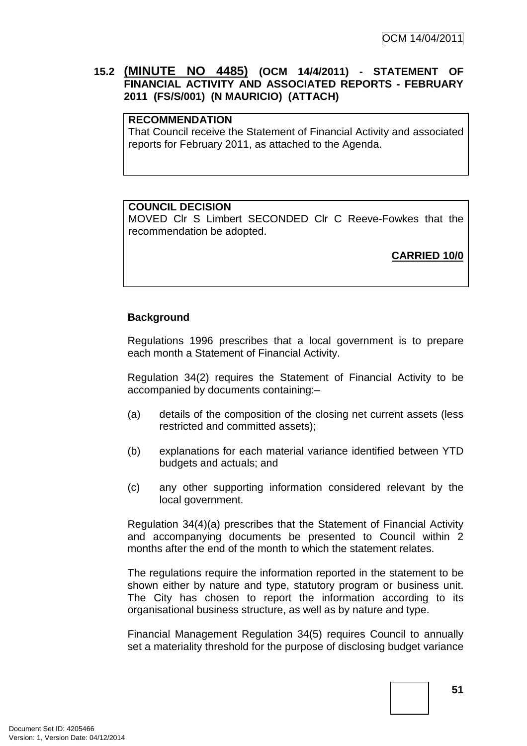### 15.2 (MINUTE NO 4485) (OCM 14/4/2011) - STATEMENT OF FINANCIAL ACTIVITY AND ASSOCIATED REPORTS - FEBRUARY 2011 (FS/S/001) (N MAURICIO) (ATTACH)

**RECOMMENDATION**
That Council receive the Statement of Financial Activity and associated reports for February 2011, as attached to the Agenda.

**COUNCIL DECISION**
MOVED Clr S Limbert SECONDED Clr C Reeve-Fowkes that the recommendation be adopted.

**CARRIED 10/0**

**Background**

Regulations 1996 prescribes that a local government is to prepare each month a Statement of Financial Activity.

Regulation 34(2) requires the Statement of Financial Activity to be accompanied by documents containing:–

(a) details of the composition of the closing net current assets (less restricted and committed assets);

(b) explanations for each material variance identified between YTD budgets and actuals; and

(c) any other supporting information considered relevant by the local government.

Regulation 34(4)(a) prescribes that the Statement of Financial Activity and accompanying documents be presented to Council within 2 months after the end of the month to which the statement relates.

The regulations require the information reported in the statement to be shown either by nature and type, statutory program or business unit. The City has chosen to report the information according to its organisational business structure, as well as by nature and type.

Financial Management Regulation 34(5) requires Council to annually set a materiality threshold for the purpose of disclosing budget variance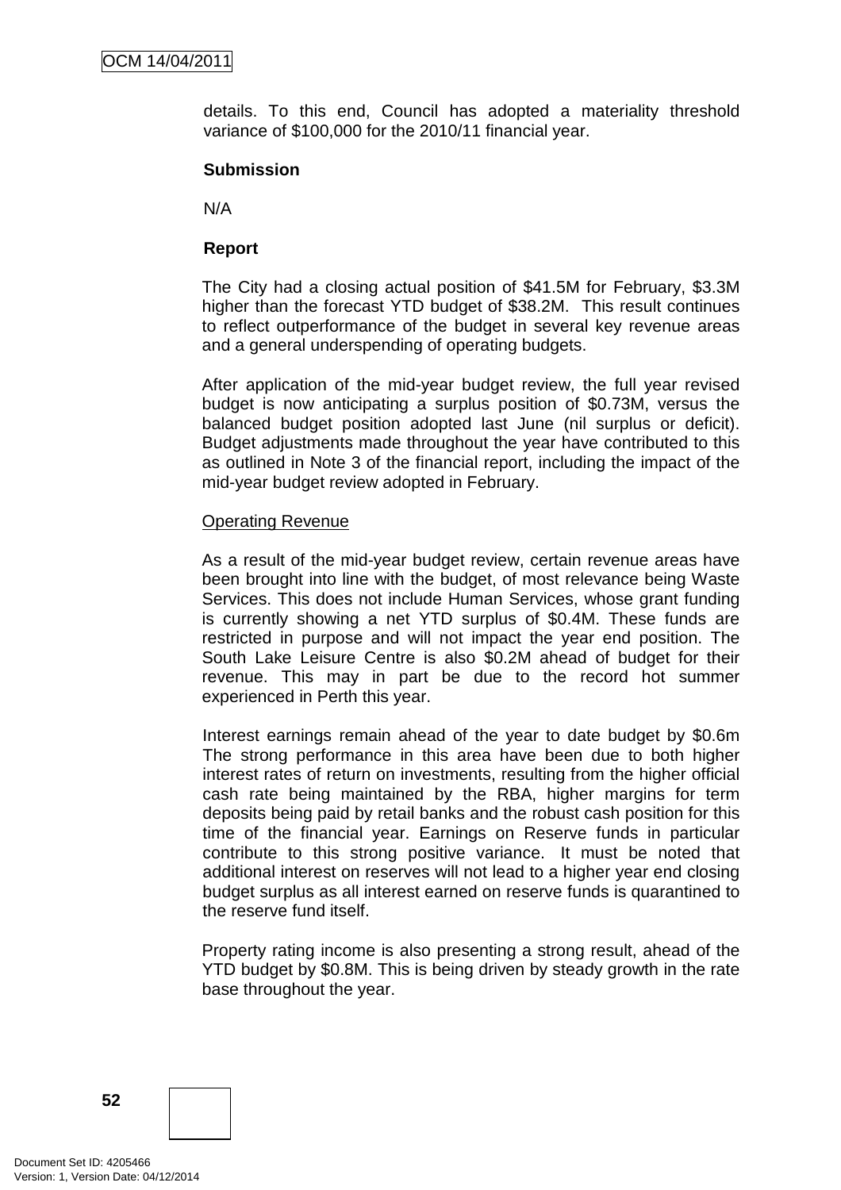details. To this end, Council has adopted a materiality threshold variance of $100,000 for the 2010/11 financial year.

**Submission**

N/A

**Report**

The City had a closing actual position of $41.5M for February, $3.3M higher than the forecast YTD budget of $38.2M. This result continues to reflect outperformance of the budget in several key revenue areas and a general underspending of operating budgets.

After application of the mid-year budget review, the full year revised budget is now anticipating a surplus position of $0.73M, versus the balanced budget position adopted last June (nil surplus or deficit). Budget adjustments made throughout the year have contributed to this as outlined in Note 3 of the financial report, including the impact of the mid-year budget review adopted in February.

Operating Revenue

As a result of the mid-year budget review, certain revenue areas have been brought into line with the budget, of most relevance being Waste Services. This does not include Human Services, whose grant funding is currently showing a net YTD surplus of $0.4M. These funds are restricted in purpose and will not impact the year end position. The South Lake Leisure Centre is also $0.2M ahead of budget for their revenue. This may in part be due to the record hot summer experienced in Perth this year.

Interest earnings remain ahead of the year to date budget by $0.6m The strong performance in this area have been due to both higher interest rates of return on investments, resulting from the higher official cash rate being maintained by the RBA, higher margins for term deposits being paid by retail banks and the robust cash position for this time of the financial year. Earnings on Reserve funds in particular contribute to this strong positive variance. It must be noted that additional interest on reserves will not lead to a higher year end closing budget surplus as all interest earned on reserve funds is quarantined to the reserve fund itself.

Property rating income is also presenting a strong result, ahead of the YTD budget by $0.8M. This is being driven by steady growth in the rate base throughout the year.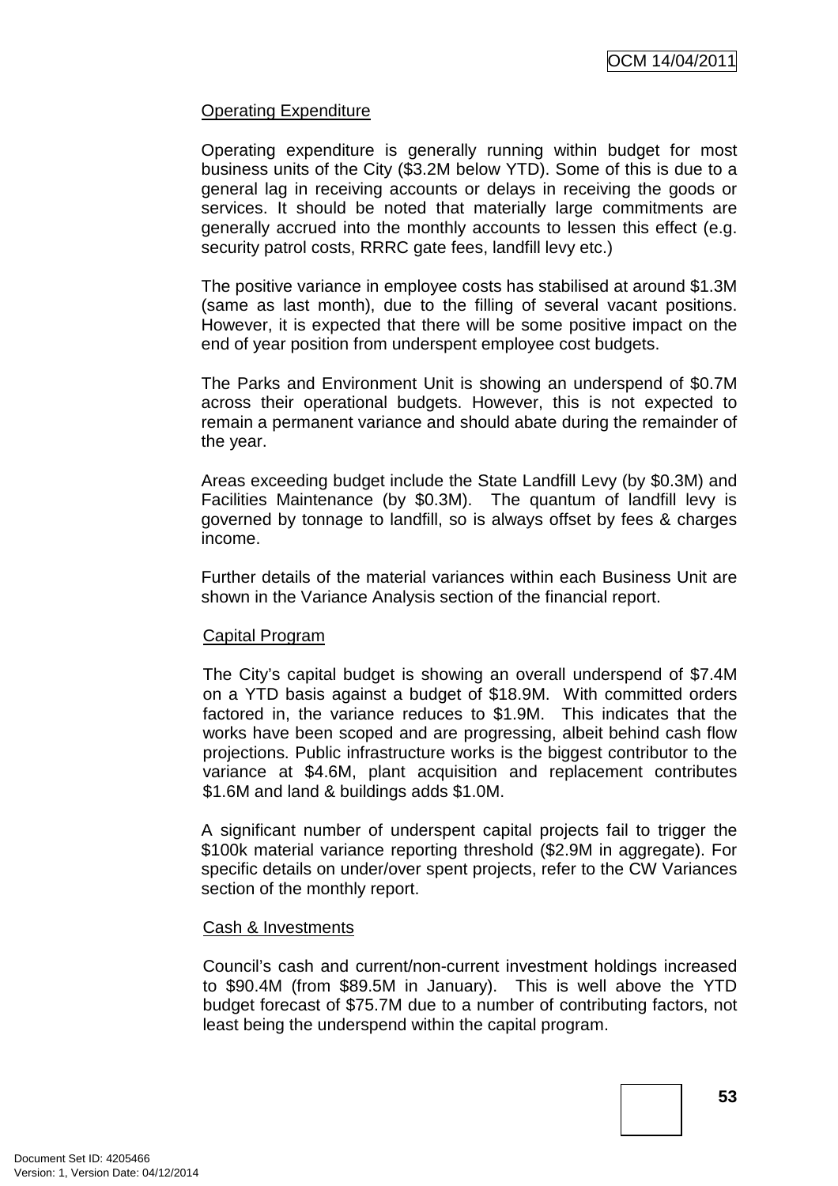Operating Expenditure

Operating expenditure is generally running within budget for most business units of the City ($3.2M below YTD). Some of this is due to a general lag in receiving accounts or delays in receiving the goods or services. It should be noted that materially large commitments are generally accrued into the monthly accounts to lessen this effect (e.g. security patrol costs, RRRC gate fees, landfill levy etc.)

The positive variance in employee costs has stabilised at around $1.3M (same as last month), due to the filling of several vacant positions. However, it is expected that there will be some positive impact on the end of year position from underspent employee cost budgets.

The Parks and Environment Unit is showing an underspend of $0.7M across their operational budgets. However, this is not expected to remain a permanent variance and should abate during the remainder of the year.

Areas exceeding budget include the State Landfill Levy (by $0.3M) and Facilities Maintenance (by $0.3M). The quantum of landfill levy is governed by tonnage to landfill, so is always offset by fees & charges income.

Further details of the material variances within each Business Unit are shown in the Variance Analysis section of the financial report.

Capital Program

The City's capital budget is showing an overall underspend of $7.4M on a YTD basis against a budget of $18.9M. With committed orders factored in, the variance reduces to $1.9M. This indicates that the works have been scoped and are progressing, albeit behind cash flow projections. Public infrastructure works is the biggest contributor to the variance at $4.6M, plant acquisition and replacement contributes $1.6M and land & buildings adds $1.0M.

A significant number of underspent capital projects fail to trigger the $100k material variance reporting threshold ($2.9M in aggregate). For specific details on under/over spent projects, refer to the CW Variances section of the monthly report.

Cash & Investments

Council's cash and current/non-current investment holdings increased to $90.4M (from $89.5M in January). This is well above the YTD budget forecast of $75.7M due to a number of contributing factors, not least being the underspend within the capital program.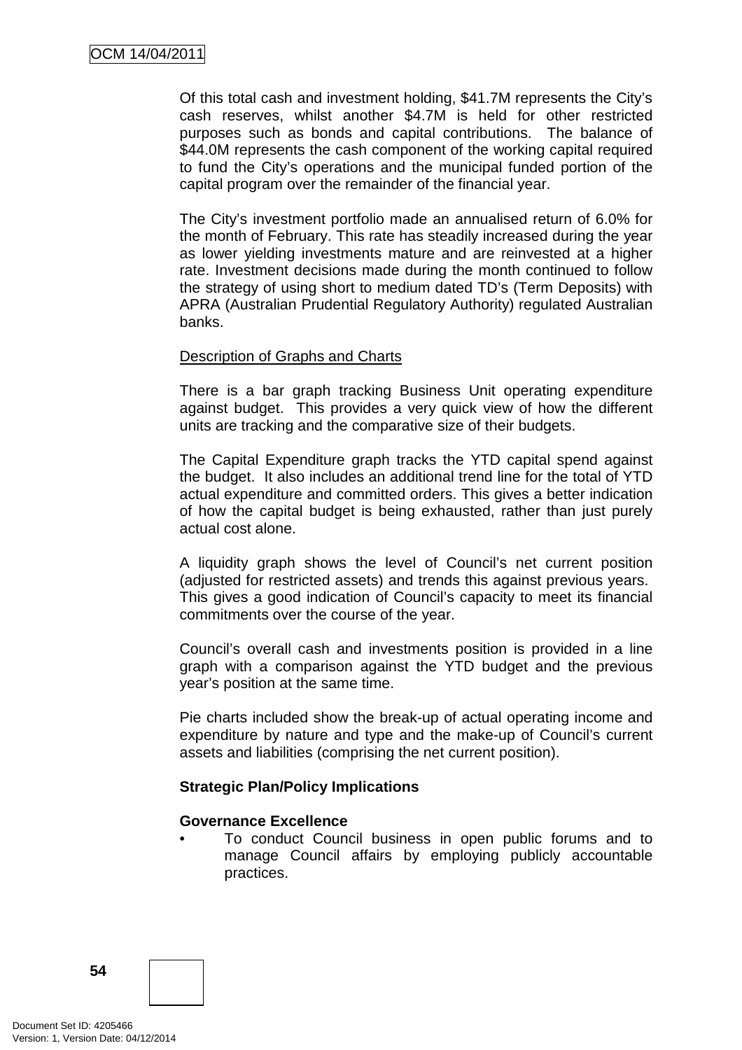Of this total cash and investment holding, $41.7M represents the City's cash reserves, whilst another $4.7M is held for other restricted purposes such as bonds and capital contributions. The balance of $44.0M represents the cash component of the working capital required to fund the City's operations and the municipal funded portion of the capital program over the remainder of the financial year.

The City's investment portfolio made an annualised return of 6.0% for the month of February. This rate has steadily increased during the year as lower yielding investments mature and are reinvested at a higher rate. Investment decisions made during the month continued to follow the strategy of using short to medium dated TD's (Term Deposits) with APRA (Australian Prudential Regulatory Authority) regulated Australian banks.

<u>Description of Graphs and Charts</u>

There is a bar graph tracking Business Unit operating expenditure against budget. This provides a very quick view of how the different units are tracking and the comparative size of their budgets.

The Capital Expenditure graph tracks the YTD capital spend against the budget. It also includes an additional trend line for the total of YTD actual expenditure and committed orders. This gives a better indication of how the capital budget is being exhausted, rather than just purely actual cost alone.

A liquidity graph shows the level of Council's net current position (adjusted for restricted assets) and trends this against previous years. This gives a good indication of Council's capacity to meet its financial commitments over the course of the year.

Council's overall cash and investments position is provided in a line graph with a comparison against the YTD budget and the previous year's position at the same time.

Pie charts included show the break-up of actual operating income and expenditure by nature and type and the make-up of Council's current assets and liabilities (comprising the net current position).

**Strategic Plan/Policy Implications**

**Governance Excellence**

- To conduct Council business in open public forums and to manage Council affairs by employing publicly accountable practices.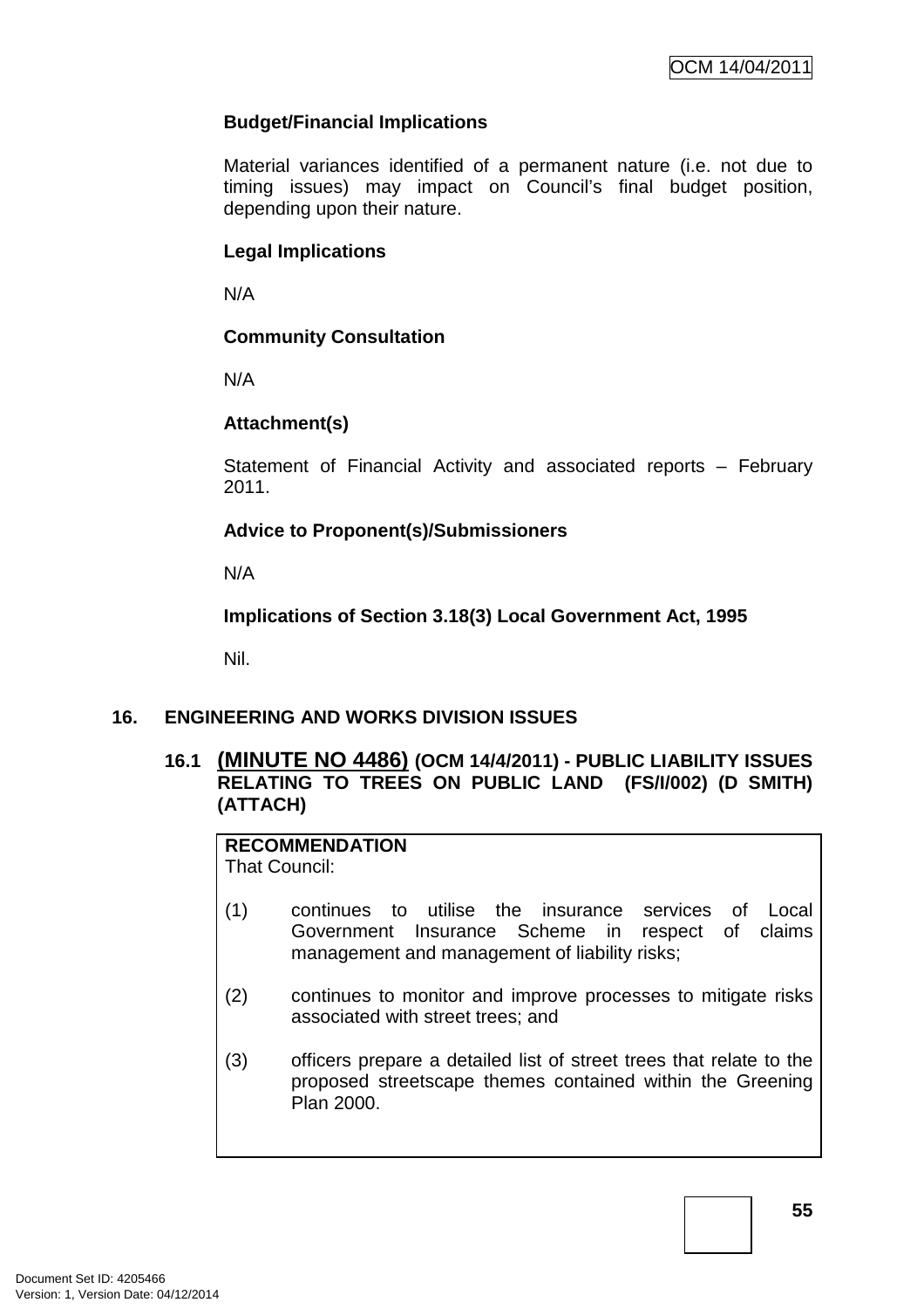**Budget/Financial Implications**

Material variances identified of a permanent nature (i.e. not due to timing issues) may impact on Council's final budget position, depending upon their nature.

**Legal Implications**

N/A

**Community Consultation**

N/A

**Attachment(s)**

Statement of Financial Activity and associated reports – February 2011.

**Advice to Proponent(s)/Submissioners**

N/A

**Implications of Section 3.18(3) Local Government Act, 1995**

Nil.

## 16. ENGINEERING AND WORKS DIVISION ISSUES

### 16.1 (MINUTE NO 4486) (OCM 14/4/2011) - PUBLIC LIABILITY ISSUES RELATING TO TREES ON PUBLIC LAND (FS/I/002) (D SMITH) (ATTACH)

**RECOMMENDATION**
That Council:

(1) continues to utilise the insurance services of Local Government Insurance Scheme in respect of claims management and management of liability risks;

(2) continues to monitor and improve processes to mitigate risks associated with street trees; and

(3) officers prepare a detailed list of street trees that relate to the proposed streetscape themes contained within the Greening Plan 2000.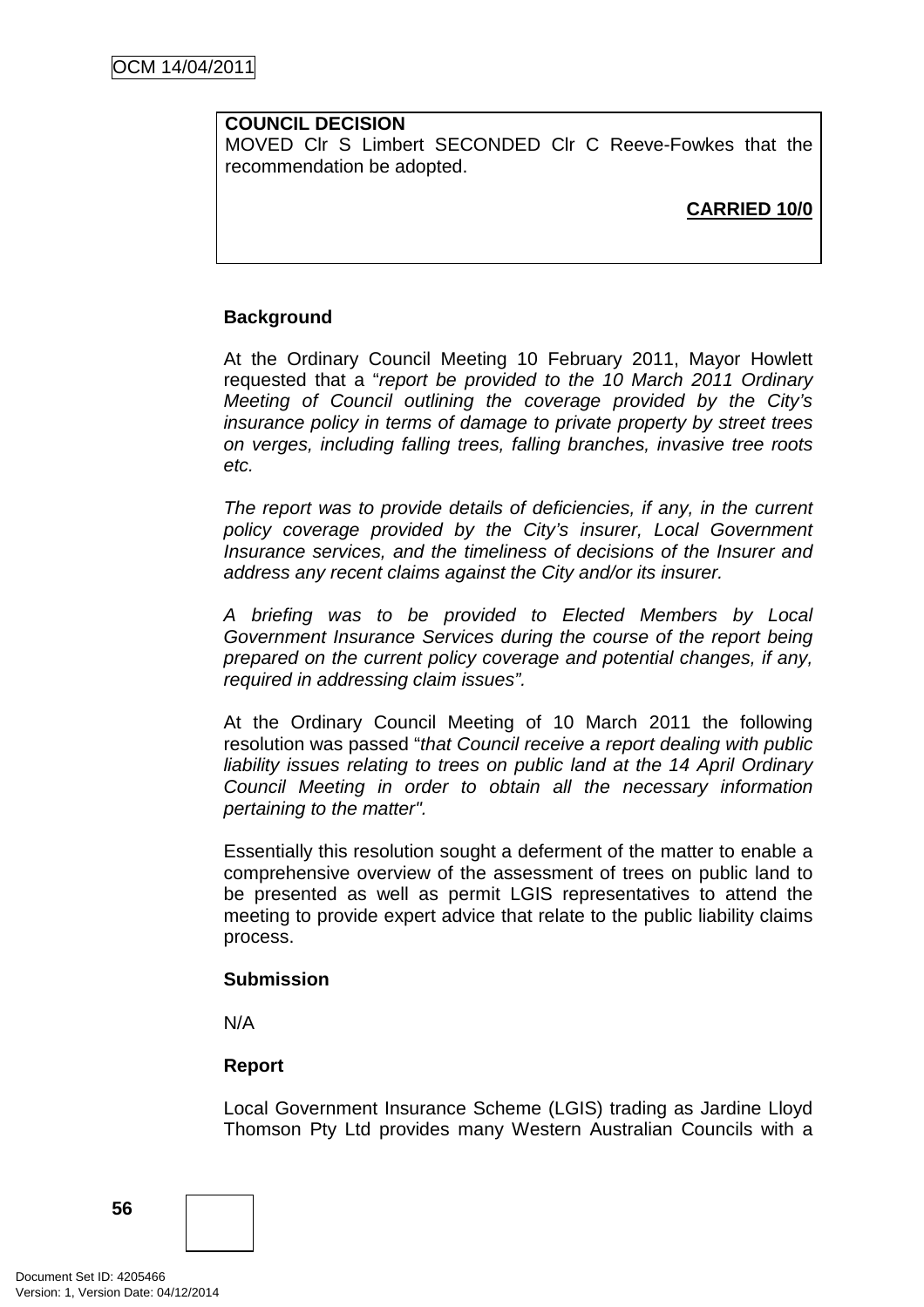**COUNCIL DECISION**
MOVED Clr S Limbert SECONDED Clr C Reeve-Fowkes that the recommendation be adopted.

**CARRIED 10/0**

**Background**

At the Ordinary Council Meeting 10 February 2011, Mayor Howlett requested that a "*report be provided to the 10 March 2011 Ordinary Meeting of Council outlining the coverage provided by the City's insurance policy in terms of damage to private property by street trees on verges, including falling trees, falling branches, invasive tree roots etc.*

*The report was to provide details of deficiencies, if any, in the current policy coverage provided by the City's insurer, Local Government Insurance services, and the timeliness of decisions of the Insurer and address any recent claims against the City and/or its insurer.*

*A briefing was to be provided to Elected Members by Local Government Insurance Services during the course of the report being prepared on the current policy coverage and potential changes, if any, required in addressing claim issues".*

At the Ordinary Council Meeting of 10 March 2011 the following resolution was passed "*that Council receive a report dealing with public liability issues relating to trees on public land at the 14 April Ordinary Council Meeting in order to obtain all the necessary information pertaining to the matter".*

Essentially this resolution sought a deferment of the matter to enable a comprehensive overview of the assessment of trees on public land to be presented as well as permit LGIS representatives to attend the meeting to provide expert advice that relate to the public liability claims process.

**Submission**

N/A

**Report**

Local Government Insurance Scheme (LGIS) trading as Jardine Lloyd Thomson Pty Ltd provides many Western Australian Councils with a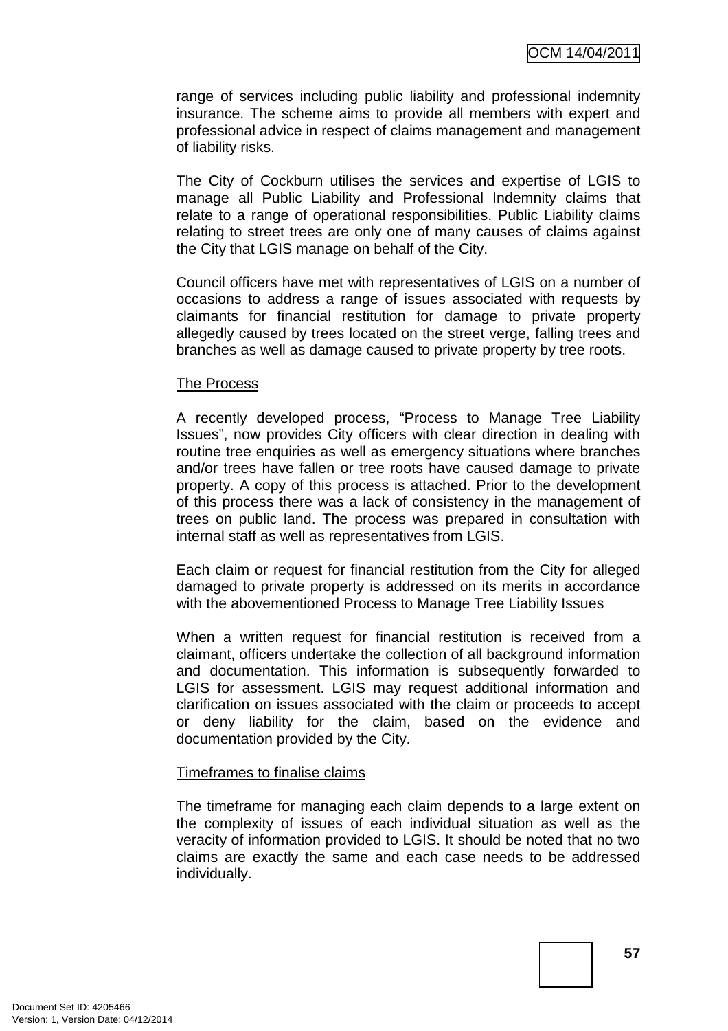range of services including public liability and professional indemnity insurance. The scheme aims to provide all members with expert and professional advice in respect of claims management and management of liability risks.

The City of Cockburn utilises the services and expertise of LGIS to manage all Public Liability and Professional Indemnity claims that relate to a range of operational responsibilities. Public Liability claims relating to street trees are only one of many causes of claims against the City that LGIS manage on behalf of the City.

Council officers have met with representatives of LGIS on a number of occasions to address a range of issues associated with requests by claimants for financial restitution for damage to private property allegedly caused by trees located on the street verge, falling trees and branches as well as damage caused to private property by tree roots.

The Process

A recently developed process, “Process to Manage Tree Liability Issues”, now provides City officers with clear direction in dealing with routine tree enquiries as well as emergency situations where branches and/or trees have fallen or tree roots have caused damage to private property. A copy of this process is attached. Prior to the development of this process there was a lack of consistency in the management of trees on public land. The process was prepared in consultation with internal staff as well as representatives from LGIS.

Each claim or request for financial restitution from the City for alleged damaged to private property is addressed on its merits in accordance with the abovementioned Process to Manage Tree Liability Issues

When a written request for financial restitution is received from a claimant, officers undertake the collection of all background information and documentation. This information is subsequently forwarded to LGIS for assessment. LGIS may request additional information and clarification on issues associated with the claim or proceeds to accept or deny liability for the claim, based on the evidence and documentation provided by the City.

Timeframes to finalise claims

The timeframe for managing each claim depends to a large extent on the complexity of issues of each individual situation as well as the veracity of information provided to LGIS. It should be noted that no two claims are exactly the same and each case needs to be addressed individually.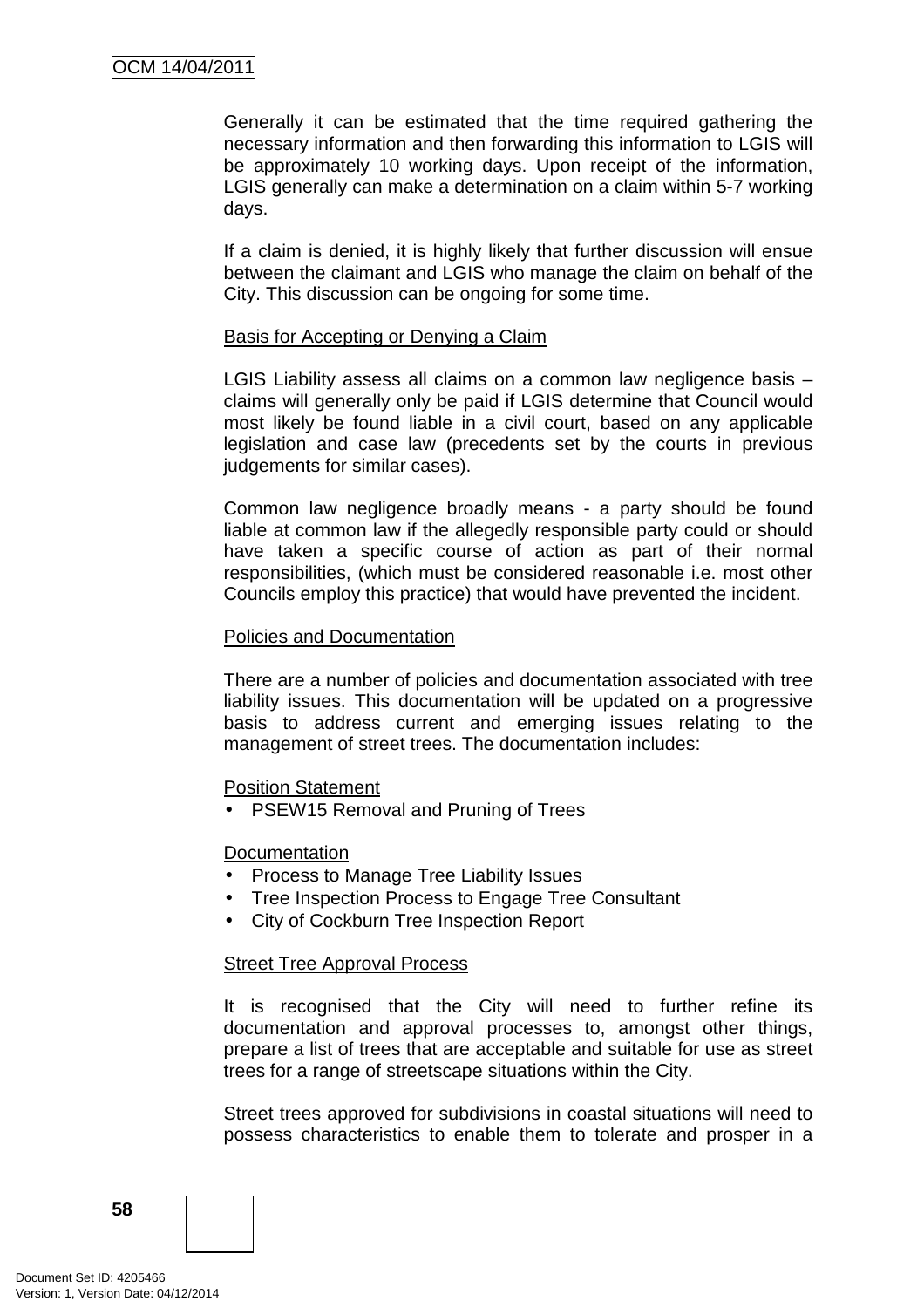Generally it can be estimated that the time required gathering the necessary information and then forwarding this information to LGIS will be approximately 10 working days. Upon receipt of the information, LGIS generally can make a determination on a claim within 5-7 working days.

If a claim is denied, it is highly likely that further discussion will ensue between the claimant and LGIS who manage the claim on behalf of the City. This discussion can be ongoing for some time.

Basis for Accepting or Denying a Claim

LGIS Liability assess all claims on a common law negligence basis – claims will generally only be paid if LGIS determine that Council would most likely be found liable in a civil court, based on any applicable legislation and case law (precedents set by the courts in previous judgements for similar cases).

Common law negligence broadly means - a party should be found liable at common law if the allegedly responsible party could or should have taken a specific course of action as part of their normal responsibilities, (which must be considered reasonable i.e. most other Councils employ this practice) that would have prevented the incident.

Policies and Documentation

There are a number of policies and documentation associated with tree liability issues. This documentation will be updated on a progressive basis to address current and emerging issues relating to the management of street trees. The documentation includes:

Position Statement

- PSEW15 Removal and Pruning of Trees

Documentation

- Process to Manage Tree Liability Issues
- Tree Inspection Process to Engage Tree Consultant
- City of Cockburn Tree Inspection Report

Street Tree Approval Process

It is recognised that the City will need to further refine its documentation and approval processes to, amongst other things, prepare a list of trees that are acceptable and suitable for use as street trees for a range of streetscape situations within the City.

Street trees approved for subdivisions in coastal situations will need to possess characteristics to enable them to tolerate and prosper in a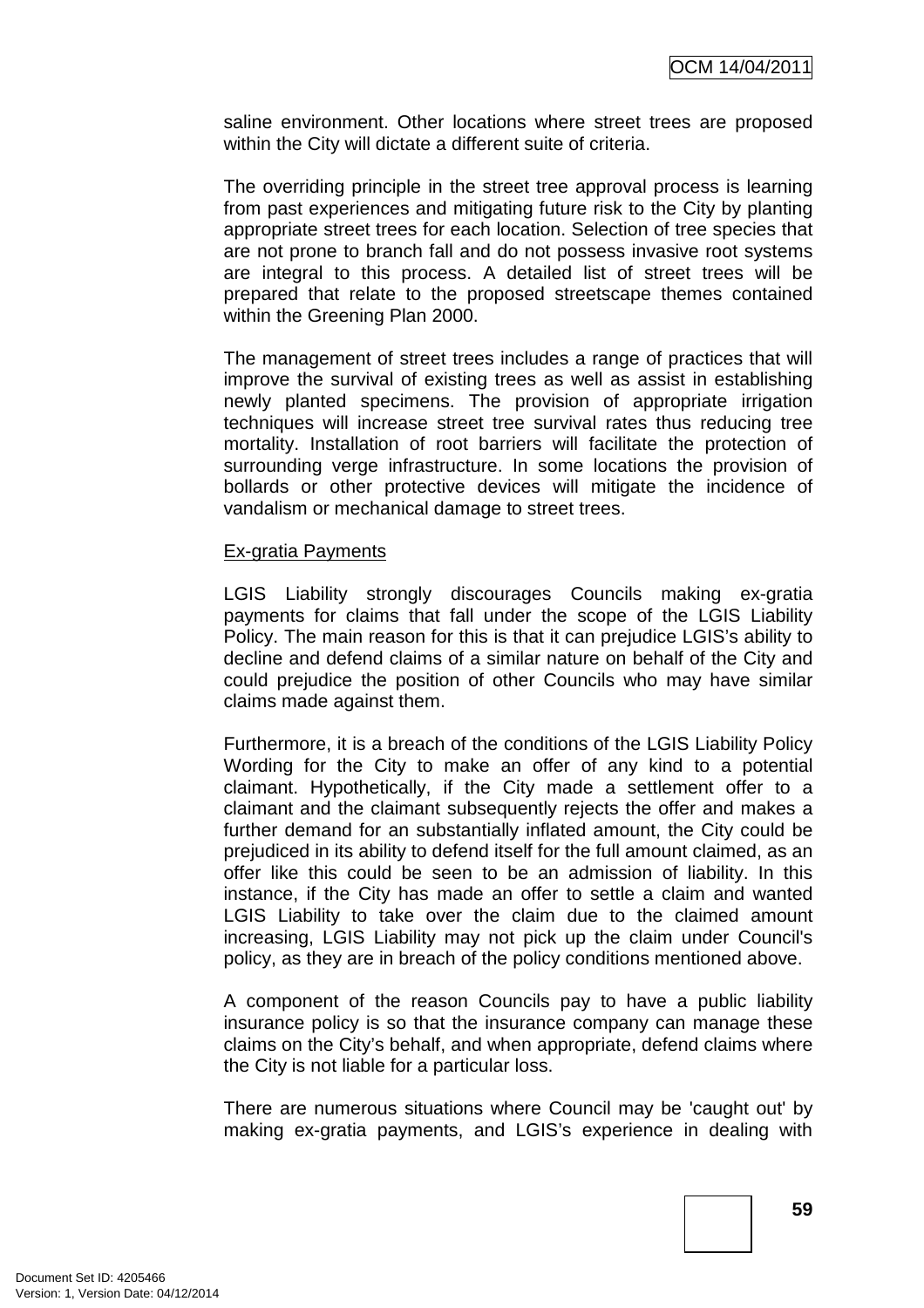saline environment. Other locations where street trees are proposed within the City will dictate a different suite of criteria.

The overriding principle in the street tree approval process is learning from past experiences and mitigating future risk to the City by planting appropriate street trees for each location. Selection of tree species that are not prone to branch fall and do not possess invasive root systems are integral to this process. A detailed list of street trees will be prepared that relate to the proposed streetscape themes contained within the Greening Plan 2000.

The management of street trees includes a range of practices that will improve the survival of existing trees as well as assist in establishing newly planted specimens. The provision of appropriate irrigation techniques will increase street tree survival rates thus reducing tree mortality. Installation of root barriers will facilitate the protection of surrounding verge infrastructure. In some locations the provision of bollards or other protective devices will mitigate the incidence of vandalism or mechanical damage to street trees.

<u>Ex-gratia Payments</u>

LGIS Liability strongly discourages Councils making ex-gratia payments for claims that fall under the scope of the LGIS Liability Policy. The main reason for this is that it can prejudice LGIS's ability to decline and defend claims of a similar nature on behalf of the City and could prejudice the position of other Councils who may have similar claims made against them.

Furthermore, it is a breach of the conditions of the LGIS Liability Policy Wording for the City to make an offer of any kind to a potential claimant. Hypothetically, if the City made a settlement offer to a claimant and the claimant subsequently rejects the offer and makes a further demand for an substantially inflated amount, the City could be prejudiced in its ability to defend itself for the full amount claimed, as an offer like this could be seen to be an admission of liability. In this instance, if the City has made an offer to settle a claim and wanted LGIS Liability to take over the claim due to the claimed amount increasing, LGIS Liability may not pick up the claim under Council's policy, as they are in breach of the policy conditions mentioned above.

A component of the reason Councils pay to have a public liability insurance policy is so that the insurance company can manage these claims on the City's behalf, and when appropriate, defend claims where the City is not liable for a particular loss.

There are numerous situations where Council may be 'caught out' by making ex-gratia payments, and LGIS's experience in dealing with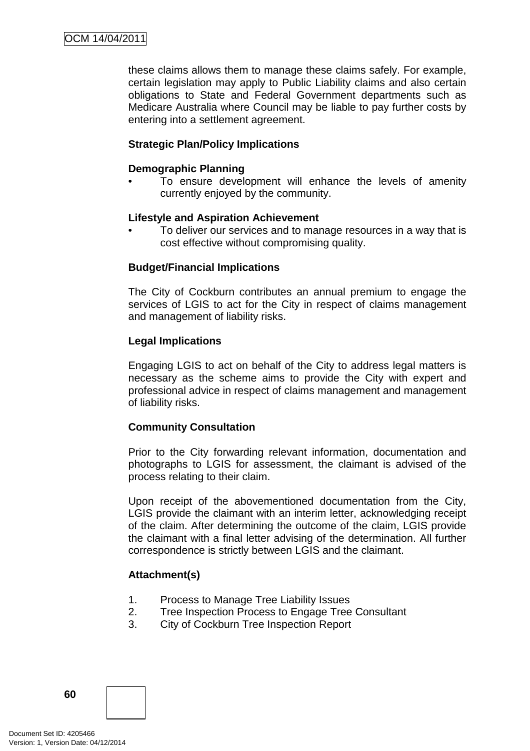these claims allows them to manage these claims safely. For example, certain legislation may apply to Public Liability claims and also certain obligations to State and Federal Government departments such as Medicare Australia where Council may be liable to pay further costs by entering into a settlement agreement.

**Strategic Plan/Policy Implications**

**Demographic Planning**

- To ensure development will enhance the levels of amenity currently enjoyed by the community.

**Lifestyle and Aspiration Achievement**

- To deliver our services and to manage resources in a way that is cost effective without compromising quality.

**Budget/Financial Implications**

The City of Cockburn contributes an annual premium to engage the services of LGIS to act for the City in respect of claims management and management of liability risks.

**Legal Implications**

Engaging LGIS to act on behalf of the City to address legal matters is necessary as the scheme aims to provide the City with expert and professional advice in respect of claims management and management of liability risks.

**Community Consultation**

Prior to the City forwarding relevant information, documentation and photographs to LGIS for assessment, the claimant is advised of the process relating to their claim.

Upon receipt of the abovementioned documentation from the City, LGIS provide the claimant with an interim letter, acknowledging receipt of the claim. After determining the outcome of the claim, LGIS provide the claimant with a final letter advising of the determination. All further correspondence is strictly between LGIS and the claimant.

**Attachment(s)**

1. Process to Manage Tree Liability Issues
2. Tree Inspection Process to Engage Tree Consultant
3. City of Cockburn Tree Inspection Report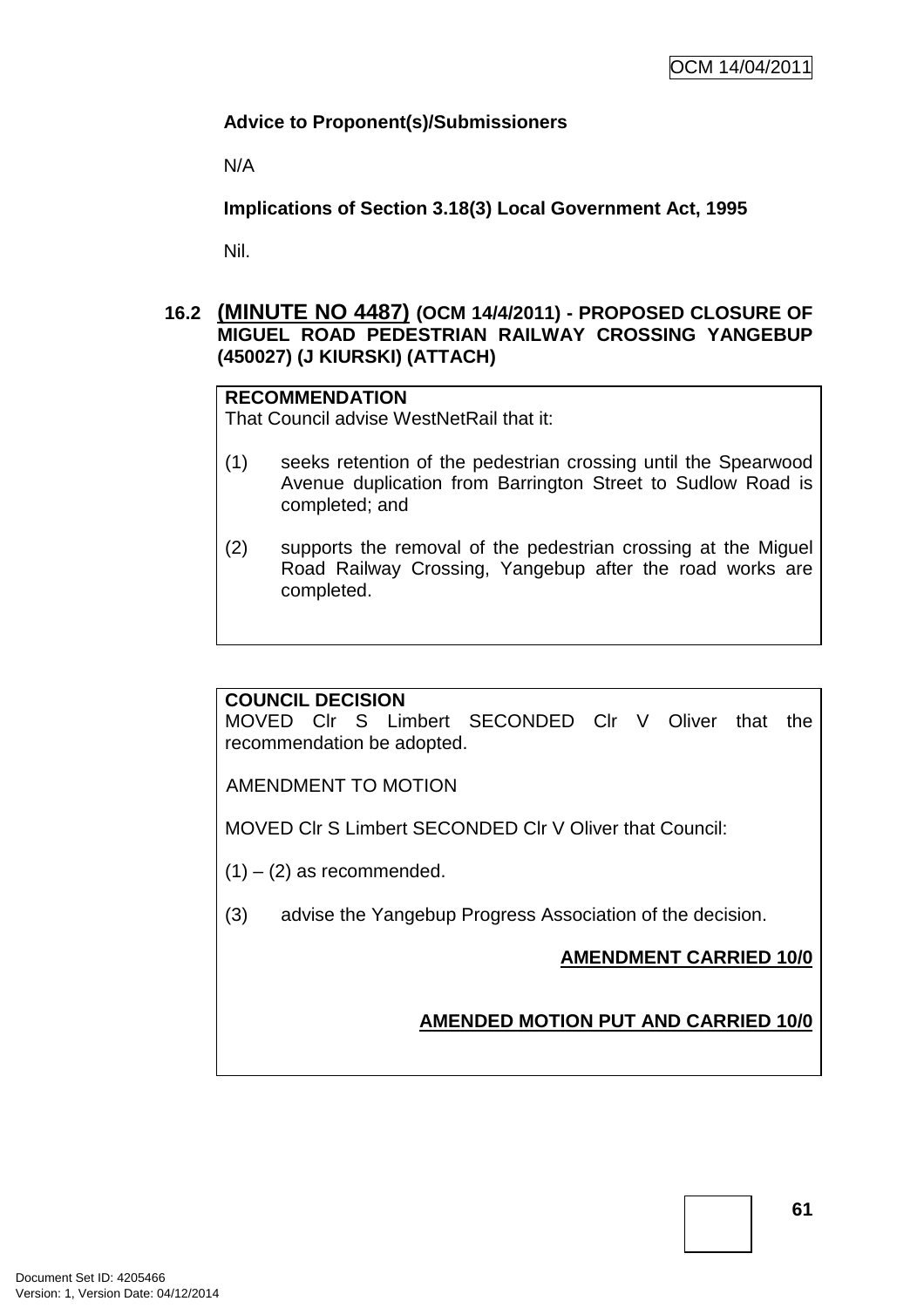**Advice to Proponent(s)/Submissioners**

N/A

**Implications of Section 3.18(3) Local Government Act, 1995**

Nil.

## 16.2 (MINUTE NO 4487) (OCM 14/4/2011) - PROPOSED CLOSURE OF MIGUEL ROAD PEDESTRIAN RAILWAY CROSSING YANGEBUP (450027) (J KIURSKI) (ATTACH)

**RECOMMENDATION**
That Council advise WestNetRail that it:

(1) seeks retention of the pedestrian crossing until the Spearwood Avenue duplication from Barrington Street to Sudlow Road is completed; and

(2) supports the removal of the pedestrian crossing at the Miguel Road Railway Crossing, Yangebup after the road works are completed.

**COUNCIL DECISION**
MOVED Clr S Limbert SECONDED Clr V Oliver that the recommendation be adopted.

AMENDMENT TO MOTION

MOVED Clr S Limbert SECONDED Clr V Oliver that Council:

(1) – (2) as recommended.

(3) advise the Yangebup Progress Association of the decision.

**AMENDMENT CARRIED 10/0**

**AMENDED MOTION PUT AND CARRIED 10/0**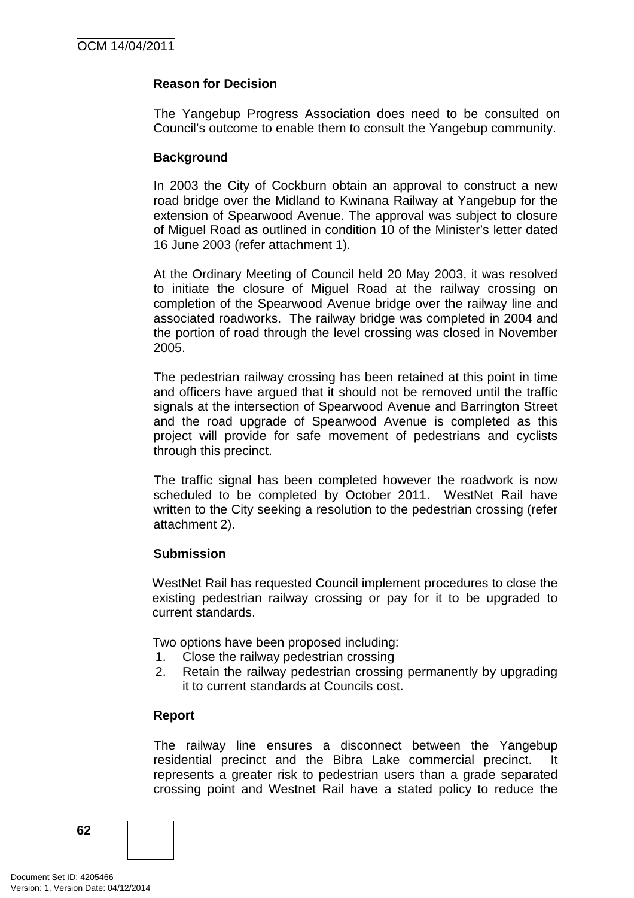**Reason for Decision**

The Yangebup Progress Association does need to be consulted on Council's outcome to enable them to consult the Yangebup community.

**Background**

In 2003 the City of Cockburn obtain an approval to construct a new road bridge over the Midland to Kwinana Railway at Yangebup for the extension of Spearwood Avenue. The approval was subject to closure of Miguel Road as outlined in condition 10 of the Minister's letter dated 16 June 2003 (refer attachment 1).

At the Ordinary Meeting of Council held 20 May 2003, it was resolved to initiate the closure of Miguel Road at the railway crossing on completion of the Spearwood Avenue bridge over the railway line and associated roadworks. The railway bridge was completed in 2004 and the portion of road through the level crossing was closed in November 2005.

The pedestrian railway crossing has been retained at this point in time and officers have argued that it should not be removed until the traffic signals at the intersection of Spearwood Avenue and Barrington Street and the road upgrade of Spearwood Avenue is completed as this project will provide for safe movement of pedestrians and cyclists through this precinct.

The traffic signal has been completed however the roadwork is now scheduled to be completed by October 2011. WestNet Rail have written to the City seeking a resolution to the pedestrian crossing (refer attachment 2).

**Submission**

WestNet Rail has requested Council implement procedures to close the existing pedestrian railway crossing or pay for it to be upgraded to current standards.

Two options have been proposed including:

1. Close the railway pedestrian crossing
2. Retain the railway pedestrian crossing permanently by upgrading it to current standards at Councils cost.

**Report**

The railway line ensures a disconnect between the Yangebup residential precinct and the Bibra Lake commercial precinct. It represents a greater risk to pedestrian users than a grade separated crossing point and Westnet Rail have a stated policy to reduce the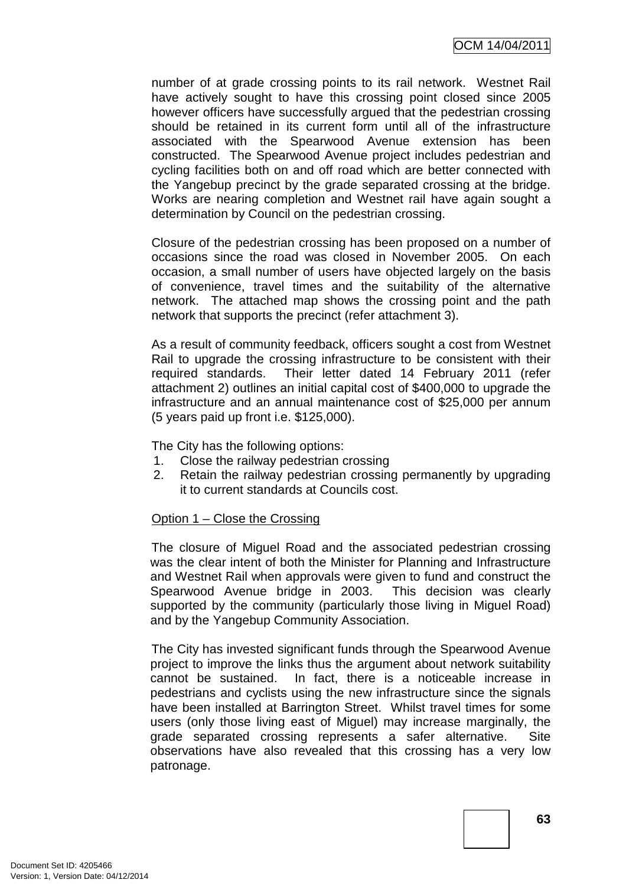number of at grade crossing points to its rail network. Westnet Rail have actively sought to have this crossing point closed since 2005 however officers have successfully argued that the pedestrian crossing should be retained in its current form until all of the infrastructure associated with the Spearwood Avenue extension has been constructed. The Spearwood Avenue project includes pedestrian and cycling facilities both on and off road which are better connected with the Yangebup precinct by the grade separated crossing at the bridge. Works are nearing completion and Westnet rail have again sought a determination by Council on the pedestrian crossing.

Closure of the pedestrian crossing has been proposed on a number of occasions since the road was closed in November 2005. On each occasion, a small number of users have objected largely on the basis of convenience, travel times and the suitability of the alternative network. The attached map shows the crossing point and the path network that supports the precinct (refer attachment 3).

As a result of community feedback, officers sought a cost from Westnet Rail to upgrade the crossing infrastructure to be consistent with their required standards. Their letter dated 14 February 2011 (refer attachment 2) outlines an initial capital cost of $400,000 to upgrade the infrastructure and an annual maintenance cost of $25,000 per annum (5 years paid up front i.e. $125,000).

The City has the following options:

1. Close the railway pedestrian crossing
2. Retain the railway pedestrian crossing permanently by upgrading it to current standards at Councils cost.

<u>Option 1 – Close the Crossing</u>

The closure of Miguel Road and the associated pedestrian crossing was the clear intent of both the Minister for Planning and Infrastructure and Westnet Rail when approvals were given to fund and construct the Spearwood Avenue bridge in 2003. This decision was clearly supported by the community (particularly those living in Miguel Road) and by the Yangebup Community Association.

The City has invested significant funds through the Spearwood Avenue project to improve the links thus the argument about network suitability cannot be sustained. In fact, there is a noticeable increase in pedestrians and cyclists using the new infrastructure since the signals have been installed at Barrington Street. Whilst travel times for some users (only those living east of Miguel) may increase marginally, the grade separated crossing represents a safer alternative. Site observations have also revealed that this crossing has a very low patronage.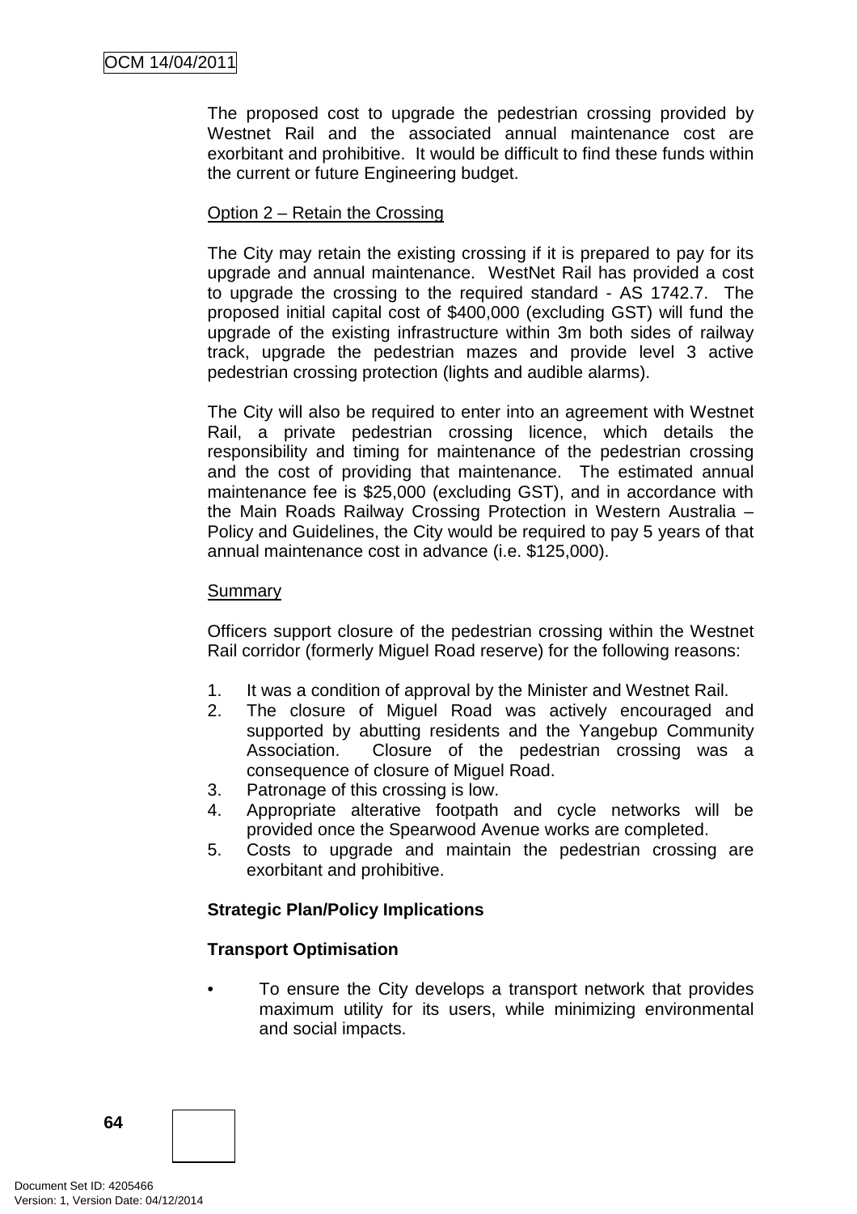The proposed cost to upgrade the pedestrian crossing provided by Westnet Rail and the associated annual maintenance cost are exorbitant and prohibitive. It would be difficult to find these funds within the current or future Engineering budget.

Option 2 – Retain the Crossing

The City may retain the existing crossing if it is prepared to pay for its upgrade and annual maintenance. WestNet Rail has provided a cost to upgrade the crossing to the required standard - AS 1742.7. The proposed initial capital cost of $400,000 (excluding GST) will fund the upgrade of the existing infrastructure within 3m both sides of railway track, upgrade the pedestrian mazes and provide level 3 active pedestrian crossing protection (lights and audible alarms).

The City will also be required to enter into an agreement with Westnet Rail, a private pedestrian crossing licence, which details the responsibility and timing for maintenance of the pedestrian crossing and the cost of providing that maintenance. The estimated annual maintenance fee is $25,000 (excluding GST), and in accordance with the Main Roads Railway Crossing Protection in Western Australia – Policy and Guidelines, the City would be required to pay 5 years of that annual maintenance cost in advance (i.e. $125,000).

Summary

Officers support closure of the pedestrian crossing within the Westnet Rail corridor (formerly Miguel Road reserve) for the following reasons:

1. It was a condition of approval by the Minister and Westnet Rail.
2. The closure of Miguel Road was actively encouraged and supported by abutting residents and the Yangebup Community Association. Closure of the pedestrian crossing was a consequence of closure of Miguel Road.
3. Patronage of this crossing is low.
4. Appropriate alterative footpath and cycle networks will be provided once the Spearwood Avenue works are completed.
5. Costs to upgrade and maintain the pedestrian crossing are exorbitant and prohibitive.

**Strategic Plan/Policy Implications**

**Transport Optimisation**

- To ensure the City develops a transport network that provides maximum utility for its users, while minimizing environmental and social impacts.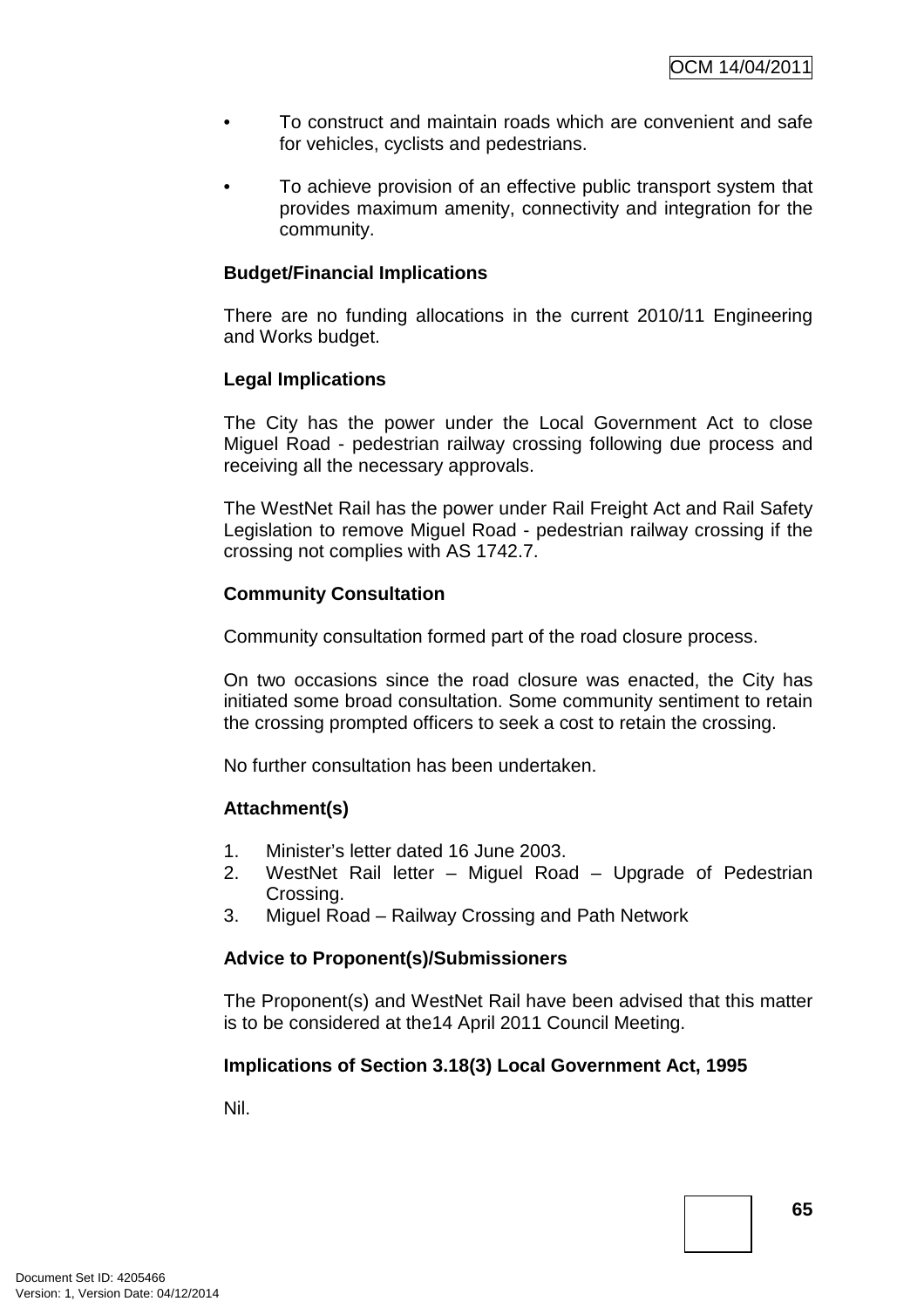- To construct and maintain roads which are convenient and safe for vehicles, cyclists and pedestrians.
- To achieve provision of an effective public transport system that provides maximum amenity, connectivity and integration for the community.

**Budget/Financial Implications**

There are no funding allocations in the current 2010/11 Engineering and Works budget.

**Legal Implications**

The City has the power under the Local Government Act to close Miguel Road - pedestrian railway crossing following due process and receiving all the necessary approvals.

The WestNet Rail has the power under Rail Freight Act and Rail Safety Legislation to remove Miguel Road - pedestrian railway crossing if the crossing not complies with AS 1742.7.

**Community Consultation**

Community consultation formed part of the road closure process.

On two occasions since the road closure was enacted, the City has initiated some broad consultation. Some community sentiment to retain the crossing prompted officers to seek a cost to retain the crossing.

No further consultation has been undertaken.

**Attachment(s)**

1. Minister's letter dated 16 June 2003.
2. WestNet Rail letter – Miguel Road – Upgrade of Pedestrian Crossing.
3. Miguel Road – Railway Crossing and Path Network

**Advice to Proponent(s)/Submissioners**

The Proponent(s) and WestNet Rail have been advised that this matter is to be considered at the14 April 2011 Council Meeting.

**Implications of Section 3.18(3) Local Government Act, 1995**

Nil.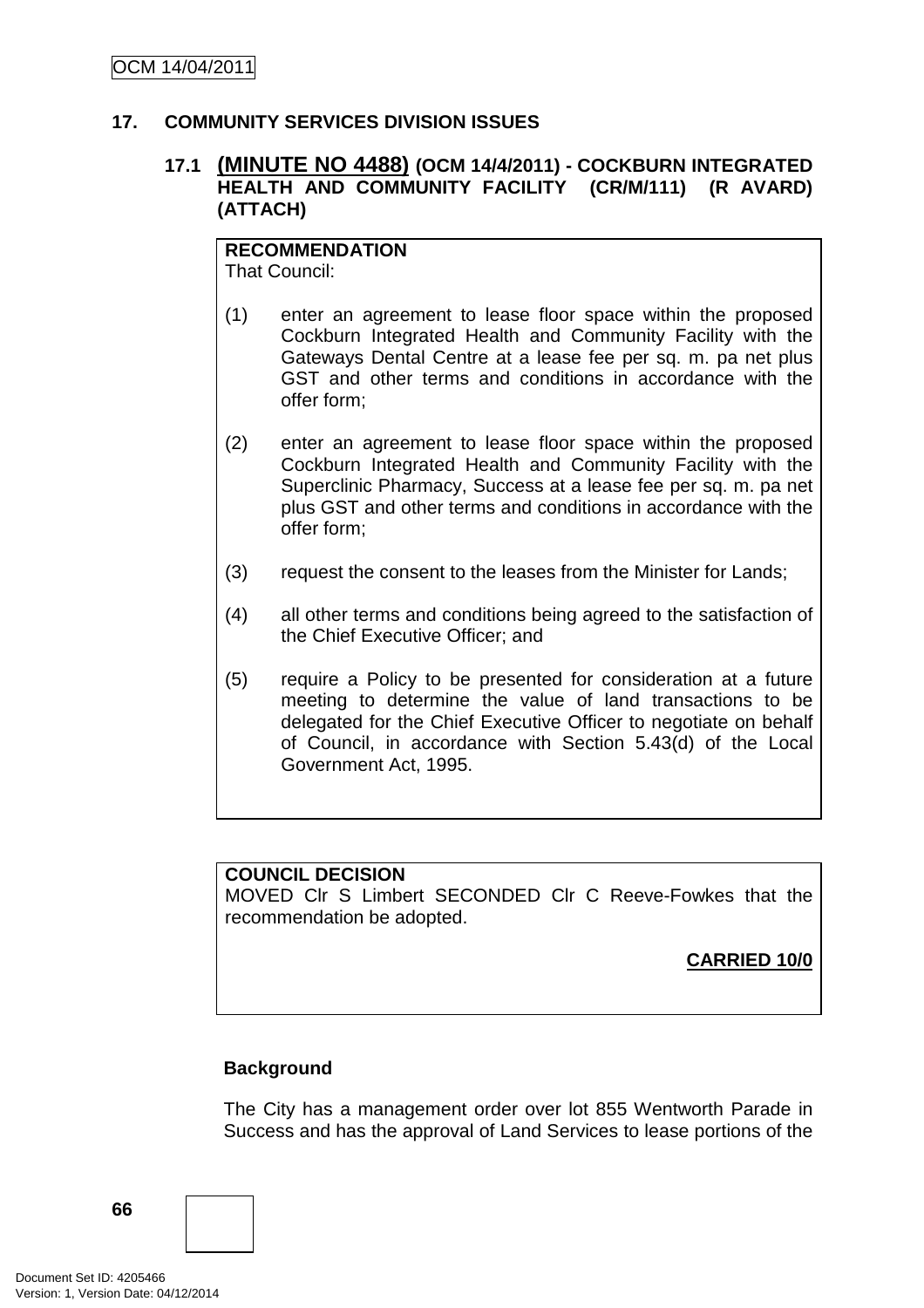## 17. COMMUNITY SERVICES DIVISION ISSUES

### 17.1 (MINUTE NO 4488) (OCM 14/4/2011) - COCKBURN INTEGRATED HEALTH AND COMMUNITY FACILITY (CR/M/111) (R AVARD) (ATTACH)

**RECOMMENDATION**
That Council:

(1) enter an agreement to lease floor space within the proposed Cockburn Integrated Health and Community Facility with the Gateways Dental Centre at a lease fee per sq. m. pa net plus GST and other terms and conditions in accordance with the offer form;

(2) enter an agreement to lease floor space within the proposed Cockburn Integrated Health and Community Facility with the Superclinic Pharmacy, Success at a lease fee per sq. m. pa net plus GST and other terms and conditions in accordance with the offer form;

(3) request the consent to the leases from the Minister for Lands;

(4) all other terms and conditions being agreed to the satisfaction of the Chief Executive Officer; and

(5) require a Policy to be presented for consideration at a future meeting to determine the value of land transactions to be delegated for the Chief Executive Officer to negotiate on behalf of Council, in accordance with Section 5.43(d) of the Local Government Act, 1995.

**COUNCIL DECISION**
MOVED Clr S Limbert SECONDED Clr C Reeve-Fowkes that the recommendation be adopted.

**CARRIED 10/0**

**Background**

The City has a management order over lot 855 Wentworth Parade in Success and has the approval of Land Services to lease portions of the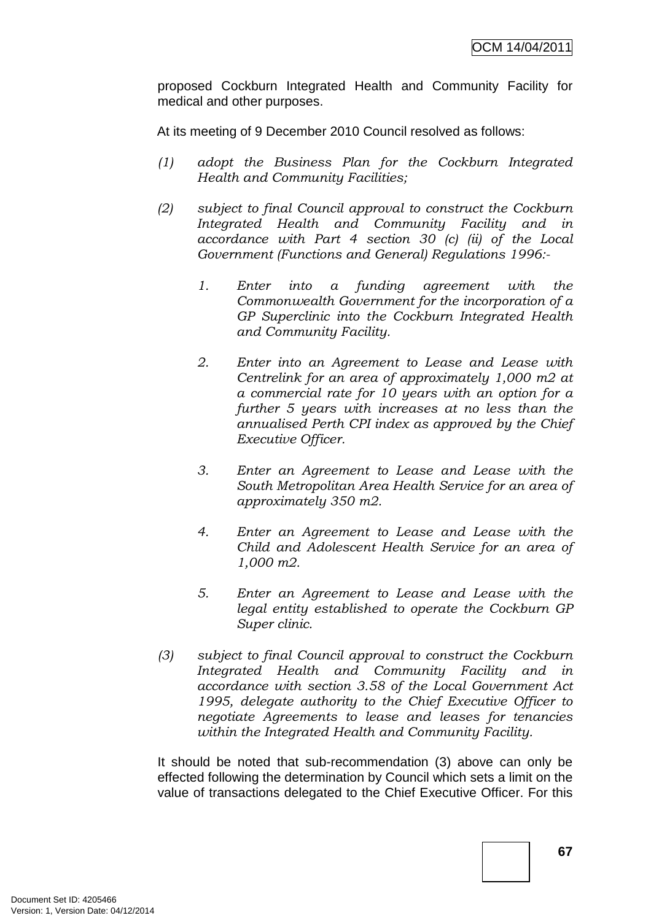proposed Cockburn Integrated Health and Community Facility for medical and other purposes.

At its meeting of 9 December 2010 Council resolved as follows:

*(1) adopt the Business Plan for the Cockburn Integrated Health and Community Facilities;*

*(2) subject to final Council approval to construct the Cockburn Integrated Health and Community Facility and in accordance with Part 4 section 30 (c) (ii) of the Local Government (Functions and General) Regulations 1996:-*

*1. Enter into a funding agreement with the Commonwealth Government for the incorporation of a GP Superclinic into the Cockburn Integrated Health and Community Facility.*

*2. Enter into an Agreement to Lease and Lease with Centrelink for an area of approximately 1,000 m2 at a commercial rate for 10 years with an option for a further 5 years with increases at no less than the annualised Perth CPI index as approved by the Chief Executive Officer.*

*3. Enter an Agreement to Lease and Lease with the South Metropolitan Area Health Service for an area of approximately 350 m2.*

*4. Enter an Agreement to Lease and Lease with the Child and Adolescent Health Service for an area of 1,000 m2.*

*5. Enter an Agreement to Lease and Lease with the legal entity established to operate the Cockburn GP Super clinic.*

*(3) subject to final Council approval to construct the Cockburn Integrated Health and Community Facility and in accordance with section 3.58 of the Local Government Act 1995, delegate authority to the Chief Executive Officer to negotiate Agreements to lease and leases for tenancies within the Integrated Health and Community Facility.*

It should be noted that sub-recommendation (3) above can only be effected following the determination by Council which sets a limit on the value of transactions delegated to the Chief Executive Officer. For this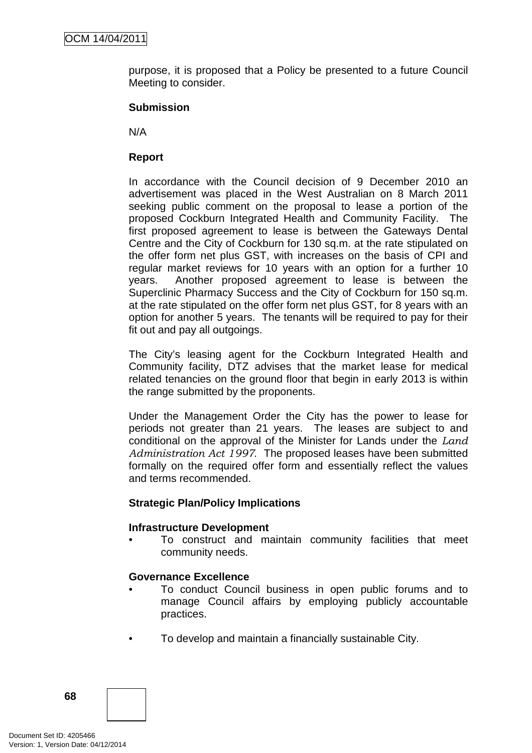purpose, it is proposed that a Policy be presented to a future Council Meeting to consider.

**Submission**

N/A

**Report**

In accordance with the Council decision of 9 December 2010 an advertisement was placed in the West Australian on 8 March 2011 seeking public comment on the proposal to lease a portion of the proposed Cockburn Integrated Health and Community Facility. The first proposed agreement to lease is between the Gateways Dental Centre and the City of Cockburn for 130 sq.m. at the rate stipulated on the offer form net plus GST, with increases on the basis of CPI and regular market reviews for 10 years with an option for a further 10 years. Another proposed agreement to lease is between the Superclinic Pharmacy Success and the City of Cockburn for 150 sq.m. at the rate stipulated on the offer form net plus GST, for 8 years with an option for another 5 years. The tenants will be required to pay for their fit out and pay all outgoings.

The City's leasing agent for the Cockburn Integrated Health and Community facility, DTZ advises that the market lease for medical related tenancies on the ground floor that begin in early 2013 is within the range submitted by the proponents.

Under the Management Order the City has the power to lease for periods not greater than 21 years. The leases are subject to and conditional on the approval of the Minister for Lands under the *Land Administration Act 1997.* The proposed leases have been submitted formally on the required offer form and essentially reflect the values and terms recommended.

**Strategic Plan/Policy Implications**

**Infrastructure Development**

- To construct and maintain community facilities that meet community needs.

**Governance Excellence**

- To conduct Council business in open public forums and to manage Council affairs by employing publicly accountable practices.

- To develop and maintain a financially sustainable City.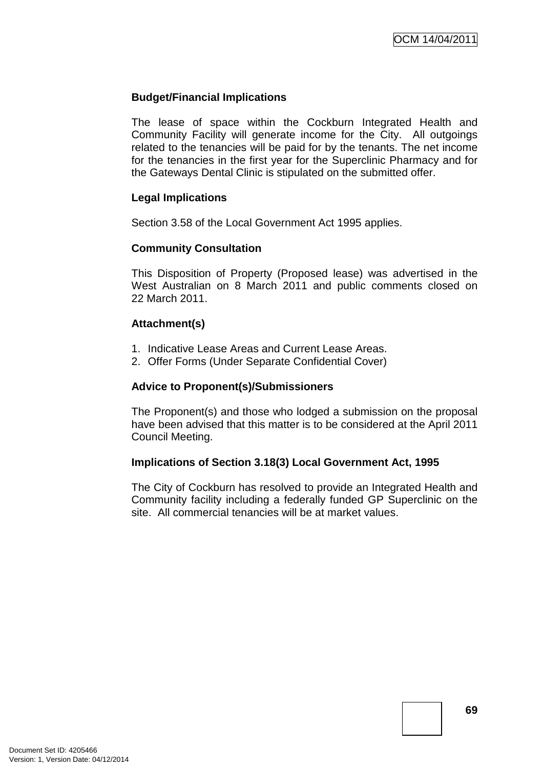**Budget/Financial Implications**

The lease of space within the Cockburn Integrated Health and Community Facility will generate income for the City. All outgoings related to the tenancies will be paid for by the tenants. The net income for the tenancies in the first year for the Superclinic Pharmacy and for the Gateways Dental Clinic is stipulated on the submitted offer.

**Legal Implications**

Section 3.58 of the Local Government Act 1995 applies.

**Community Consultation**

This Disposition of Property (Proposed lease) was advertised in the West Australian on 8 March 2011 and public comments closed on 22 March 2011.

**Attachment(s)**

1. Indicative Lease Areas and Current Lease Areas.
2. Offer Forms (Under Separate Confidential Cover)

**Advice to Proponent(s)/Submissioners**

The Proponent(s) and those who lodged a submission on the proposal have been advised that this matter is to be considered at the April 2011 Council Meeting.

**Implications of Section 3.18(3) Local Government Act, 1995**

The City of Cockburn has resolved to provide an Integrated Health and Community facility including a federally funded GP Superclinic on the site. All commercial tenancies will be at market values.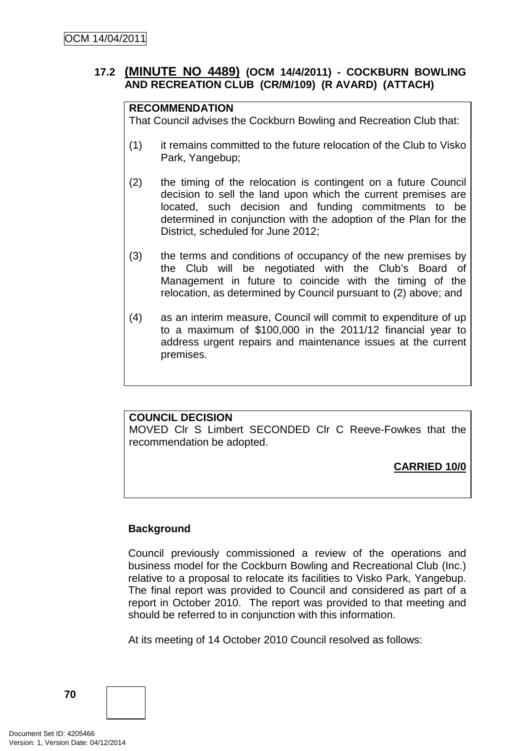### 17.2 **(MINUTE NO 4489)** (OCM 14/4/2011) - COCKBURN BOWLING AND RECREATION CLUB (CR/M/109) (R AVARD) (ATTACH)

**RECOMMENDATION**
That Council advises the Cockburn Bowling and Recreation Club that:

(1) it remains committed to the future relocation of the Club to Visko Park, Yangebup;

(2) the timing of the relocation is contingent on a future Council decision to sell the land upon which the current premises are located, such decision and funding commitments to be determined in conjunction with the adoption of the Plan for the District, scheduled for June 2012;

(3) the terms and conditions of occupancy of the new premises by the Club will be negotiated with the Club's Board of Management in future to coincide with the timing of the relocation, as determined by Council pursuant to (2) above; and

(4) as an interim measure, Council will commit to expenditure of up to a maximum of $100,000 in the 2011/12 financial year to address urgent repairs and maintenance issues at the current premises.

**COUNCIL DECISION**
MOVED Clr S Limbert SECONDED Clr C Reeve-Fowkes that the recommendation be adopted.

**CARRIED 10/0**

**Background**

Council previously commissioned a review of the operations and business model for the Cockburn Bowling and Recreational Club (Inc.) relative to a proposal to relocate its facilities to Visko Park, Yangebup. The final report was provided to Council and considered as part of a report in October 2010. The report was provided to that meeting and should be referred to in conjunction with this information.

At its meeting of 14 October 2010 Council resolved as follows: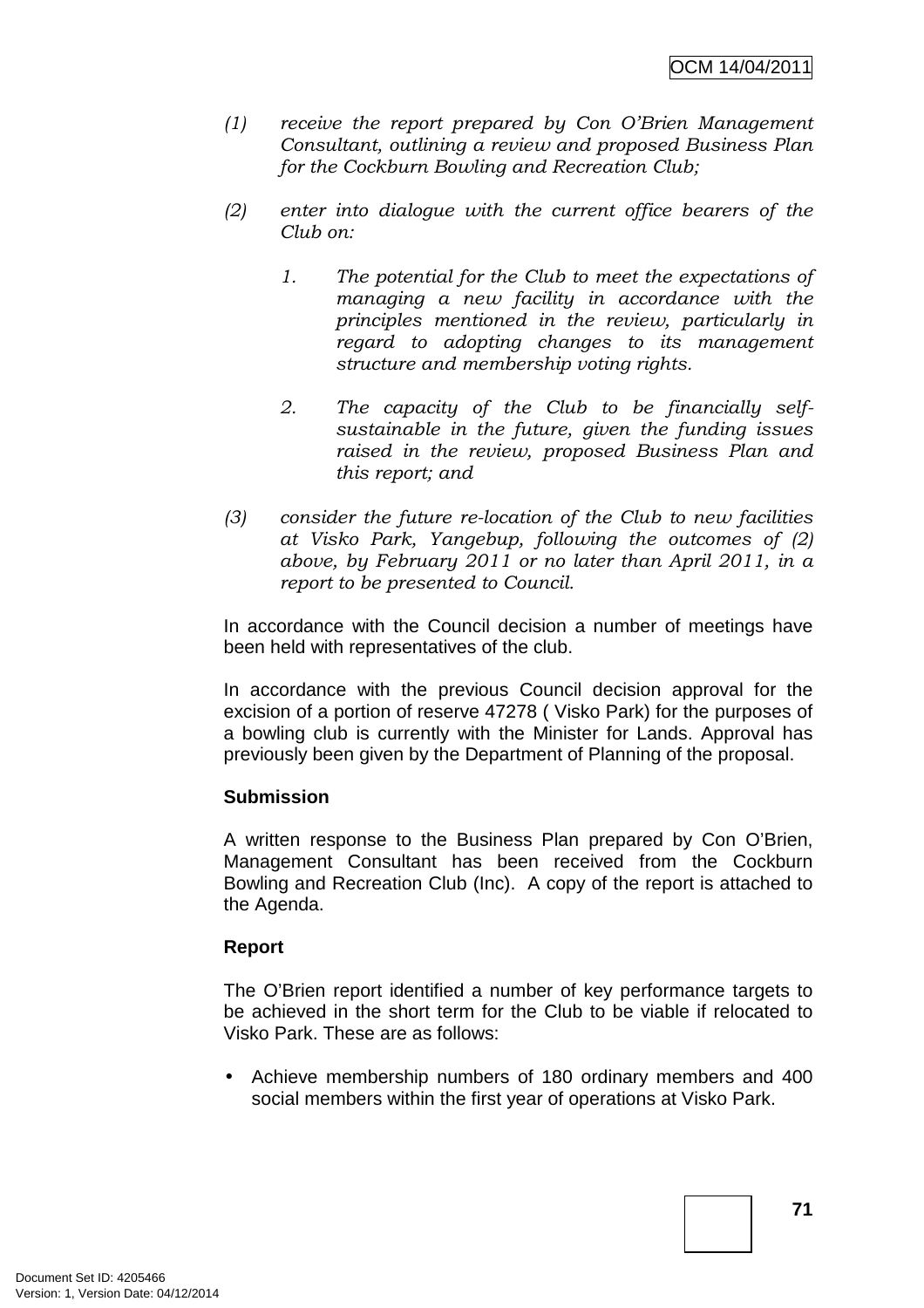*(1) receive the report prepared by Con O'Brien Management Consultant, outlining a review and proposed Business Plan for the Cockburn Bowling and Recreation Club;*

*(2) enter into dialogue with the current office bearers of the Club on:*

> *1. The potential for the Club to meet the expectations of managing a new facility in accordance with the principles mentioned in the review, particularly in regard to adopting changes to its management structure and membership voting rights.*
>
> *2. The capacity of the Club to be financially self-sustainable in the future, given the funding issues raised in the review, proposed Business Plan and this report; and*

*(3) consider the future re-location of the Club to new facilities at Visko Park, Yangebup, following the outcomes of (2) above, by February 2011 or no later than April 2011, in a report to be presented to Council.*

In accordance with the Council decision a number of meetings have been held with representatives of the club.

In accordance with the previous Council decision approval for the excision of a portion of reserve 47278 ( Visko Park) for the purposes of a bowling club is currently with the Minister for Lands. Approval has previously been given by the Department of Planning of the proposal.

**Submission**

A written response to the Business Plan prepared by Con O'Brien, Management Consultant has been received from the Cockburn Bowling and Recreation Club (Inc). A copy of the report is attached to the Agenda.

**Report**

The O'Brien report identified a number of key performance targets to be achieved in the short term for the Club to be viable if relocated to Visko Park. These are as follows:

- Achieve membership numbers of 180 ordinary members and 400 social members within the first year of operations at Visko Park.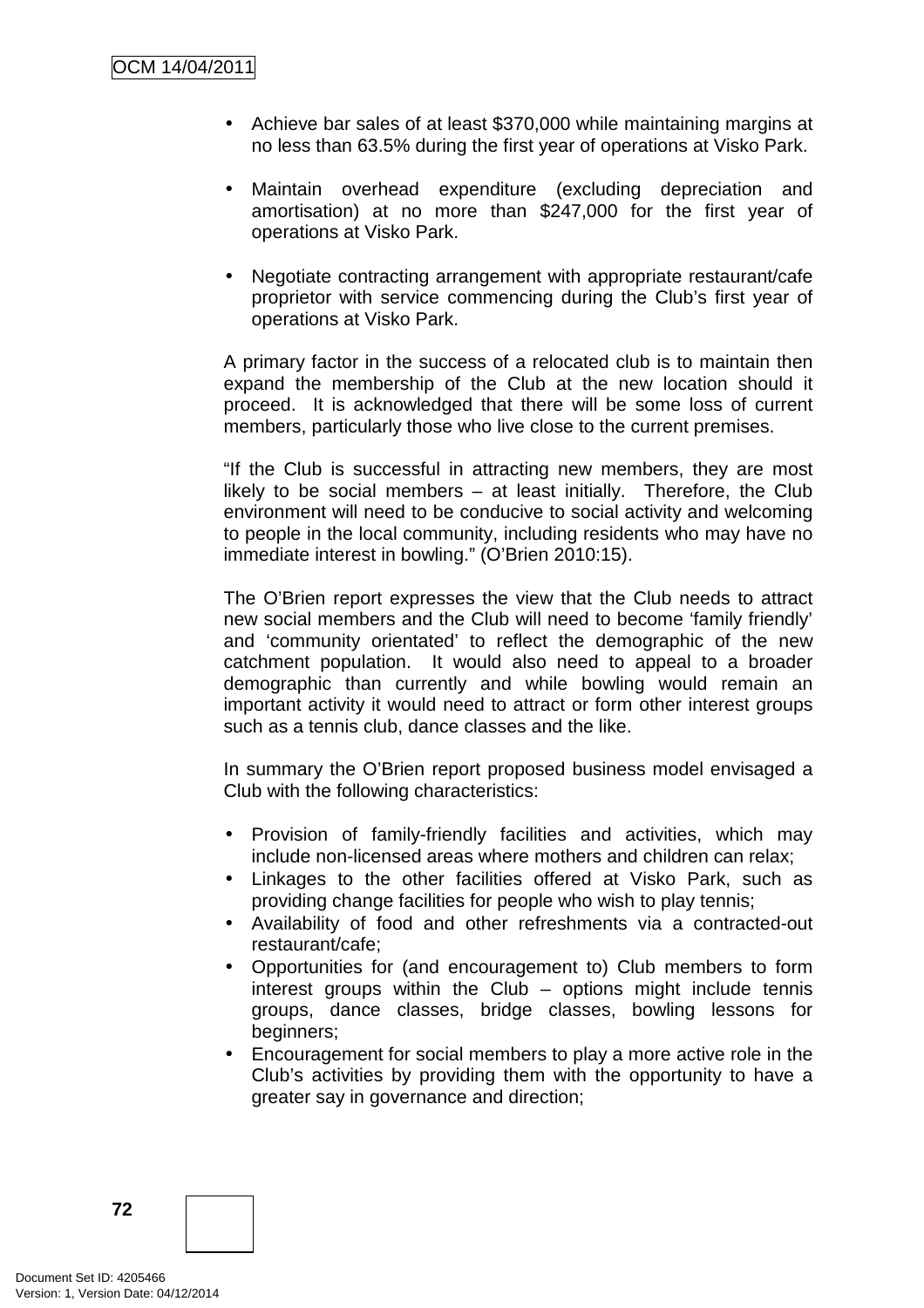- Achieve bar sales of at least $370,000 while maintaining margins at no less than 63.5% during the first year of operations at Visko Park.

- Maintain overhead expenditure (excluding depreciation and amortisation) at no more than $247,000 for the first year of operations at Visko Park.

- Negotiate contracting arrangement with appropriate restaurant/cafe proprietor with service commencing during the Club's first year of operations at Visko Park.

A primary factor in the success of a relocated club is to maintain then expand the membership of the Club at the new location should it proceed. It is acknowledged that there will be some loss of current members, particularly those who live close to the current premises.

"If the Club is successful in attracting new members, they are most likely to be social members – at least initially. Therefore, the Club environment will need to be conducive to social activity and welcoming to people in the local community, including residents who may have no immediate interest in bowling." (O'Brien 2010:15).

The O'Brien report expresses the view that the Club needs to attract new social members and the Club will need to become 'family friendly' and 'community orientated' to reflect the demographic of the new catchment population. It would also need to appeal to a broader demographic than currently and while bowling would remain an important activity it would need to attract or form other interest groups such as a tennis club, dance classes and the like.

In summary the O'Brien report proposed business model envisaged a Club with the following characteristics:

- Provision of family-friendly facilities and activities, which may include non-licensed areas where mothers and children can relax;
- Linkages to the other facilities offered at Visko Park, such as providing change facilities for people who wish to play tennis;
- Availability of food and other refreshments via a contracted-out restaurant/cafe;
- Opportunities for (and encouragement to) Club members to form interest groups within the Club – options might include tennis groups, dance classes, bridge classes, bowling lessons for beginners;
- Encouragement for social members to play a more active role in the Club's activities by providing them with the opportunity to have a greater say in governance and direction;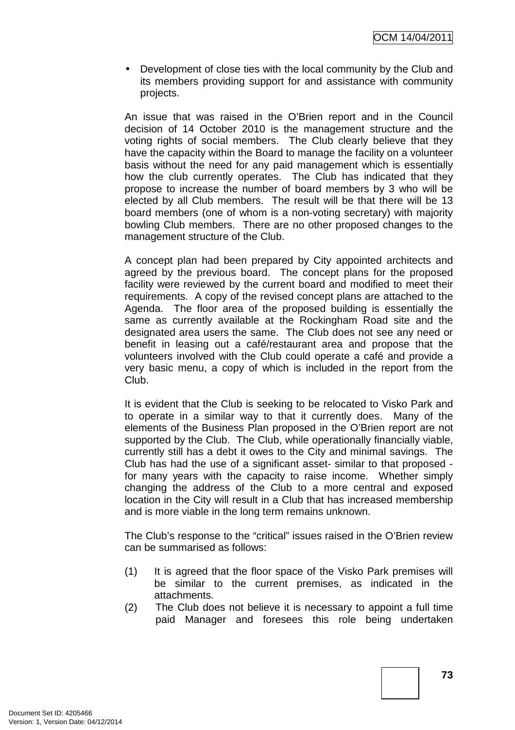- Development of close ties with the local community by the Club and its members providing support for and assistance with community projects.

An issue that was raised in the O'Brien report and in the Council decision of 14 October 2010 is the management structure and the voting rights of social members. The Club clearly believe that they have the capacity within the Board to manage the facility on a volunteer basis without the need for any paid management which is essentially how the club currently operates. The Club has indicated that they propose to increase the number of board members by 3 who will be elected by all Club members. The result will be that there will be 13 board members (one of whom is a non-voting secretary) with majority bowling Club members. There are no other proposed changes to the management structure of the Club.

A concept plan had been prepared by City appointed architects and agreed by the previous board. The concept plans for the proposed facility were reviewed by the current board and modified to meet their requirements. A copy of the revised concept plans are attached to the Agenda. The floor area of the proposed building is essentially the same as currently available at the Rockingham Road site and the designated area users the same. The Club does not see any need or benefit in leasing out a café/restaurant area and propose that the volunteers involved with the Club could operate a café and provide a very basic menu, a copy of which is included in the report from the Club.

It is evident that the Club is seeking to be relocated to Visko Park and to operate in a similar way to that it currently does. Many of the elements of the Business Plan proposed in the O'Brien report are not supported by the Club. The Club, while operationally financially viable, currently still has a debt it owes to the City and minimal savings. The Club has had the use of a significant asset- similar to that proposed - for many years with the capacity to raise income. Whether simply changing the address of the Club to a more central and exposed location in the City will result in a Club that has increased membership and is more viable in the long term remains unknown.

The Club's response to the "critical" issues raised in the O'Brien review can be summarised as follows:

(1) It is agreed that the floor space of the Visko Park premises will be similar to the current premises, as indicated in the attachments.

(2) The Club does not believe it is necessary to appoint a full time paid Manager and foresees this role being undertaken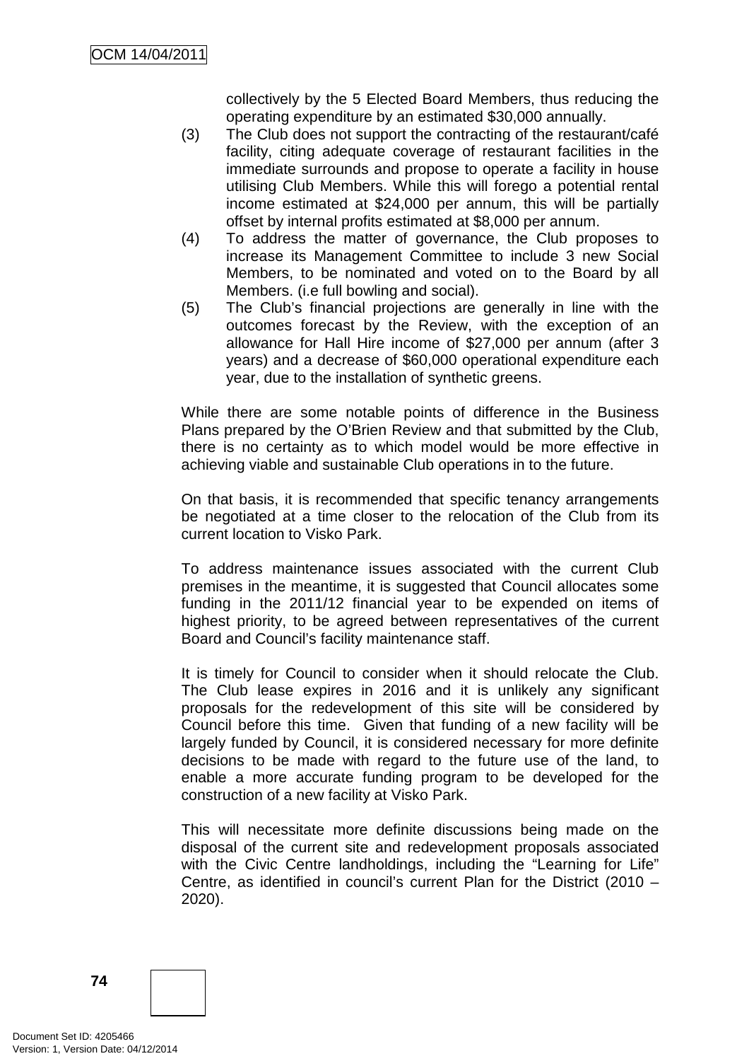collectively by the 5 Elected Board Members, thus reducing the operating expenditure by an estimated $30,000 annually.

(3) The Club does not support the contracting of the restaurant/café facility, citing adequate coverage of restaurant facilities in the immediate surrounds and propose to operate a facility in house utilising Club Members. While this will forego a potential rental income estimated at $24,000 per annum, this will be partially offset by internal profits estimated at $8,000 per annum.

(4) To address the matter of governance, the Club proposes to increase its Management Committee to include 3 new Social Members, to be nominated and voted on to the Board by all Members. (i.e full bowling and social).

(5) The Club's financial projections are generally in line with the outcomes forecast by the Review, with the exception of an allowance for Hall Hire income of $27,000 per annum (after 3 years) and a decrease of $60,000 operational expenditure each year, due to the installation of synthetic greens.

While there are some notable points of difference in the Business Plans prepared by the O'Brien Review and that submitted by the Club, there is no certainty as to which model would be more effective in achieving viable and sustainable Club operations in to the future.

On that basis, it is recommended that specific tenancy arrangements be negotiated at a time closer to the relocation of the Club from its current location to Visko Park.

To address maintenance issues associated with the current Club premises in the meantime, it is suggested that Council allocates some funding in the 2011/12 financial year to be expended on items of highest priority, to be agreed between representatives of the current Board and Council's facility maintenance staff.

It is timely for Council to consider when it should relocate the Club. The Club lease expires in 2016 and it is unlikely any significant proposals for the redevelopment of this site will be considered by Council before this time. Given that funding of a new facility will be largely funded by Council, it is considered necessary for more definite decisions to be made with regard to the future use of the land, to enable a more accurate funding program to be developed for the construction of a new facility at Visko Park.

This will necessitate more definite discussions being made on the disposal of the current site and redevelopment proposals associated with the Civic Centre landholdings, including the "Learning for Life" Centre, as identified in council's current Plan for the District (2010 – 2020).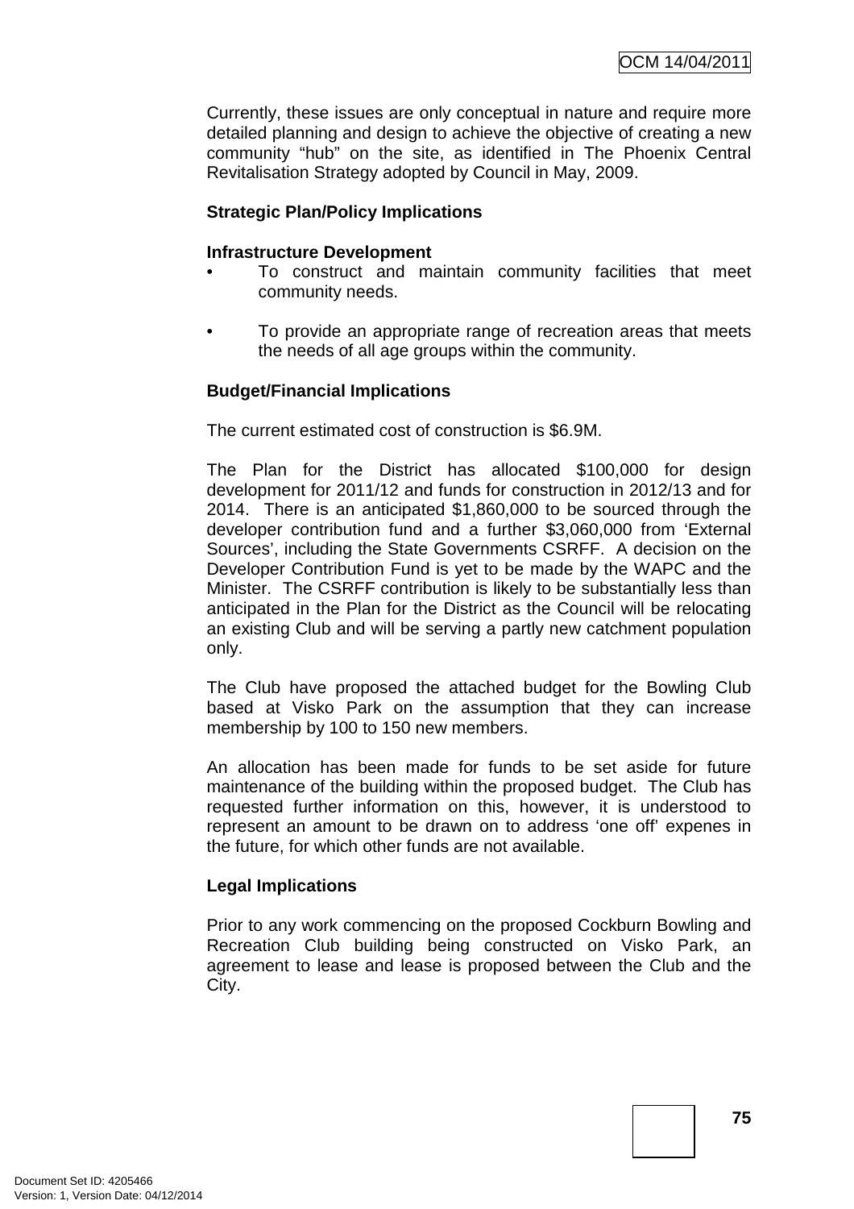Currently, these issues are only conceptual in nature and require more detailed planning and design to achieve the objective of creating a new community "hub" on the site, as identified in The Phoenix Central Revitalisation Strategy adopted by Council in May, 2009.

**Strategic Plan/Policy Implications**

**Infrastructure Development**

- To construct and maintain community facilities that meet community needs.
- To provide an appropriate range of recreation areas that meets the needs of all age groups within the community.

**Budget/Financial Implications**

The current estimated cost of construction is $6.9M.

The Plan for the District has allocated $100,000 for design development for 2011/12 and funds for construction in 2012/13 and for 2014. There is an anticipated $1,860,000 to be sourced through the developer contribution fund and a further $3,060,000 from 'External Sources', including the State Governments CSRFF. A decision on the Developer Contribution Fund is yet to be made by the WAPC and the Minister. The CSRFF contribution is likely to be substantially less than anticipated in the Plan for the District as the Council will be relocating an existing Club and will be serving a partly new catchment population only.

The Club have proposed the attached budget for the Bowling Club based at Visko Park on the assumption that they can increase membership by 100 to 150 new members.

An allocation has been made for funds to be set aside for future maintenance of the building within the proposed budget. The Club has requested further information on this, however, it is understood to represent an amount to be drawn on to address 'one off' expenes in the future, for which other funds are not available.

**Legal Implications**

Prior to any work commencing on the proposed Cockburn Bowling and Recreation Club building being constructed on Visko Park, an agreement to lease and lease is proposed between the Club and the City.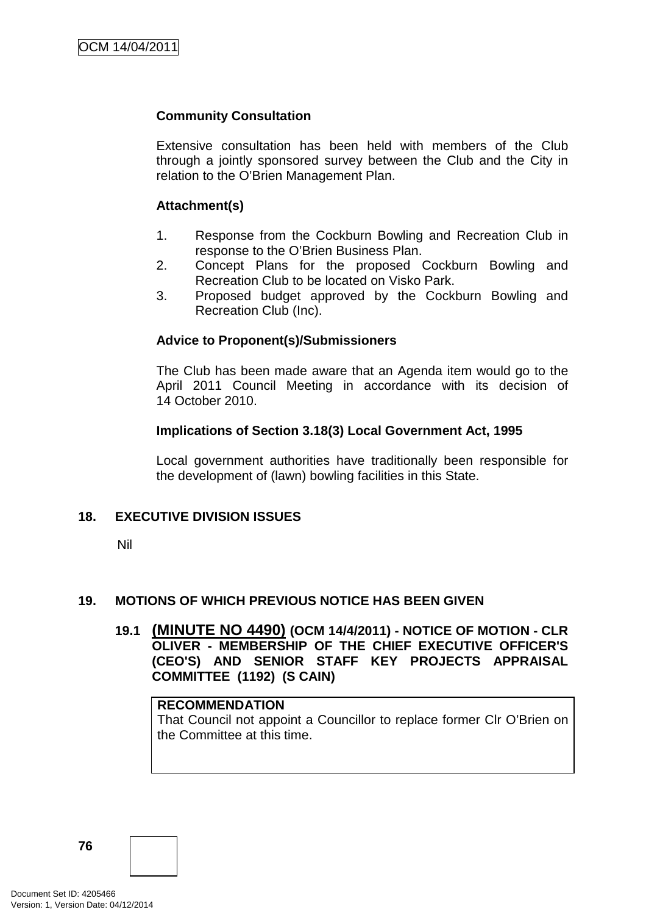**Community Consultation**

Extensive consultation has been held with members of the Club through a jointly sponsored survey between the Club and the City in relation to the O'Brien Management Plan.

**Attachment(s)**

1. Response from the Cockburn Bowling and Recreation Club in response to the O'Brien Business Plan.
2. Concept Plans for the proposed Cockburn Bowling and Recreation Club to be located on Visko Park.
3. Proposed budget approved by the Cockburn Bowling and Recreation Club (Inc).

**Advice to Proponent(s)/Submissioners**

The Club has been made aware that an Agenda item would go to the April 2011 Council Meeting in accordance with its decision of 14 October 2010.

**Implications of Section 3.18(3) Local Government Act, 1995**

Local government authorities have traditionally been responsible for the development of (lawn) bowling facilities in this State.

## 18. EXECUTIVE DIVISION ISSUES

Nil

## 19. MOTIONS OF WHICH PREVIOUS NOTICE HAS BEEN GIVEN

### 19.1 (MINUTE NO 4490) (OCM 14/4/2011) - NOTICE OF MOTION - CLR OLIVER - MEMBERSHIP OF THE CHIEF EXECUTIVE OFFICER'S (CEO'S) AND SENIOR STAFF KEY PROJECTS APPRAISAL COMMITTEE (1192) (S CAIN)

**RECOMMENDATION**
That Council not appoint a Councillor to replace former Clr O'Brien on the Committee at this time.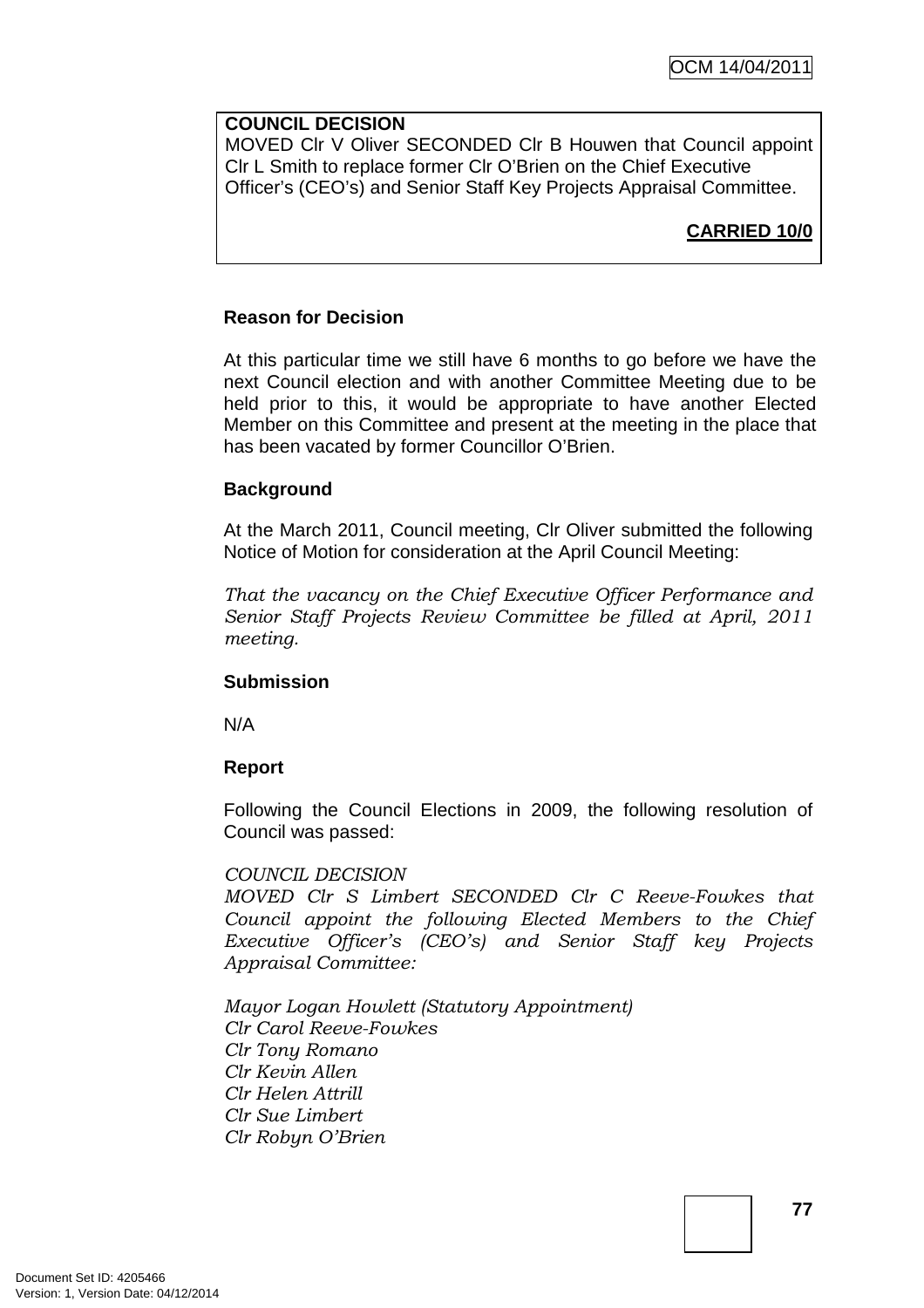**COUNCIL DECISION**
MOVED Clr V Oliver SECONDED Clr B Houwen that Council appoint Clr L Smith to replace former Clr O'Brien on the Chief Executive Officer's (CEO's) and Senior Staff Key Projects Appraisal Committee.

**CARRIED 10/0**

**Reason for Decision**

At this particular time we still have 6 months to go before we have the next Council election and with another Committee Meeting due to be held prior to this, it would be appropriate to have another Elected Member on this Committee and present at the meeting in the place that has been vacated by former Councillor O'Brien.

**Background**

At the March 2011, Council meeting, Clr Oliver submitted the following Notice of Motion for consideration at the April Council Meeting:

*That the vacancy on the Chief Executive Officer Performance and Senior Staff Projects Review Committee be filled at April, 2011 meeting.*

**Submission**

N/A

**Report**

Following the Council Elections in 2009, the following resolution of Council was passed:

*COUNCIL DECISION*
*MOVED Clr S Limbert SECONDED Clr C Reeve-Fowkes that Council appoint the following Elected Members to the Chief Executive Officer's (CEO's) and Senior Staff key Projects Appraisal Committee:*

*Mayor Logan Howlett (Statutory Appointment)*
*Clr Carol Reeve-Fowkes*
*Clr Tony Romano*
*Clr Kevin Allen*
*Clr Helen Attrill*
*Clr Sue Limbert*
*Clr Robyn O'Brien*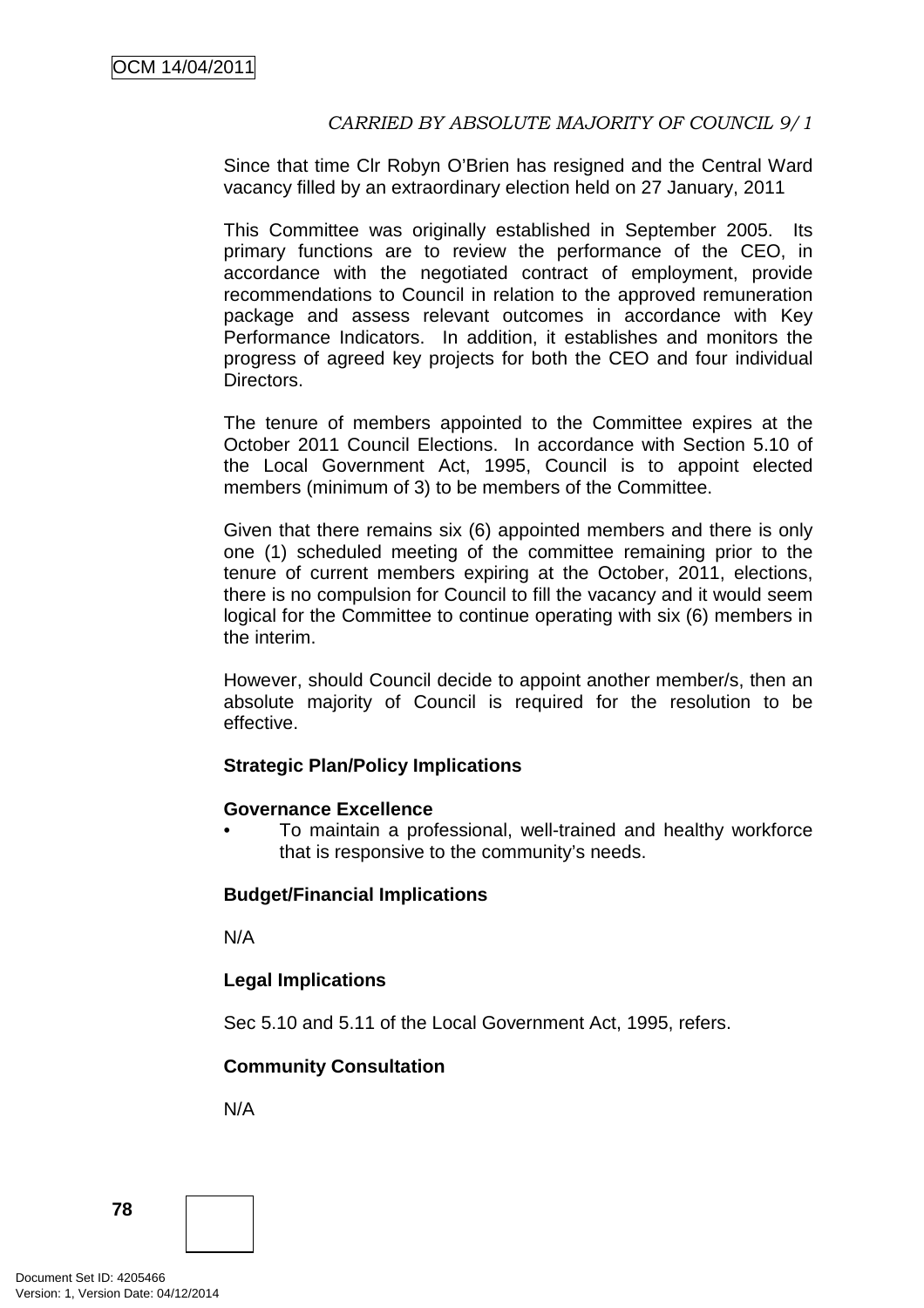*CARRIED BY ABSOLUTE MAJORITY OF COUNCIL 9/1*

Since that time Clr Robyn O'Brien has resigned and the Central Ward vacancy filled by an extraordinary election held on 27 January, 2011

This Committee was originally established in September 2005. Its primary functions are to review the performance of the CEO, in accordance with the negotiated contract of employment, provide recommendations to Council in relation to the approved remuneration package and assess relevant outcomes in accordance with Key Performance Indicators. In addition, it establishes and monitors the progress of agreed key projects for both the CEO and four individual Directors.

The tenure of members appointed to the Committee expires at the October 2011 Council Elections. In accordance with Section 5.10 of the Local Government Act, 1995, Council is to appoint elected members (minimum of 3) to be members of the Committee.

Given that there remains six (6) appointed members and there is only one (1) scheduled meeting of the committee remaining prior to the tenure of current members expiring at the October, 2011, elections, there is no compulsion for Council to fill the vacancy and it would seem logical for the Committee to continue operating with six (6) members in the interim.

However, should Council decide to appoint another member/s, then an absolute majority of Council is required for the resolution to be effective.

**Strategic Plan/Policy Implications**

**Governance Excellence**

- To maintain a professional, well-trained and healthy workforce that is responsive to the community's needs.

**Budget/Financial Implications**

N/A

**Legal Implications**

Sec 5.10 and 5.11 of the Local Government Act, 1995, refers.

**Community Consultation**

N/A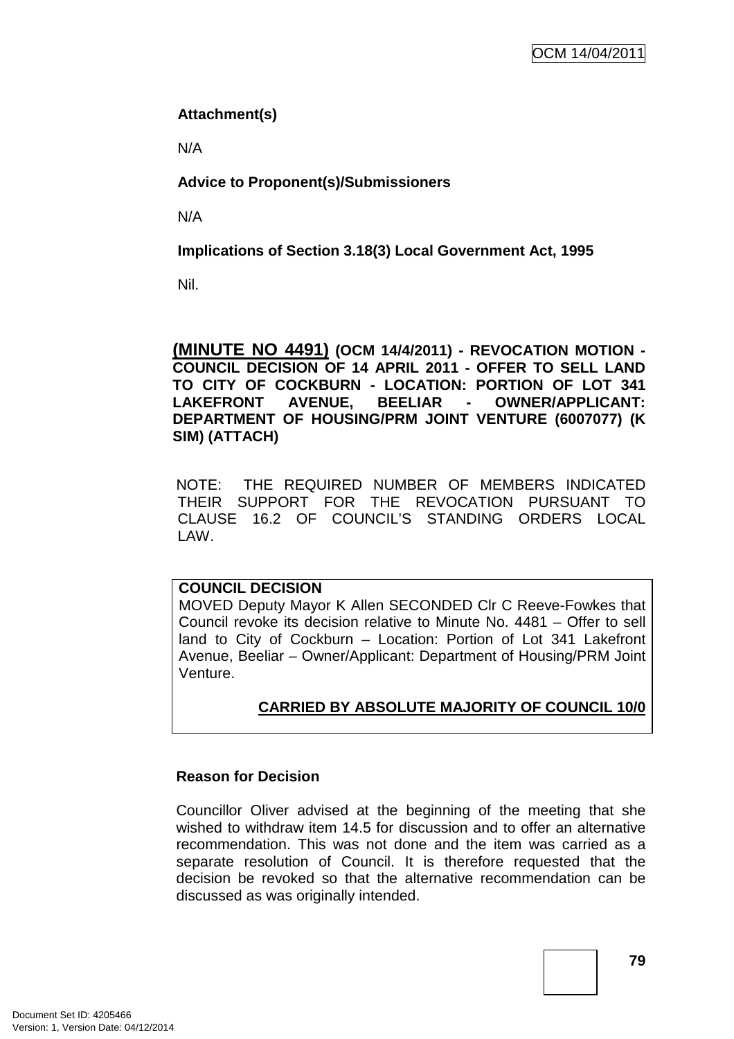**Attachment(s)**

N/A

**Advice to Proponent(s)/Submissioners**

N/A

**Implications of Section 3.18(3) Local Government Act, 1995**

Nil.

**(MINUTE NO 4491) (OCM 14/4/2011) - REVOCATION MOTION - COUNCIL DECISION OF 14 APRIL 2011 - OFFER TO SELL LAND TO CITY OF COCKBURN - LOCATION: PORTION OF LOT 341 LAKEFRONT AVENUE, BEELIAR - OWNER/APPLICANT: DEPARTMENT OF HOUSING/PRM JOINT VENTURE (6007077) (K SIM) (ATTACH)**

NOTE: THE REQUIRED NUMBER OF MEMBERS INDICATED THEIR SUPPORT FOR THE REVOCATION PURSUANT TO CLAUSE 16.2 OF COUNCIL'S STANDING ORDERS LOCAL LAW.

**COUNCIL DECISION**

MOVED Deputy Mayor K Allen SECONDED Clr C Reeve-Fowkes that Council revoke its decision relative to Minute No. 4481 – Offer to sell land to City of Cockburn – Location: Portion of Lot 341 Lakefront Avenue, Beeliar – Owner/Applicant: Department of Housing/PRM Joint Venture.

**CARRIED BY ABSOLUTE MAJORITY OF COUNCIL 10/0**

**Reason for Decision**

Councillor Oliver advised at the beginning of the meeting that she wished to withdraw item 14.5 for discussion and to offer an alternative recommendation. This was not done and the item was carried as a separate resolution of Council. It is therefore requested that the decision be revoked so that the alternative recommendation can be discussed as was originally intended.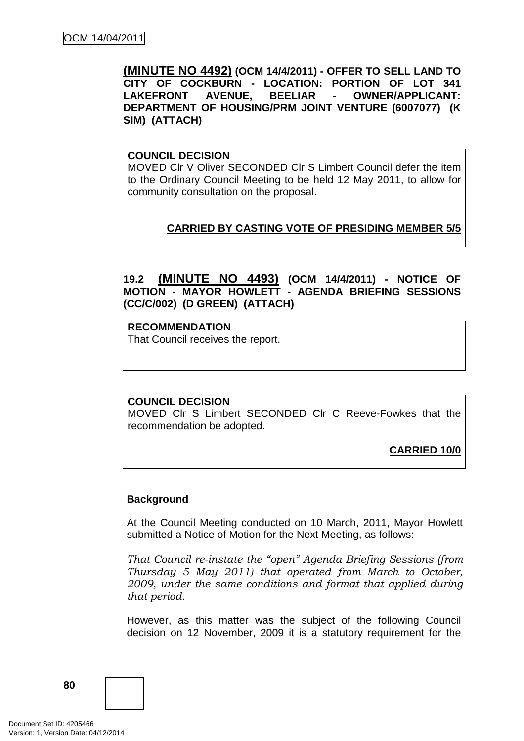**(MINUTE NO 4492) (OCM 14/4/2011) - OFFER TO SELL LAND TO CITY OF COCKBURN - LOCATION: PORTION OF LOT 341 LAKEFRONT AVENUE, BEELIAR - OWNER/APPLICANT: DEPARTMENT OF HOUSING/PRM JOINT VENTURE (6007077) (K SIM) (ATTACH)**

**COUNCIL DECISION**
MOVED Clr V Oliver SECONDED Clr S Limbert Council defer the item to the Ordinary Council Meeting to be held 12 May 2011, to allow for community consultation on the proposal.

**CARRIED BY CASTING VOTE OF PRESIDING MEMBER 5/5**

## 19.2 (MINUTE NO 4493) (OCM 14/4/2011) - NOTICE OF MOTION - MAYOR HOWLETT - AGENDA BRIEFING SESSIONS (CC/C/002) (D GREEN) (ATTACH)

**RECOMMENDATION**
That Council receives the report.

**COUNCIL DECISION**
MOVED Clr S Limbert SECONDED Clr C Reeve-Fowkes that the recommendation be adopted.

**CARRIED 10/0**

**Background**

At the Council Meeting conducted on 10 March, 2011, Mayor Howlett submitted a Notice of Motion for the Next Meeting, as follows:

*That Council re-instate the "open" Agenda Briefing Sessions (from Thursday 5 May 2011) that operated from March to October, 2009, under the same conditions and format that applied during that period.*

However, as this matter was the subject of the following Council decision on 12 November, 2009 it is a statutory requirement for the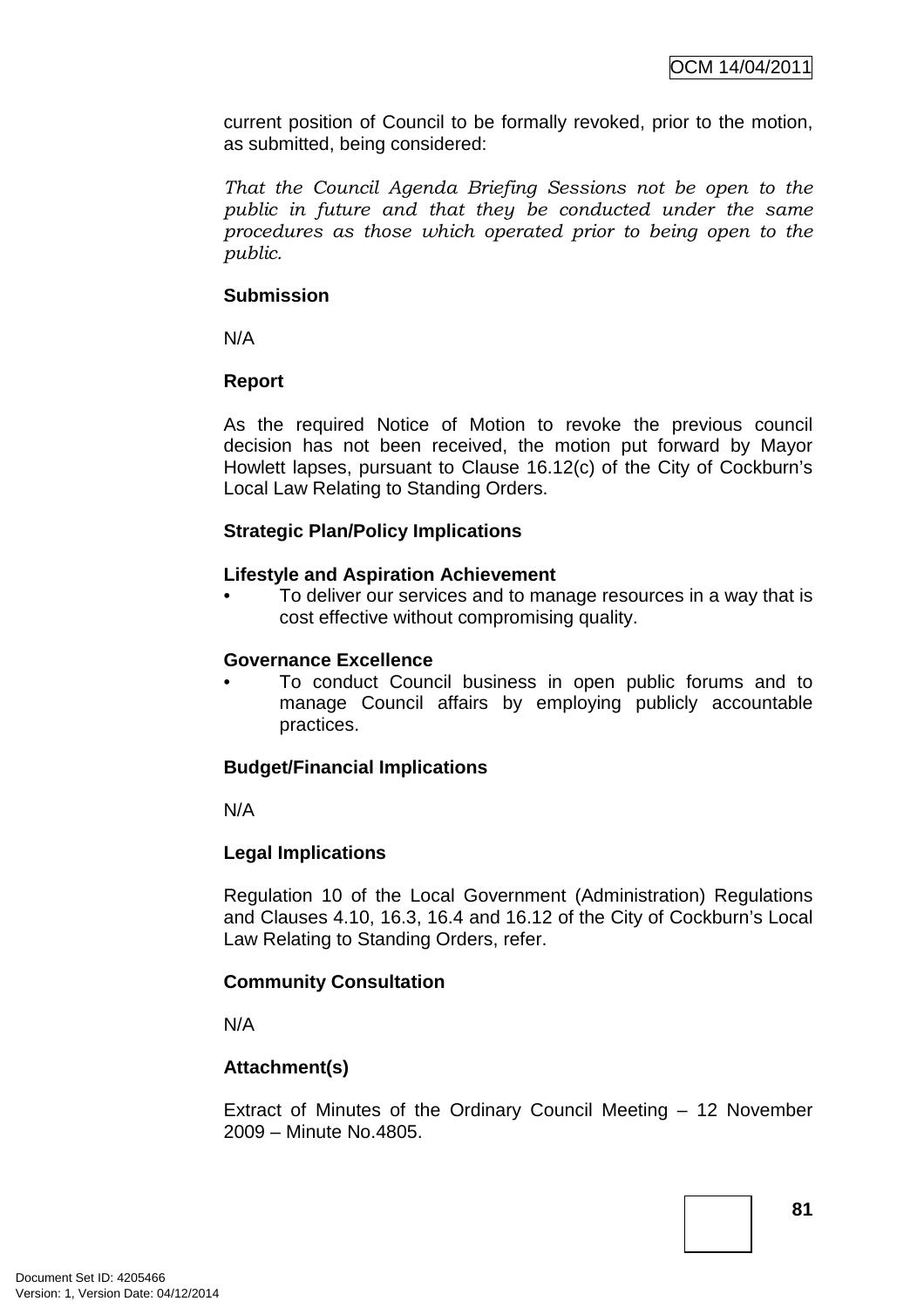current position of Council to be formally revoked, prior to the motion, as submitted, being considered:

*That the Council Agenda Briefing Sessions not be open to the public in future and that they be conducted under the same procedures as those which operated prior to being open to the public.*

**Submission**

N/A

**Report**

As the required Notice of Motion to revoke the previous council decision has not been received, the motion put forward by Mayor Howlett lapses, pursuant to Clause 16.12(c) of the City of Cockburn's Local Law Relating to Standing Orders.

**Strategic Plan/Policy Implications**

**Lifestyle and Aspiration Achievement**

- To deliver our services and to manage resources in a way that is cost effective without compromising quality.

**Governance Excellence**

- To conduct Council business in open public forums and to manage Council affairs by employing publicly accountable practices.

**Budget/Financial Implications**

N/A

**Legal Implications**

Regulation 10 of the Local Government (Administration) Regulations and Clauses 4.10, 16.3, 16.4 and 16.12 of the City of Cockburn's Local Law Relating to Standing Orders, refer.

**Community Consultation**

N/A

**Attachment(s)**

Extract of Minutes of the Ordinary Council Meeting – 12 November 2009 – Minute No.4805.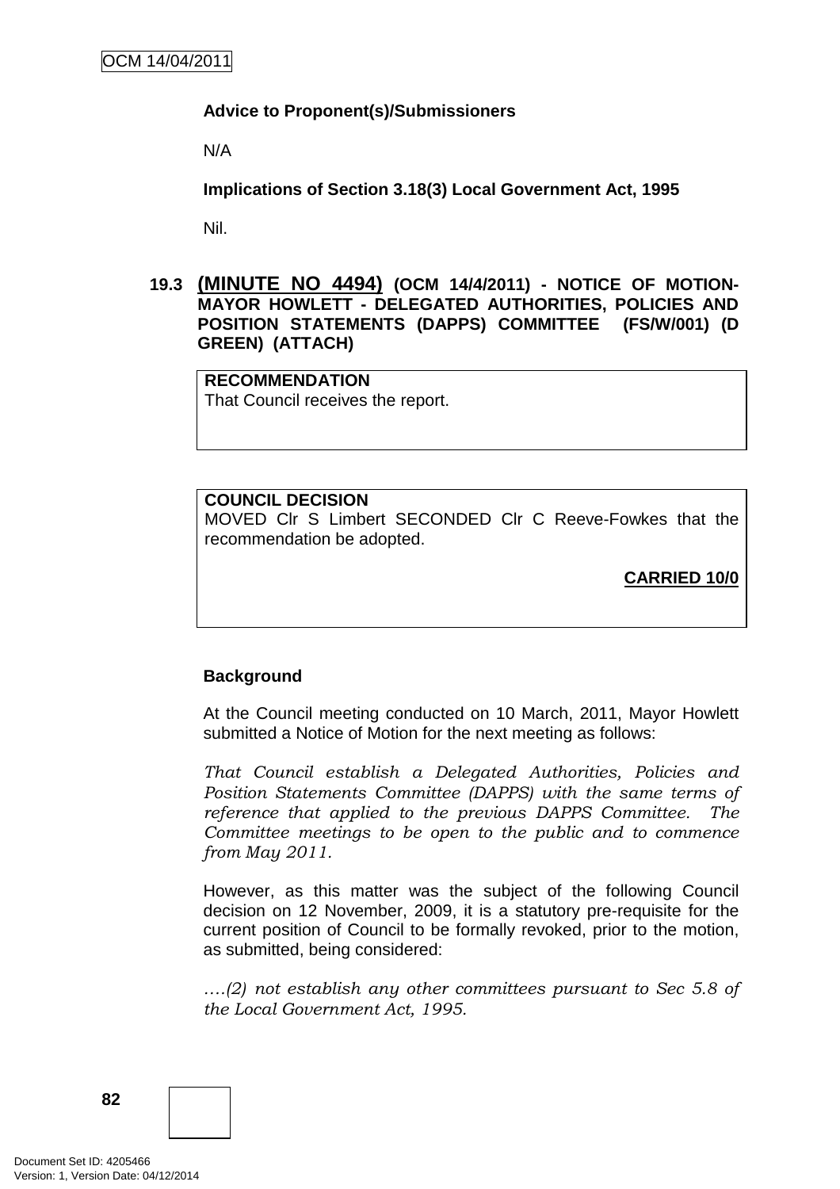**Advice to Proponent(s)/Submissioners**

N/A

**Implications of Section 3.18(3) Local Government Act, 1995**

Nil.

### 19.3 (MINUTE NO 4494) (OCM 14/4/2011) - NOTICE OF MOTION- MAYOR HOWLETT - DELEGATED AUTHORITIES, POLICIES AND POSITION STATEMENTS (DAPPS) COMMITTEE (FS/W/001) (D GREEN) (ATTACH)

**RECOMMENDATION**
That Council receives the report.

**COUNCIL DECISION**
MOVED Clr S Limbert SECONDED Clr C Reeve-Fowkes that the recommendation be adopted.

**CARRIED 10/0**

**Background**

At the Council meeting conducted on 10 March, 2011, Mayor Howlett submitted a Notice of Motion for the next meeting as follows:

*That Council establish a Delegated Authorities, Policies and Position Statements Committee (DAPPS) with the same terms of reference that applied to the previous DAPPS Committee. The Committee meetings to be open to the public and to commence from May 2011.*

However, as this matter was the subject of the following Council decision on 12 November, 2009, it is a statutory pre-requisite for the current position of Council to be formally revoked, prior to the motion, as submitted, being considered:

*….(2) not establish any other committees pursuant to Sec 5.8 of the Local Government Act, 1995.*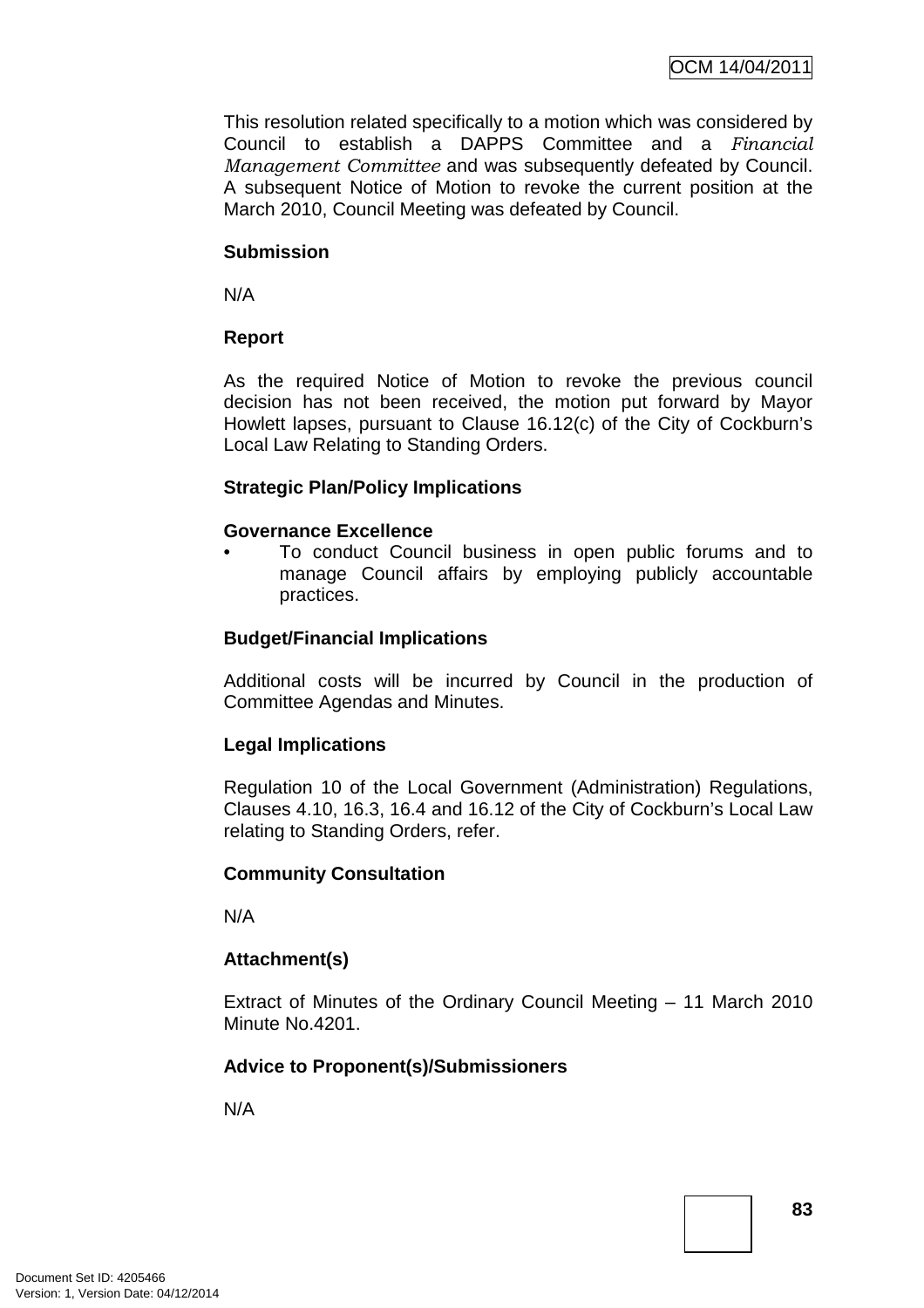This resolution related specifically to a motion which was considered by Council to establish a DAPPS Committee and a *Financial Management Committee* and was subsequently defeated by Council. A subsequent Notice of Motion to revoke the current position at the March 2010, Council Meeting was defeated by Council.

**Submission**

N/A

**Report**

As the required Notice of Motion to revoke the previous council decision has not been received, the motion put forward by Mayor Howlett lapses, pursuant to Clause 16.12(c) of the City of Cockburn's Local Law Relating to Standing Orders.

**Strategic Plan/Policy Implications**

**Governance Excellence**

- To conduct Council business in open public forums and to manage Council affairs by employing publicly accountable practices.

**Budget/Financial Implications**

Additional costs will be incurred by Council in the production of Committee Agendas and Minutes.

**Legal Implications**

Regulation 10 of the Local Government (Administration) Regulations, Clauses 4.10, 16.3, 16.4 and 16.12 of the City of Cockburn's Local Law relating to Standing Orders, refer.

**Community Consultation**

N/A

**Attachment(s)**

Extract of Minutes of the Ordinary Council Meeting – 11 March 2010 Minute No.4201.

**Advice to Proponent(s)/Submissioners**

N/A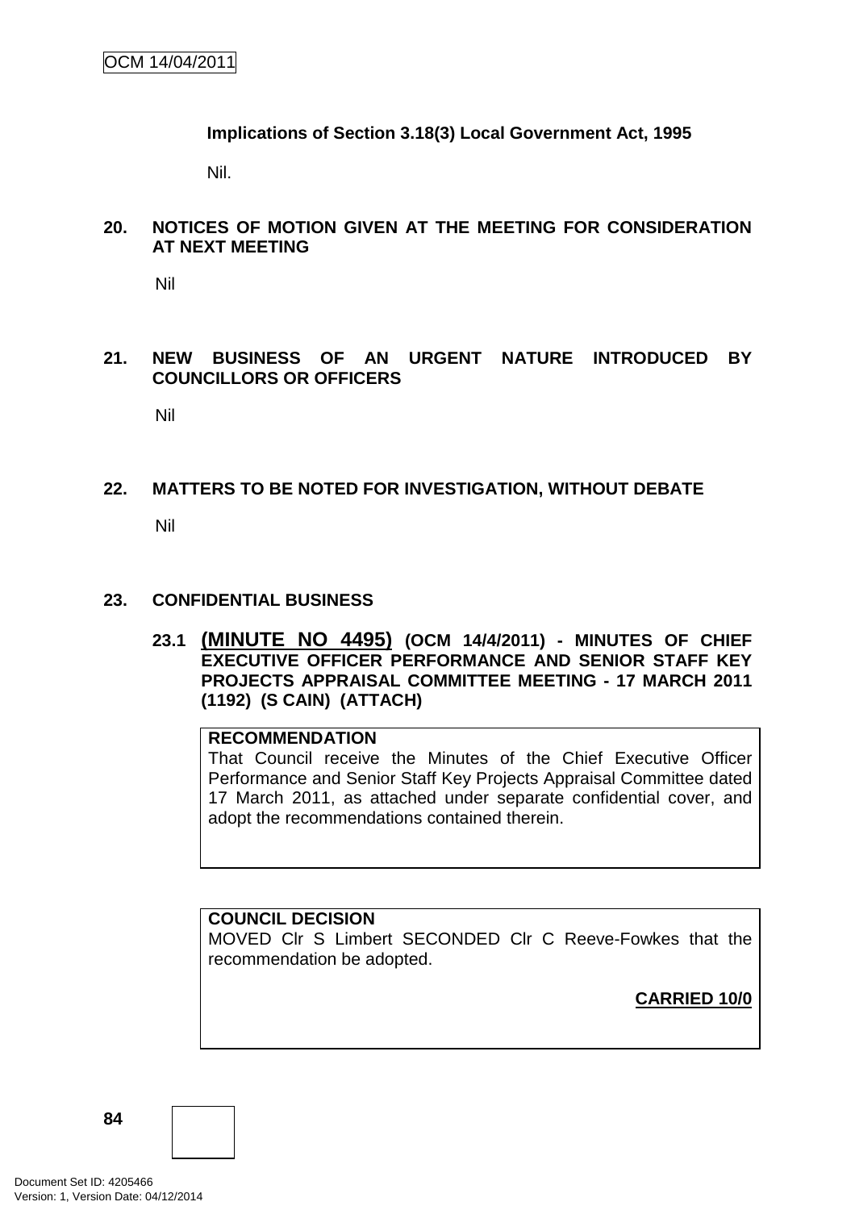**Implications of Section 3.18(3) Local Government Act, 1995**

Nil.

## 20. NOTICES OF MOTION GIVEN AT THE MEETING FOR CONSIDERATION AT NEXT MEETING

Nil

## 21. NEW BUSINESS OF AN URGENT NATURE INTRODUCED BY COUNCILLORS OR OFFICERS

Nil

## 22. MATTERS TO BE NOTED FOR INVESTIGATION, WITHOUT DEBATE

Nil

## 23. CONFIDENTIAL BUSINESS

### 23.1 (MINUTE NO 4495) (OCM 14/4/2011) - MINUTES OF CHIEF EXECUTIVE OFFICER PERFORMANCE AND SENIOR STAFF KEY PROJECTS APPRAISAL COMMITTEE MEETING - 17 MARCH 2011 (1192) (S CAIN) (ATTACH)

**RECOMMENDATION**

That Council receive the Minutes of the Chief Executive Officer Performance and Senior Staff Key Projects Appraisal Committee dated 17 March 2011, as attached under separate confidential cover, and adopt the recommendations contained therein.

**COUNCIL DECISION**

MOVED Clr S Limbert SECONDED Clr C Reeve-Fowkes that the recommendation be adopted.

**CARRIED 10/0**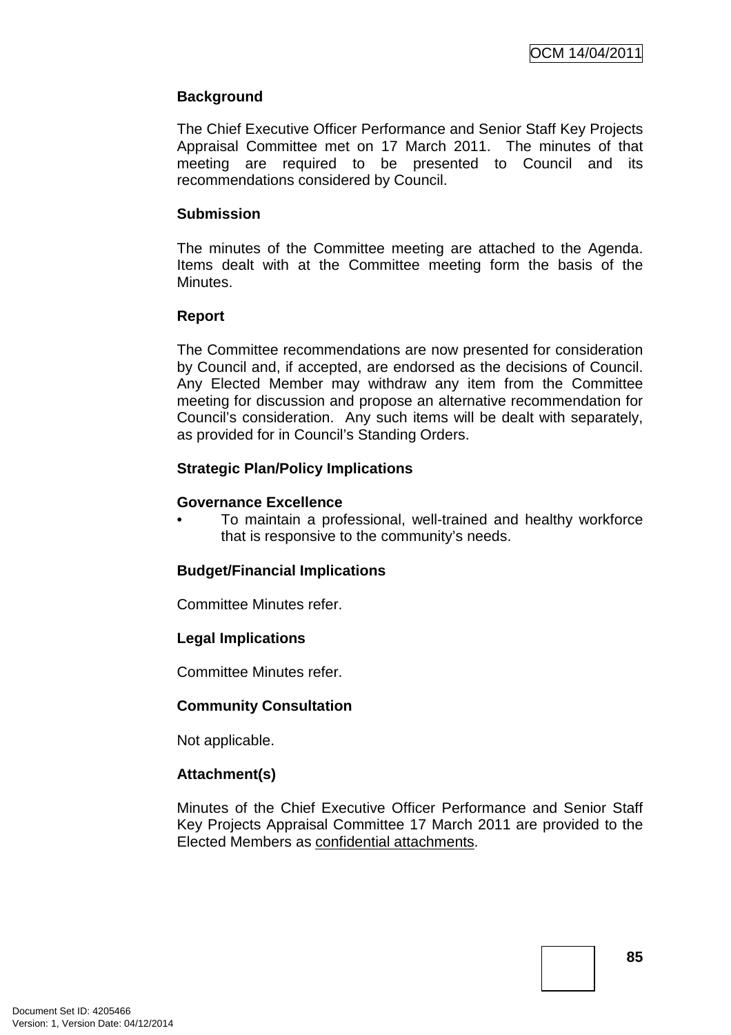## Background

The Chief Executive Officer Performance and Senior Staff Key Projects Appraisal Committee met on 17 March 2011. The minutes of that meeting are required to be presented to Council and its recommendations considered by Council.

## Submission

The minutes of the Committee meeting are attached to the Agenda. Items dealt with at the Committee meeting form the basis of the Minutes.

## Report

The Committee recommendations are now presented for consideration by Council and, if accepted, are endorsed as the decisions of Council. Any Elected Member may withdraw any item from the Committee meeting for discussion and propose an alternative recommendation for Council's consideration. Any such items will be dealt with separately, as provided for in Council's Standing Orders.

## Strategic Plan/Policy Implications

**Governance Excellence**

- To maintain a professional, well-trained and healthy workforce that is responsive to the community's needs.

## Budget/Financial Implications

Committee Minutes refer.

## Legal Implications

Committee Minutes refer.

## Community Consultation

Not applicable.

## Attachment(s)

Minutes of the Chief Executive Officer Performance and Senior Staff Key Projects Appraisal Committee 17 March 2011 are provided to the Elected Members as confidential attachments.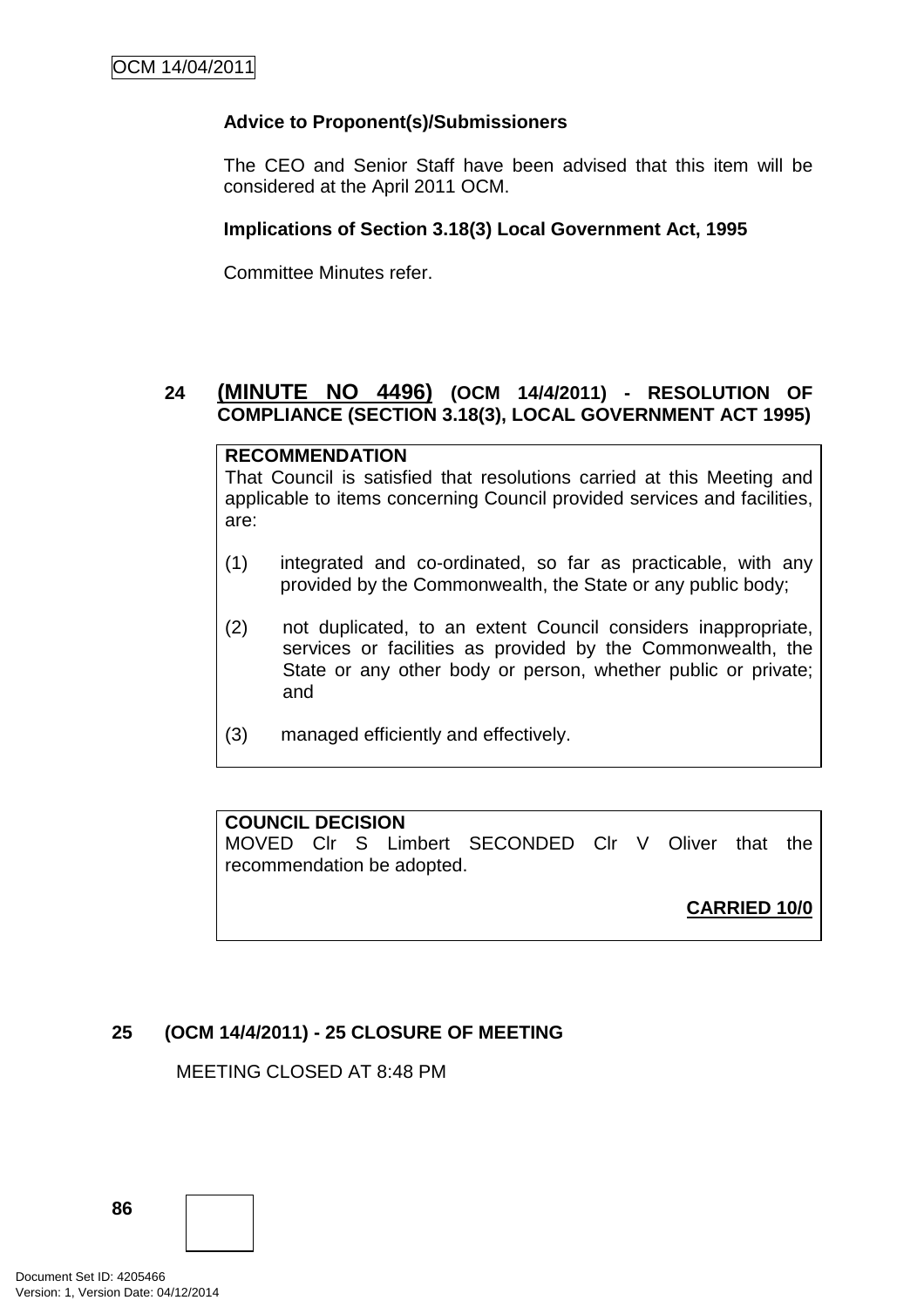**Advice to Proponent(s)/Submissioners**

The CEO and Senior Staff have been advised that this item will be considered at the April 2011 OCM.

**Implications of Section 3.18(3) Local Government Act, 1995**

Committee Minutes refer.

## 24 (MINUTE NO 4496) (OCM 14/4/2011) - RESOLUTION OF COMPLIANCE (SECTION 3.18(3), LOCAL GOVERNMENT ACT 1995)

**RECOMMENDATION**

That Council is satisfied that resolutions carried at this Meeting and applicable to items concerning Council provided services and facilities, are:

(1) integrated and co-ordinated, so far as practicable, with any provided by the Commonwealth, the State or any public body;

(2) not duplicated, to an extent Council considers inappropriate, services or facilities as provided by the Commonwealth, the State or any other body or person, whether public or private; and

(3) managed efficiently and effectively.

**COUNCIL DECISION**

MOVED Clr S Limbert SECONDED Clr V Oliver that the recommendation be adopted.

**CARRIED 10/0**

## 25 (OCM 14/4/2011) - 25 CLOSURE OF MEETING

MEETING CLOSED AT 8:48 PM

Document Set ID: 4205466
Version: 1, Version Date: 04/12/2014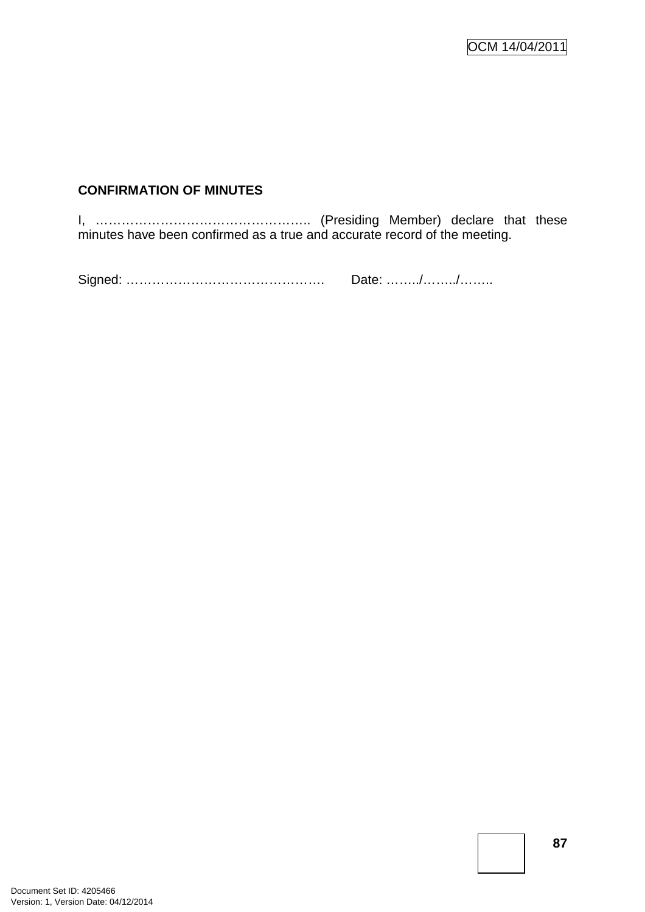**CONFIRMATION OF MINUTES**

I, ………………………………………….. (Presiding Member) declare that these minutes have been confirmed as a true and accurate record of the meeting.

Signed: ……………………………………….   Date: ……../……../……..